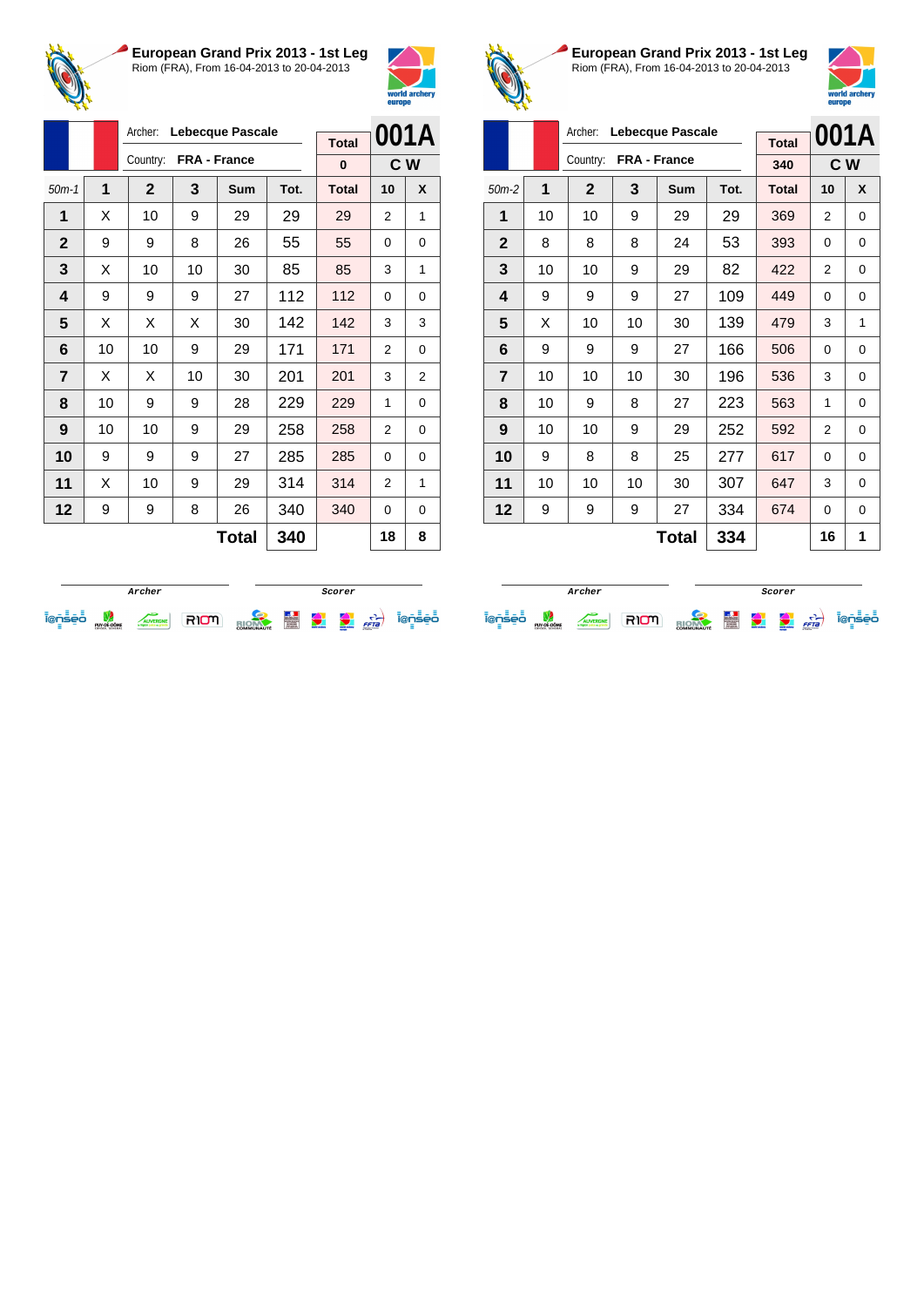## European Grand Prix 2013 - 1st Leg

Riom (FRA), From 16-04-2013 to 20-04-2013

Archer: **Lebecque Pascale**

Country: **FRA - France**

| Total | 001A |
|---|---|
| 0 | C W |

| 50m-1 | 1 | 2 | 3 | Sum | Tot. | Total | 10 | X |
|---|---|---|---|---|---|---|---|---|
| 1 | X | 10 | 9 | 29 | 29 | 29 | 2 | 1 |
| 2 | 9 | 9 | 8 | 26 | 55 | 55 | 0 | 0 |
| 3 | X | 10 | 10 | 30 | 85 | 85 | 3 | 1 |
| 4 | 9 | 9 | 9 | 27 | 112 | 112 | 0 | 0 |
| 5 | X | X | X | 30 | 142 | 142 | 3 | 3 |
| 6 | 10 | 10 | 9 | 29 | 171 | 171 | 2 | 0 |
| 7 | X | X | 10 | 30 | 201 | 201 | 3 | 2 |
| 8 | 10 | 9 | 9 | 28 | 229 | 229 | 1 | 0 |
| 9 | 10 | 10 | 9 | 29 | 258 | 258 | 2 | 0 |
| 10 | 9 | 9 | 9 | 27 | 285 | 285 | 0 | 0 |
| 11 | X | 10 | 9 | 29 | 314 | 314 | 2 | 1 |
| 12 | 9 | 9 | 8 | 26 | 340 | 340 | 0 | 0 |
| | | | | **Total** | **340** | | **18** | **8** |

Archer | Scorer

## European Grand Prix 2013 - 1st Leg

Riom (FRA), From 16-04-2013 to 20-04-2013

Archer: **Lebecque Pascale**

Country: **FRA - France**

| Total | 001A |
|---|---|
| 340 | C W |

| 50m-2 | 1 | 2 | 3 | Sum | Tot. | Total | 10 | X |
|---|---|---|---|---|---|---|---|---|
| 1 | 10 | 10 | 9 | 29 | 29 | 369 | 2 | 0 |
| 2 | 8 | 8 | 8 | 24 | 53 | 393 | 0 | 0 |
| 3 | 10 | 10 | 9 | 29 | 82 | 422 | 2 | 0 |
| 4 | 9 | 9 | 9 | 27 | 109 | 449 | 0 | 0 |
| 5 | X | 10 | 10 | 30 | 139 | 479 | 3 | 1 |
| 6 | 9 | 9 | 9 | 27 | 166 | 506 | 0 | 0 |
| 7 | 10 | 10 | 10 | 30 | 196 | 536 | 3 | 0 |
| 8 | 10 | 9 | 8 | 27 | 223 | 563 | 1 | 0 |
| 9 | 10 | 10 | 9 | 29 | 252 | 592 | 2 | 0 |
| 10 | 9 | 8 | 8 | 25 | 277 | 617 | 0 | 0 |
| 11 | 10 | 10 | 10 | 30 | 307 | 647 | 3 | 0 |
| 12 | 9 | 9 | 9 | 27 | 334 | 674 | 0 | 0 |
| | | | | **Total** | **334** | | **16** | **1** |

Archer | Scorer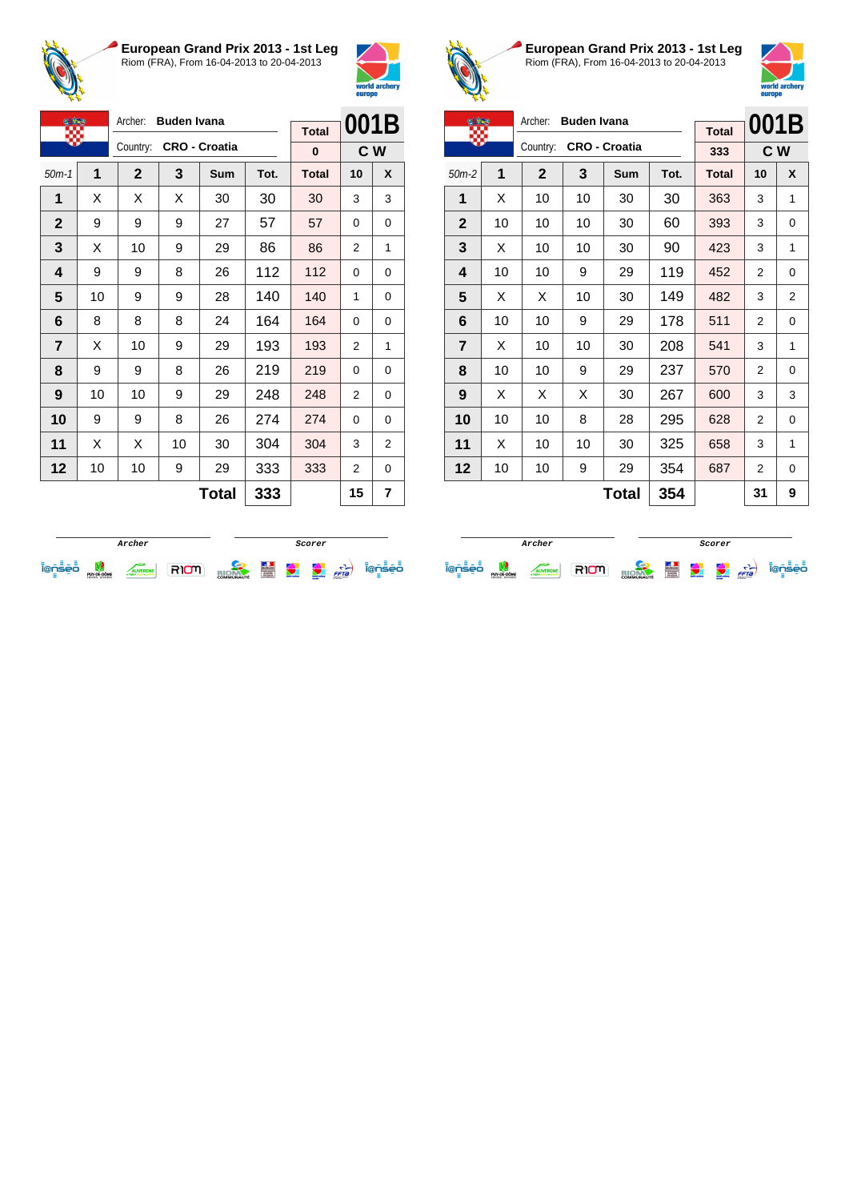## European Grand Prix 2013 - 1st Leg

Riom (FRA), From 16-04-2013 to 20-04-2013

Archer: **Buden Ivana**
Country: **CRO - Croatia**

| Total | 001B |
|---|---|
| 0 | C W |

| 50m-1 | 1 | 2 | 3 | Sum | Tot. | Total | 10 | X |
|---|---|---|---|---|---|---|---|---|
| 1 | X | X | X | 30 | 30 | 30 | 3 | 3 |
| 2 | 9 | 9 | 9 | 27 | 57 | 57 | 0 | 0 |
| 3 | X | 10 | 9 | 29 | 86 | 86 | 2 | 1 |
| 4 | 9 | 9 | 8 | 26 | 112 | 112 | 0 | 0 |
| 5 | 10 | 9 | 9 | 28 | 140 | 140 | 1 | 0 |
| 6 | 8 | 8 | 8 | 24 | 164 | 164 | 0 | 0 |
| 7 | X | 10 | 9 | 29 | 193 | 193 | 2 | 1 |
| 8 | 9 | 9 | 8 | 26 | 219 | 219 | 0 | 0 |
| 9 | 10 | 10 | 9 | 29 | 248 | 248 | 2 | 0 |
| 10 | 9 | 9 | 8 | 26 | 274 | 274 | 0 | 0 |
| 11 | X | X | 10 | 30 | 304 | 304 | 3 | 2 |
| 12 | 10 | 10 | 9 | 29 | 333 | 333 | 2 | 0 |
| | | | | **Total** | **333** | | **15** | **7** |

Archer | Scorer

## European Grand Prix 2013 - 1st Leg

Riom (FRA), From 16-04-2013 to 20-04-2013

Archer: **Buden Ivana**
Country: **CRO - Croatia**

| Total | 001B |
|---|---|
| 333 | C W |

| 50m-2 | 1 | 2 | 3 | Sum | Tot. | Total | 10 | X |
|---|---|---|---|---|---|---|---|---|
| 1 | X | 10 | 10 | 30 | 30 | 363 | 3 | 1 |
| 2 | 10 | 10 | 10 | 30 | 60 | 393 | 3 | 0 |
| 3 | X | 10 | 10 | 30 | 90 | 423 | 3 | 1 |
| 4 | 10 | 10 | 9 | 29 | 119 | 452 | 2 | 0 |
| 5 | X | X | 10 | 30 | 149 | 482 | 3 | 2 |
| 6 | 10 | 10 | 9 | 29 | 178 | 511 | 2 | 0 |
| 7 | X | 10 | 10 | 30 | 208 | 541 | 3 | 1 |
| 8 | 10 | 10 | 9 | 29 | 237 | 570 | 2 | 0 |
| 9 | X | X | X | 30 | 267 | 600 | 3 | 3 |
| 10 | 10 | 10 | 8 | 28 | 295 | 628 | 2 | 0 |
| 11 | X | 10 | 10 | 30 | 325 | 658 | 3 | 1 |
| 12 | 10 | 10 | 9 | 29 | 354 | 687 | 2 | 0 |
| | | | | **Total** | **354** | | **31** | **9** |

Archer | Scorer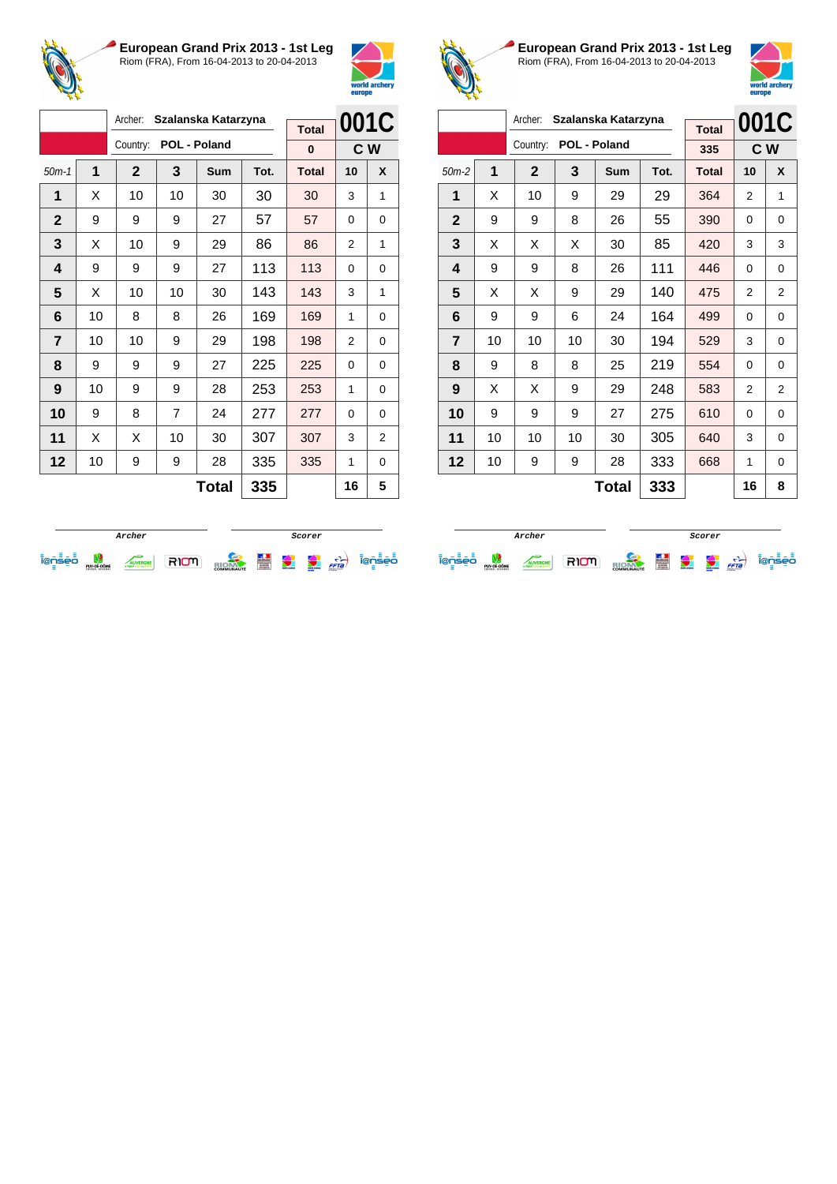## European Grand Prix 2013 - 1st Leg

Riom (FRA), From 16-04-2013 to 20-04-2013

| | Archer: **Szalanska Katarzyna** | | | | | Total | 001C | |
|---|---|---|---|---|---|---|---|---|
| | Country: **POL - Poland** | | | | | 0 | C W | |
| 50m-1 | 1 | 2 | 3 | Sum | Tot. | Total | 10 | X |
| 1 | X | 10 | 10 | 30 | 30 | 30 | 3 | 1 |
| 2 | 9 | 9 | 9 | 27 | 57 | 57 | 0 | 0 |
| 3 | X | 10 | 9 | 29 | 86 | 86 | 2 | 1 |
| 4 | 9 | 9 | 9 | 27 | 113 | 113 | 0 | 0 |
| 5 | X | 10 | 10 | 30 | 143 | 143 | 3 | 1 |
| 6 | 10 | 8 | 8 | 26 | 169 | 169 | 1 | 0 |
| 7 | 10 | 10 | 9 | 29 | 198 | 198 | 2 | 0 |
| 8 | 9 | 9 | 9 | 27 | 225 | 225 | 0 | 0 |
| 9 | 10 | 9 | 9 | 28 | 253 | 253 | 1 | 0 |
| 10 | 9 | 8 | 7 | 24 | 277 | 277 | 0 | 0 |
| 11 | X | X | 10 | 30 | 307 | 307 | 3 | 2 |
| 12 | 10 | 9 | 9 | 28 | 335 | 335 | 1 | 0 |
| | | | | **Total** | **335** | | **16** | **5** |

Archer &nbsp;&nbsp;&nbsp;&nbsp; Scorer

## European Grand Prix 2013 - 1st Leg

Riom (FRA), From 16-04-2013 to 20-04-2013

| | Archer: **Szalanska Katarzyna** | | | | | Total | 001C | |
|---|---|---|---|---|---|---|---|---|
| | Country: **POL - Poland** | | | | | 335 | C W | |
| 50m-2 | 1 | 2 | 3 | Sum | Tot. | Total | 10 | X |
| 1 | X | 10 | 9 | 29 | 29 | 364 | 2 | 1 |
| 2 | 9 | 9 | 8 | 26 | 55 | 390 | 0 | 0 |
| 3 | X | X | X | 30 | 85 | 420 | 3 | 3 |
| 4 | 9 | 9 | 8 | 26 | 111 | 446 | 0 | 0 |
| 5 | X | X | 9 | 29 | 140 | 475 | 2 | 2 |
| 6 | 9 | 9 | 6 | 24 | 164 | 499 | 0 | 0 |
| 7 | 10 | 10 | 10 | 30 | 194 | 529 | 3 | 0 |
| 8 | 9 | 8 | 8 | 25 | 219 | 554 | 0 | 0 |
| 9 | X | X | 9 | 29 | 248 | 583 | 2 | 2 |
| 10 | 9 | 9 | 9 | 27 | 275 | 610 | 0 | 0 |
| 11 | 10 | 10 | 10 | 30 | 305 | 640 | 3 | 0 |
| 12 | 10 | 9 | 9 | 28 | 333 | 668 | 1 | 0 |
| | | | | **Total** | **333** | | **16** | **8** |

Archer &nbsp;&nbsp;&nbsp;&nbsp; Scorer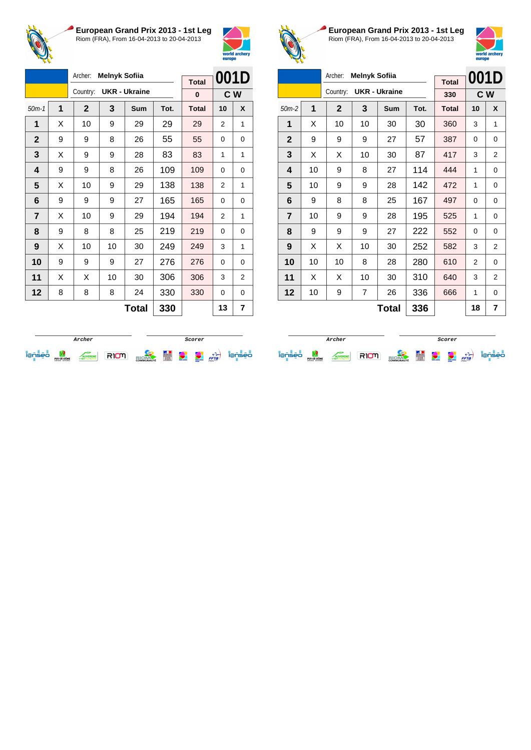## European Grand Prix 2013 - 1st Leg

Riom (FRA), From 16-04-2013 to 20-04-2013

Archer: **Melnyk Sofiia**
Country: **UKR - Ukraine**

| Total | 001D |
|---|---|
| 0 | C W |

| 50m-1 | 1 | 2 | 3 | Sum | Tot. | Total | 10 | X |
|---|---|---|---|---|---|---|---|---|
| 1 | X | 10 | 9 | 29 | 29 | 29 | 2 | 1 |
| 2 | 9 | 9 | 8 | 26 | 55 | 55 | 0 | 0 |
| 3 | X | 9 | 9 | 28 | 83 | 83 | 1 | 1 |
| 4 | 9 | 9 | 8 | 26 | 109 | 109 | 0 | 0 |
| 5 | X | 10 | 9 | 29 | 138 | 138 | 2 | 1 |
| 6 | 9 | 9 | 9 | 27 | 165 | 165 | 0 | 0 |
| 7 | X | 10 | 9 | 29 | 194 | 194 | 2 | 1 |
| 8 | 9 | 8 | 8 | 25 | 219 | 219 | 0 | 0 |
| 9 | X | 10 | 10 | 30 | 249 | 249 | 3 | 1 |
| 10 | 9 | 9 | 9 | 27 | 276 | 276 | 0 | 0 |
| 11 | X | X | 10 | 30 | 306 | 306 | 3 | 2 |
| 12 | 8 | 8 | 8 | 24 | 330 | 330 | 0 | 0 |
| | | | | **Total** | **330** | | **13** | **7** |

Archer — Scorer

## European Grand Prix 2013 - 1st Leg

Riom (FRA), From 16-04-2013 to 20-04-2013

Archer: **Melnyk Sofiia**
Country: **UKR - Ukraine**

| Total | 001D |
|---|---|
| 330 | C W |

| 50m-2 | 1 | 2 | 3 | Sum | Tot. | Total | 10 | X |
|---|---|---|---|---|---|---|---|---|
| 1 | X | 10 | 10 | 30 | 30 | 360 | 3 | 1 |
| 2 | 9 | 9 | 9 | 27 | 57 | 387 | 0 | 0 |
| 3 | X | X | 10 | 30 | 87 | 417 | 3 | 2 |
| 4 | 10 | 9 | 8 | 27 | 114 | 444 | 1 | 0 |
| 5 | 10 | 9 | 9 | 28 | 142 | 472 | 1 | 0 |
| 6 | 9 | 8 | 8 | 25 | 167 | 497 | 0 | 0 |
| 7 | 10 | 9 | 9 | 28 | 195 | 525 | 1 | 0 |
| 8 | 9 | 9 | 9 | 27 | 222 | 552 | 0 | 0 |
| 9 | X | X | 10 | 30 | 252 | 582 | 3 | 2 |
| 10 | 10 | 10 | 8 | 28 | 280 | 610 | 2 | 0 |
| 11 | X | X | 10 | 30 | 310 | 640 | 3 | 2 |
| 12 | 10 | 9 | 7 | 26 | 336 | 666 | 1 | 0 |
| | | | | **Total** | **336** | | **18** | **7** |

Archer — Scorer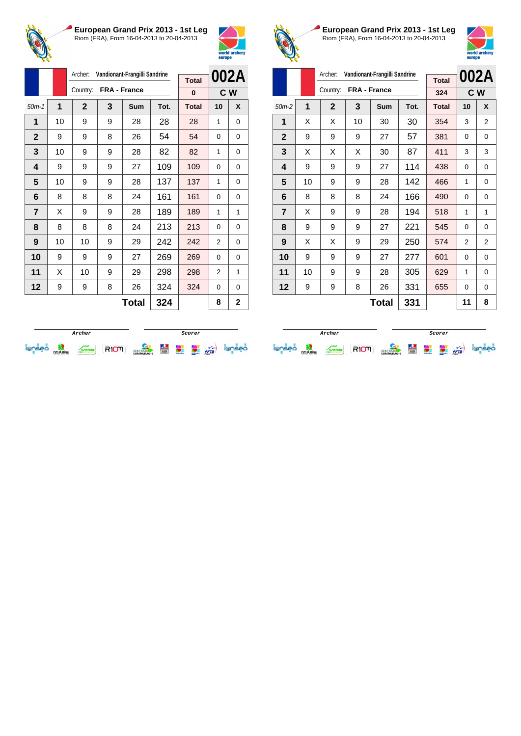## European Grand Prix 2013 - 1st Leg

Riom (FRA), From 16-04-2013 to 20-04-2013

Archer: **Vandionant-Frangilli Sandrine**

Country: **FRA - France**

| Total | 002A |
|---|---|
| 0 | C W |

| 50m-1 | 1 | 2 | 3 | Sum | Tot. | Total | 10 | X |
|---|---|---|---|---|---|---|---|---|
| 1 | 10 | 9 | 9 | 28 | 28 | 28 | 1 | 0 |
| 2 | 9 | 9 | 8 | 26 | 54 | 54 | 0 | 0 |
| 3 | 10 | 9 | 9 | 28 | 82 | 82 | 1 | 0 |
| 4 | 9 | 9 | 9 | 27 | 109 | 109 | 0 | 0 |
| 5 | 10 | 9 | 9 | 28 | 137 | 137 | 1 | 0 |
| 6 | 8 | 8 | 8 | 24 | 161 | 161 | 0 | 0 |
| 7 | X | 9 | 9 | 28 | 189 | 189 | 1 | 1 |
| 8 | 8 | 8 | 8 | 24 | 213 | 213 | 0 | 0 |
| 9 | 10 | 10 | 9 | 29 | 242 | 242 | 2 | 0 |
| 10 | 9 | 9 | 9 | 27 | 269 | 269 | 0 | 0 |
| 11 | X | 10 | 9 | 29 | 298 | 298 | 2 | 1 |
| 12 | 9 | 9 | 8 | 26 | 324 | 324 | 0 | 0 |
| | | | | **Total** | **324** | | **8** | **2** |

Archer &nbsp;&nbsp;&nbsp;&nbsp; Scorer

## European Grand Prix 2013 - 1st Leg

Riom (FRA), From 16-04-2013 to 20-04-2013

Archer: **Vandionant-Frangilli Sandrine**

Country: **FRA - France**

| Total | 002A |
|---|---|
| 324 | C W |

| 50m-2 | 1 | 2 | 3 | Sum | Tot. | Total | 10 | X |
|---|---|---|---|---|---|---|---|---|
| 1 | X | X | 10 | 30 | 30 | 354 | 3 | 2 |
| 2 | 9 | 9 | 9 | 27 | 57 | 381 | 0 | 0 |
| 3 | X | X | X | 30 | 87 | 411 | 3 | 3 |
| 4 | 9 | 9 | 9 | 27 | 114 | 438 | 0 | 0 |
| 5 | 10 | 9 | 9 | 28 | 142 | 466 | 1 | 0 |
| 6 | 8 | 8 | 8 | 24 | 166 | 490 | 0 | 0 |
| 7 | X | 9 | 9 | 28 | 194 | 518 | 1 | 1 |
| 8 | 9 | 9 | 9 | 27 | 221 | 545 | 0 | 0 |
| 9 | X | X | 9 | 29 | 250 | 574 | 2 | 2 |
| 10 | 9 | 9 | 9 | 27 | 277 | 601 | 0 | 0 |
| 11 | 10 | 9 | 9 | 28 | 305 | 629 | 1 | 0 |
| 12 | 9 | 9 | 8 | 26 | 331 | 655 | 0 | 0 |
| | | | | **Total** | **331** | | **11** | **8** |

Archer &nbsp;&nbsp;&nbsp;&nbsp; Scorer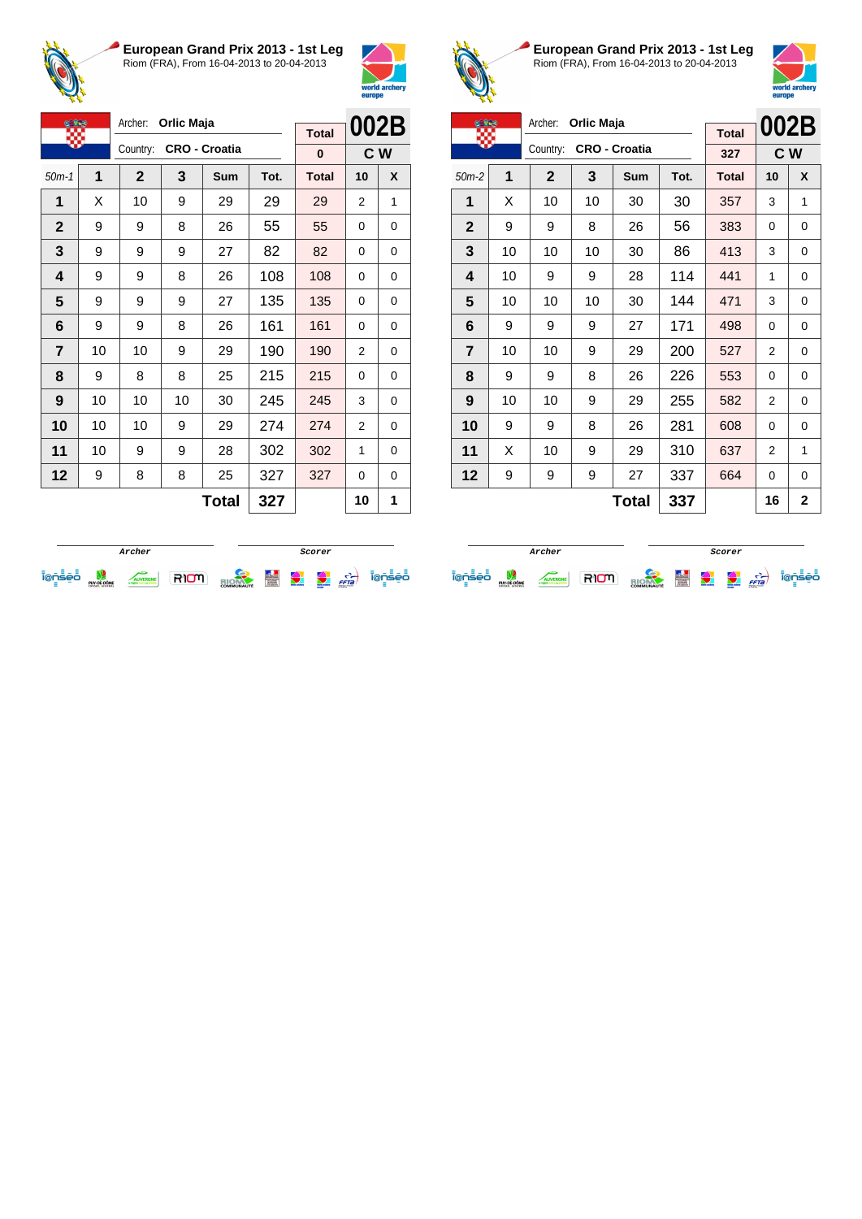## European Grand Prix 2013 - 1st Leg

Riom (FRA), From 16-04-2013 to 20-04-2013

Archer: **Orlic Maja**

Country: **CRO - Croatia**

| Total | 002B |
|---|---|
| 0 | C W |

| 50m-1 | 1 | 2 | 3 | Sum | Tot. | Total | 10 | X |
|---|---|---|---|---|---|---|---|---|
| 1 | X | 10 | 9 | 29 | 29 | 29 | 2 | 1 |
| 2 | 9 | 9 | 8 | 26 | 55 | 55 | 0 | 0 |
| 3 | 9 | 9 | 9 | 27 | 82 | 82 | 0 | 0 |
| 4 | 9 | 9 | 8 | 26 | 108 | 108 | 0 | 0 |
| 5 | 9 | 9 | 9 | 27 | 135 | 135 | 0 | 0 |
| 6 | 9 | 9 | 8 | 26 | 161 | 161 | 0 | 0 |
| 7 | 10 | 10 | 9 | 29 | 190 | 190 | 2 | 0 |
| 8 | 9 | 8 | 8 | 25 | 215 | 215 | 0 | 0 |
| 9 | 10 | 10 | 10 | 30 | 245 | 245 | 3 | 0 |
| 10 | 10 | 10 | 9 | 29 | 274 | 274 | 2 | 0 |
| 11 | 10 | 9 | 9 | 28 | 302 | 302 | 1 | 0 |
| 12 | 9 | 8 | 8 | 25 | 327 | 327 | 0 | 0 |
| | | | | **Total** | **327** | | **10** | **1** |

Archer — Scorer

## European Grand Prix 2013 - 1st Leg

Riom (FRA), From 16-04-2013 to 20-04-2013

Archer: **Orlic Maja**

Country: **CRO - Croatia**

| Total | 002B |
|---|---|
| 327 | C W |

| 50m-2 | 1 | 2 | 3 | Sum | Tot. | Total | 10 | X |
|---|---|---|---|---|---|---|---|---|
| 1 | X | 10 | 10 | 30 | 30 | 357 | 3 | 1 |
| 2 | 9 | 9 | 8 | 26 | 56 | 383 | 0 | 0 |
| 3 | 10 | 10 | 10 | 30 | 86 | 413 | 3 | 0 |
| 4 | 10 | 9 | 9 | 28 | 114 | 441 | 1 | 0 |
| 5 | 10 | 10 | 10 | 30 | 144 | 471 | 3 | 0 |
| 6 | 9 | 9 | 9 | 27 | 171 | 498 | 0 | 0 |
| 7 | 10 | 10 | 9 | 29 | 200 | 527 | 2 | 0 |
| 8 | 9 | 9 | 8 | 26 | 226 | 553 | 0 | 0 |
| 9 | 10 | 10 | 9 | 29 | 255 | 582 | 2 | 0 |
| 10 | 9 | 9 | 8 | 26 | 281 | 608 | 0 | 0 |
| 11 | X | 10 | 9 | 29 | 310 | 637 | 2 | 1 |
| 12 | 9 | 9 | 9 | 27 | 337 | 664 | 0 | 0 |
| | | | | **Total** | **337** | | **16** | **2** |

Archer — Scorer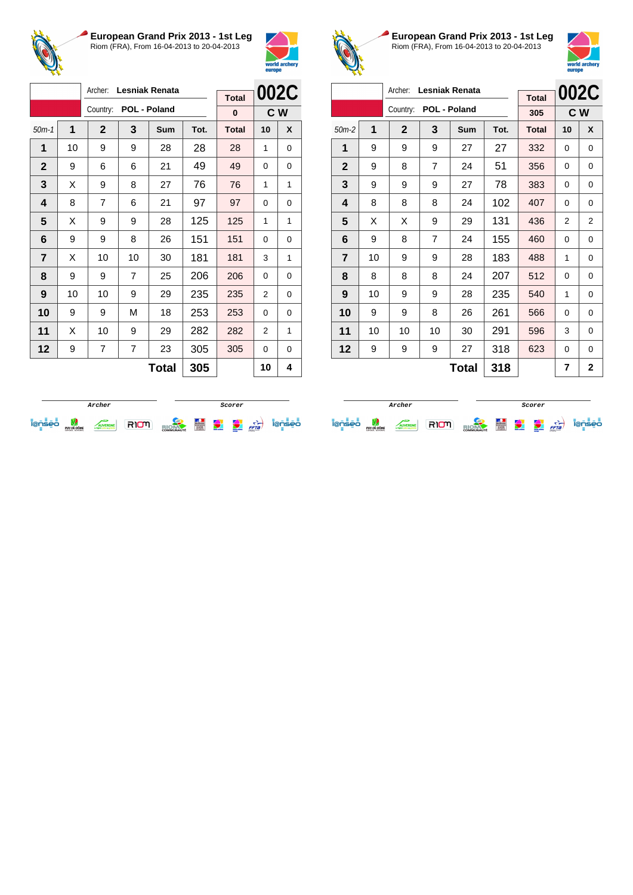## European Grand Prix 2013 - 1st Leg

Riom (FRA), From 16-04-2013 to 20-04-2013

Archer: **Lesniak Renata**
Country: **POL - Poland**

**002C** — **C W**

| 50m-1 | 1 | 2 | 3 | Sum | Tot. | Total | 10 | X |
|---|---|---|---|---|---|---|---|---|
| | | | | | | 0 | | |
| 1 | 10 | 9 | 9 | 28 | 28 | 28 | 1 | 0 |
| 2 | 9 | 6 | 6 | 21 | 49 | 49 | 0 | 0 |
| 3 | X | 9 | 8 | 27 | 76 | 76 | 1 | 1 |
| 4 | 8 | 7 | 6 | 21 | 97 | 97 | 0 | 0 |
| 5 | X | 9 | 9 | 28 | 125 | 125 | 1 | 1 |
| 6 | 9 | 9 | 8 | 26 | 151 | 151 | 0 | 0 |
| 7 | X | 10 | 10 | 30 | 181 | 181 | 3 | 1 |
| 8 | 9 | 9 | 7 | 25 | 206 | 206 | 0 | 0 |
| 9 | 10 | 10 | 9 | 29 | 235 | 235 | 2 | 0 |
| 10 | 9 | 9 | M | 18 | 253 | 253 | 0 | 0 |
| 11 | X | 10 | 9 | 29 | 282 | 282 | 2 | 1 |
| 12 | 9 | 7 | 7 | 23 | 305 | 305 | 0 | 0 |
| | | | | **Total** | **305** | | **10** | **4** |

Archer — Scorer

## European Grand Prix 2013 - 1st Leg

Riom (FRA), From 16-04-2013 to 20-04-2013

Archer: **Lesniak Renata**
Country: **POL - Poland**

**002C** — **C W**

| 50m-2 | 1 | 2 | 3 | Sum | Tot. | Total | 10 | X |
|---|---|---|---|---|---|---|---|---|
| | | | | | | 305 | | |
| 1 | 9 | 9 | 9 | 27 | 27 | 332 | 0 | 0 |
| 2 | 9 | 8 | 7 | 24 | 51 | 356 | 0 | 0 |
| 3 | 9 | 9 | 9 | 27 | 78 | 383 | 0 | 0 |
| 4 | 8 | 8 | 8 | 24 | 102 | 407 | 0 | 0 |
| 5 | X | X | 9 | 29 | 131 | 436 | 2 | 2 |
| 6 | 9 | 8 | 7 | 24 | 155 | 460 | 0 | 0 |
| 7 | 10 | 9 | 9 | 28 | 183 | 488 | 1 | 0 |
| 8 | 8 | 8 | 8 | 24 | 207 | 512 | 0 | 0 |
| 9 | 10 | 9 | 9 | 28 | 235 | 540 | 1 | 0 |
| 10 | 9 | 9 | 8 | 26 | 261 | 566 | 0 | 0 |
| 11 | 10 | 10 | 10 | 30 | 291 | 596 | 3 | 0 |
| 12 | 9 | 9 | 9 | 27 | 318 | 623 | 0 | 0 |
| | | | | **Total** | **318** | | **7** | **2** |

Archer — Scorer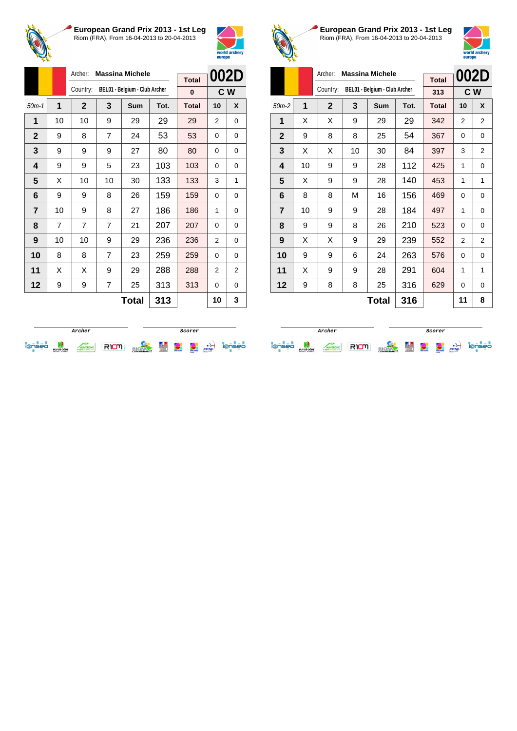## European Grand Prix 2013 - 1st Leg

Riom (FRA), From 16-04-2013 to 20-04-2013

Archer: **Massina Michele**
Country: BEL01 - Belgium - Club Archer
Total: 0
**002D** C W

| 50m-1 | 1 | 2 | 3 | Sum | Tot. | Total | 10 | X |
|---|---|---|---|---|---|---|---|---|
| 1 | 10 | 10 | 9 | 29 | 29 | 29 | 2 | 0 |
| 2 | 9 | 8 | 7 | 24 | 53 | 53 | 0 | 0 |
| 3 | 9 | 9 | 9 | 27 | 80 | 80 | 0 | 0 |
| 4 | 9 | 9 | 5 | 23 | 103 | 103 | 0 | 0 |
| 5 | X | 10 | 10 | 30 | 133 | 133 | 3 | 1 |
| 6 | 9 | 9 | 8 | 26 | 159 | 159 | 0 | 0 |
| 7 | 10 | 9 | 8 | 27 | 186 | 186 | 1 | 0 |
| 8 | 7 | 7 | 7 | 21 | 207 | 207 | 0 | 0 |
| 9 | 10 | 10 | 9 | 29 | 236 | 236 | 2 | 0 |
| 10 | 8 | 8 | 7 | 23 | 259 | 259 | 0 | 0 |
| 11 | X | X | 9 | 29 | 288 | 288 | 2 | 2 |
| 12 | 9 | 9 | 7 | 25 | 313 | 313 | 0 | 0 |
| | | | | Total | 313 | | 10 | 3 |

Archer / Scorer

## European Grand Prix 2013 - 1st Leg

Riom (FRA), From 16-04-2013 to 20-04-2013

Archer: **Massina Michele**
Country: BEL01 - Belgium - Club Archer
Total: 313
**002D** C W

| 50m-2 | 1 | 2 | 3 | Sum | Tot. | Total | 10 | X |
|---|---|---|---|---|---|---|---|---|
| 1 | X | X | 9 | 29 | 29 | 342 | 2 | 2 |
| 2 | 9 | 8 | 8 | 25 | 54 | 367 | 0 | 0 |
| 3 | X | X | 10 | 30 | 84 | 397 | 3 | 2 |
| 4 | 10 | 9 | 9 | 28 | 112 | 425 | 1 | 0 |
| 5 | X | 9 | 9 | 28 | 140 | 453 | 1 | 1 |
| 6 | 8 | 8 | M | 16 | 156 | 469 | 0 | 0 |
| 7 | 10 | 9 | 9 | 28 | 184 | 497 | 1 | 0 |
| 8 | 9 | 9 | 8 | 26 | 210 | 523 | 0 | 0 |
| 9 | X | X | 9 | 29 | 239 | 552 | 2 | 2 |
| 10 | 9 | 9 | 6 | 24 | 263 | 576 | 0 | 0 |
| 11 | X | 9 | 9 | 28 | 291 | 604 | 1 | 1 |
| 12 | 9 | 8 | 8 | 25 | 316 | 629 | 0 | 0 |
| | | | | Total | 316 | | 11 | 8 |

Archer / Scorer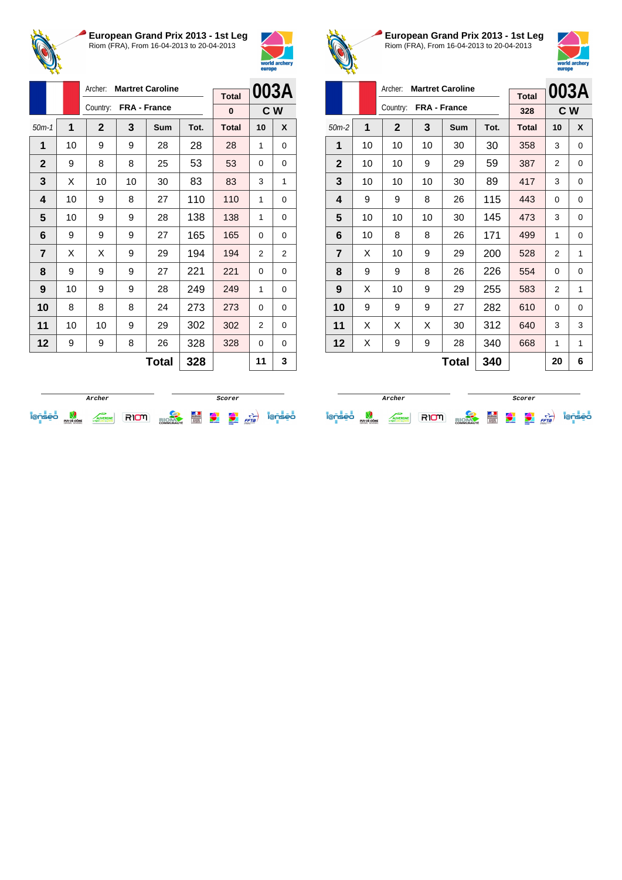## European Grand Prix 2013 - 1st Leg

Riom (FRA), From 16-04-2013 to 20-04-2013

Archer: **Martret Caroline**

Country: **FRA - France**

| Total | 003A |
|---|---|
| 0 | C W |

| 50m-1 | 1 | 2 | 3 | Sum | Tot. | Total | 10 | X |
|---|---|---|---|---|---|---|---|---|
| 1 | 10 | 9 | 9 | 28 | 28 | 28 | 1 | 0 |
| 2 | 9 | 8 | 8 | 25 | 53 | 53 | 0 | 0 |
| 3 | X | 10 | 10 | 30 | 83 | 83 | 3 | 1 |
| 4 | 10 | 9 | 8 | 27 | 110 | 110 | 1 | 0 |
| 5 | 10 | 9 | 9 | 28 | 138 | 138 | 1 | 0 |
| 6 | 9 | 9 | 9 | 27 | 165 | 165 | 0 | 0 |
| 7 | X | X | 9 | 29 | 194 | 194 | 2 | 2 |
| 8 | 9 | 9 | 9 | 27 | 221 | 221 | 0 | 0 |
| 9 | 10 | 9 | 9 | 28 | 249 | 249 | 1 | 0 |
| 10 | 8 | 8 | 8 | 24 | 273 | 273 | 0 | 0 |
| 11 | 10 | 10 | 9 | 29 | 302 | 302 | 2 | 0 |
| 12 | 9 | 9 | 8 | 26 | 328 | 328 | 0 | 0 |
| | | | | **Total** | **328** | | **11** | **3** |

Archer — Scorer

## European Grand Prix 2013 - 1st Leg

Riom (FRA), From 16-04-2013 to 20-04-2013

Archer: **Martret Caroline**

Country: **FRA - France**

| Total | 003A |
|---|---|
| 328 | C W |

| 50m-2 | 1 | 2 | 3 | Sum | Tot. | Total | 10 | X |
|---|---|---|---|---|---|---|---|---|
| 1 | 10 | 10 | 10 | 30 | 30 | 358 | 3 | 0 |
| 2 | 10 | 10 | 9 | 29 | 59 | 387 | 2 | 0 |
| 3 | 10 | 10 | 10 | 30 | 89 | 417 | 3 | 0 |
| 4 | 9 | 9 | 8 | 26 | 115 | 443 | 0 | 0 |
| 5 | 10 | 10 | 10 | 30 | 145 | 473 | 3 | 0 |
| 6 | 10 | 8 | 8 | 26 | 171 | 499 | 1 | 0 |
| 7 | X | 10 | 9 | 29 | 200 | 528 | 2 | 1 |
| 8 | 9 | 9 | 8 | 26 | 226 | 554 | 0 | 0 |
| 9 | X | 10 | 9 | 29 | 255 | 583 | 2 | 1 |
| 10 | 9 | 9 | 9 | 27 | 282 | 610 | 0 | 0 |
| 11 | X | X | X | 30 | 312 | 640 | 3 | 3 |
| 12 | X | 9 | 9 | 28 | 340 | 668 | 1 | 1 |
| | | | | **Total** | **340** | | **20** | **6** |

Archer — Scorer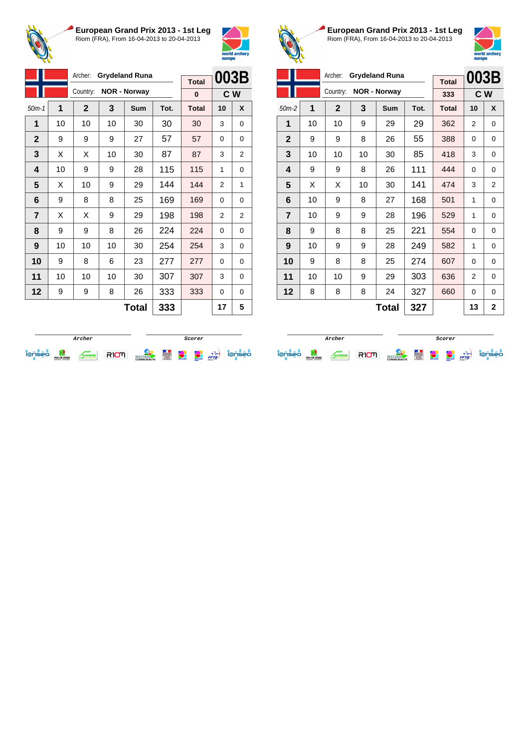## European Grand Prix 2013 - 1st Leg

Riom (FRA), From 16-04-2013 to 20-04-2013

Archer: **Grydeland Runa**

Country: **NOR - Norway**

| Total | 003B |
|---|---|
| 0 | C W |

| 50m-1 | 1 | 2 | 3 | Sum | Tot. | Total | 10 | X |
|---|---|---|---|---|---|---|---|---|
| 1 | 10 | 10 | 10 | 30 | 30 | 30 | 3 | 0 |
| 2 | 9 | 9 | 9 | 27 | 57 | 57 | 0 | 0 |
| 3 | X | X | 10 | 30 | 87 | 87 | 3 | 2 |
| 4 | 10 | 9 | 9 | 28 | 115 | 115 | 1 | 0 |
| 5 | X | 10 | 9 | 29 | 144 | 144 | 2 | 1 |
| 6 | 9 | 8 | 8 | 25 | 169 | 169 | 0 | 0 |
| 7 | X | X | 9 | 29 | 198 | 198 | 2 | 2 |
| 8 | 9 | 9 | 8 | 26 | 224 | 224 | 0 | 0 |
| 9 | 10 | 10 | 10 | 30 | 254 | 254 | 3 | 0 |
| 10 | 9 | 8 | 6 | 23 | 277 | 277 | 0 | 0 |
| 11 | 10 | 10 | 10 | 30 | 307 | 307 | 3 | 0 |
| 12 | 9 | 9 | 8 | 26 | 333 | 333 | 0 | 0 |
| | | | | **Total** | **333** | | **17** | **5** |

Archer　　　　Scorer

## European Grand Prix 2013 - 1st Leg

Riom (FRA), From 16-04-2013 to 20-04-2013

Archer: **Grydeland Runa**

Country: **NOR - Norway**

| Total | 003B |
|---|---|
| 333 | C W |

| 50m-2 | 1 | 2 | 3 | Sum | Tot. | Total | 10 | X |
|---|---|---|---|---|---|---|---|---|
| 1 | 10 | 10 | 9 | 29 | 29 | 362 | 2 | 0 |
| 2 | 9 | 9 | 8 | 26 | 55 | 388 | 0 | 0 |
| 3 | 10 | 10 | 10 | 30 | 85 | 418 | 3 | 0 |
| 4 | 9 | 9 | 8 | 26 | 111 | 444 | 0 | 0 |
| 5 | X | X | 10 | 30 | 141 | 474 | 3 | 2 |
| 6 | 10 | 9 | 8 | 27 | 168 | 501 | 1 | 0 |
| 7 | 10 | 9 | 9 | 28 | 196 | 529 | 1 | 0 |
| 8 | 9 | 8 | 8 | 25 | 221 | 554 | 0 | 0 |
| 9 | 10 | 9 | 9 | 28 | 249 | 582 | 1 | 0 |
| 10 | 9 | 8 | 8 | 25 | 274 | 607 | 0 | 0 |
| 11 | 10 | 10 | 9 | 29 | 303 | 636 | 2 | 0 |
| 12 | 8 | 8 | 8 | 24 | 327 | 660 | 0 | 0 |
| | | | | **Total** | **327** | | **13** | **2** |

Archer　　　　Scorer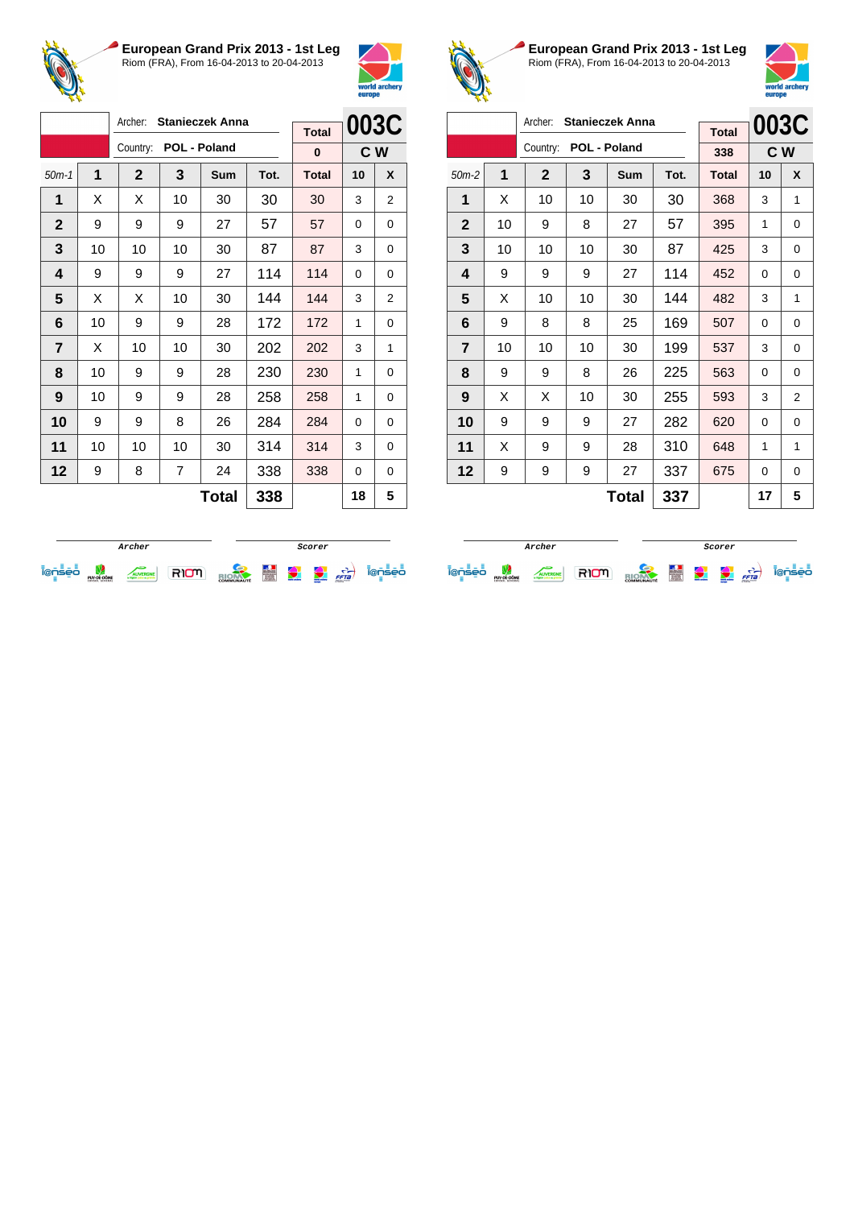# European Grand Prix 2013 - 1st Leg

Riom (FRA), From 16-04-2013 to 20-04-2013

| | Archer: | Stanieczek Anna | | | Total | 003C | |
|---|---|---|---|---|---|---|---|
| | Country: | POL - Poland | | | 0 | C W | |
| 50m-1 | 1 | 2 | 3 | Sum | Tot. | Total | 10 | X |
| 1 | X | X | 10 | 30 | 30 | 30 | 3 | 2 |
| 2 | 9 | 9 | 9 | 27 | 57 | 57 | 0 | 0 |
| 3 | 10 | 10 | 10 | 30 | 87 | 87 | 3 | 0 |
| 4 | 9 | 9 | 9 | 27 | 114 | 114 | 0 | 0 |
| 5 | X | X | 10 | 30 | 144 | 144 | 3 | 2 |
| 6 | 10 | 9 | 9 | 28 | 172 | 172 | 1 | 0 |
| 7 | X | 10 | 10 | 30 | 202 | 202 | 3 | 1 |
| 8 | 10 | 9 | 9 | 28 | 230 | 230 | 1 | 0 |
| 9 | 10 | 9 | 9 | 28 | 258 | 258 | 1 | 0 |
| 10 | 9 | 9 | 8 | 26 | 284 | 284 | 0 | 0 |
| 11 | 10 | 10 | 10 | 30 | 314 | 314 | 3 | 0 |
| 12 | 9 | 8 | 7 | 24 | 338 | 338 | 0 | 0 |
| | | | | Total | 338 | | 18 | 5 |

Archer / Scorer

# European Grand Prix 2013 - 1st Leg

Riom (FRA), From 16-04-2013 to 20-04-2013

| | Archer: | Stanieczek Anna | | | Total | 003C | |
|---|---|---|---|---|---|---|---|
| | Country: | POL - Poland | | | 338 | C W | |
| 50m-2 | 1 | 2 | 3 | Sum | Tot. | Total | 10 | X |
| 1 | X | 10 | 10 | 30 | 30 | 368 | 3 | 1 |
| 2 | 10 | 9 | 8 | 27 | 57 | 395 | 1 | 0 |
| 3 | 10 | 10 | 10 | 30 | 87 | 425 | 3 | 0 |
| 4 | 9 | 9 | 9 | 27 | 114 | 452 | 0 | 0 |
| 5 | X | 10 | 10 | 30 | 144 | 482 | 3 | 1 |
| 6 | 9 | 8 | 8 | 25 | 169 | 507 | 0 | 0 |
| 7 | 10 | 10 | 10 | 30 | 199 | 537 | 3 | 0 |
| 8 | 9 | 9 | 8 | 26 | 225 | 563 | 0 | 0 |
| 9 | X | X | 10 | 30 | 255 | 593 | 3 | 2 |
| 10 | 9 | 9 | 9 | 27 | 282 | 620 | 0 | 0 |
| 11 | X | 9 | 9 | 28 | 310 | 648 | 1 | 1 |
| 12 | 9 | 9 | 9 | 27 | 337 | 675 | 0 | 0 |
| | | | | Total | 337 | | 17 | 5 |

Archer / Scorer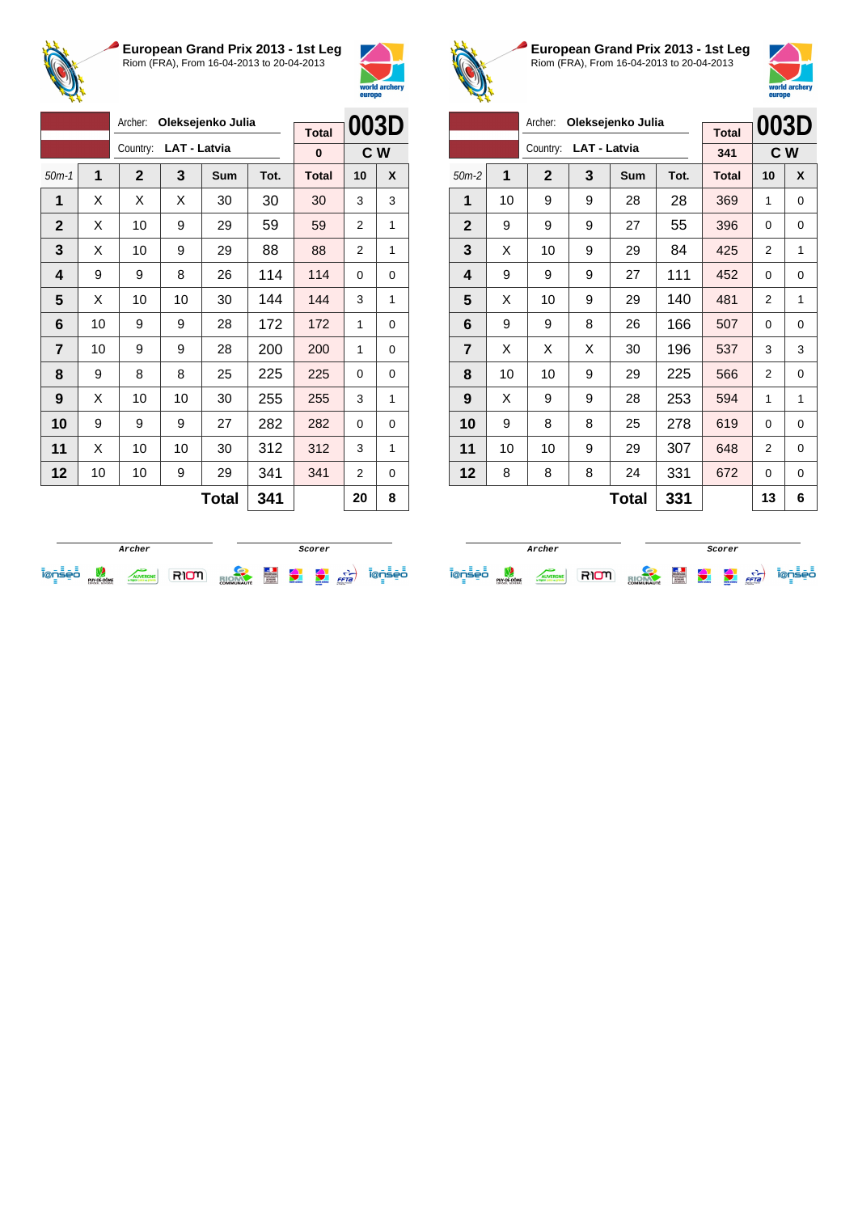## European Grand Prix 2013 - 1st Leg

Riom (FRA), From 16-04-2013 to 20-04-2013

Archer: **Oleksejenko Julia**
Country: **LAT - Latvia**

| Total | 003D |
|---|---|
| 0 | C W |

| 50m-1 | 1 | 2 | 3 | Sum | Tot. | Total | 10 | X |
|---|---|---|---|---|---|---|---|---|
| 1 | X | X | X | 30 | 30 | 30 | 3 | 3 |
| 2 | X | 10 | 9 | 29 | 59 | 59 | 2 | 1 |
| 3 | X | 10 | 9 | 29 | 88 | 88 | 2 | 1 |
| 4 | 9 | 9 | 8 | 26 | 114 | 114 | 0 | 0 |
| 5 | X | 10 | 10 | 30 | 144 | 144 | 3 | 1 |
| 6 | 10 | 9 | 9 | 28 | 172 | 172 | 1 | 0 |
| 7 | 10 | 9 | 9 | 28 | 200 | 200 | 1 | 0 |
| 8 | 9 | 8 | 8 | 25 | 225 | 225 | 0 | 0 |
| 9 | X | 10 | 10 | 30 | 255 | 255 | 3 | 1 |
| 10 | 9 | 9 | 9 | 27 | 282 | 282 | 0 | 0 |
| 11 | X | 10 | 10 | 30 | 312 | 312 | 3 | 1 |
| 12 | 10 | 10 | 9 | 29 | 341 | 341 | 2 | 0 |
| | | | | **Total** | **341** | | **20** | **8** |

Archer &nbsp;&nbsp;&nbsp;&nbsp; Scorer

## European Grand Prix 2013 - 1st Leg

Riom (FRA), From 16-04-2013 to 20-04-2013

Archer: **Oleksejenko Julia**
Country: **LAT - Latvia**

| Total | 003D |
|---|---|
| 341 | C W |

| 50m-2 | 1 | 2 | 3 | Sum | Tot. | Total | 10 | X |
|---|---|---|---|---|---|---|---|---|
| 1 | 10 | 9 | 9 | 28 | 28 | 369 | 1 | 0 |
| 2 | 9 | 9 | 9 | 27 | 55 | 396 | 0 | 0 |
| 3 | X | 10 | 9 | 29 | 84 | 425 | 2 | 1 |
| 4 | 9 | 9 | 9 | 27 | 111 | 452 | 0 | 0 |
| 5 | X | 10 | 9 | 29 | 140 | 481 | 2 | 1 |
| 6 | 9 | 9 | 8 | 26 | 166 | 507 | 0 | 0 |
| 7 | X | X | X | 30 | 196 | 537 | 3 | 3 |
| 8 | 10 | 10 | 9 | 29 | 225 | 566 | 2 | 0 |
| 9 | X | 9 | 9 | 28 | 253 | 594 | 1 | 1 |
| 10 | 9 | 8 | 8 | 25 | 278 | 619 | 0 | 0 |
| 11 | 10 | 10 | 9 | 29 | 307 | 648 | 2 | 0 |
| 12 | 8 | 8 | 8 | 24 | 331 | 672 | 0 | 0 |
| | | | | **Total** | **331** | | **13** | **6** |

Archer &nbsp;&nbsp;&nbsp;&nbsp; Scorer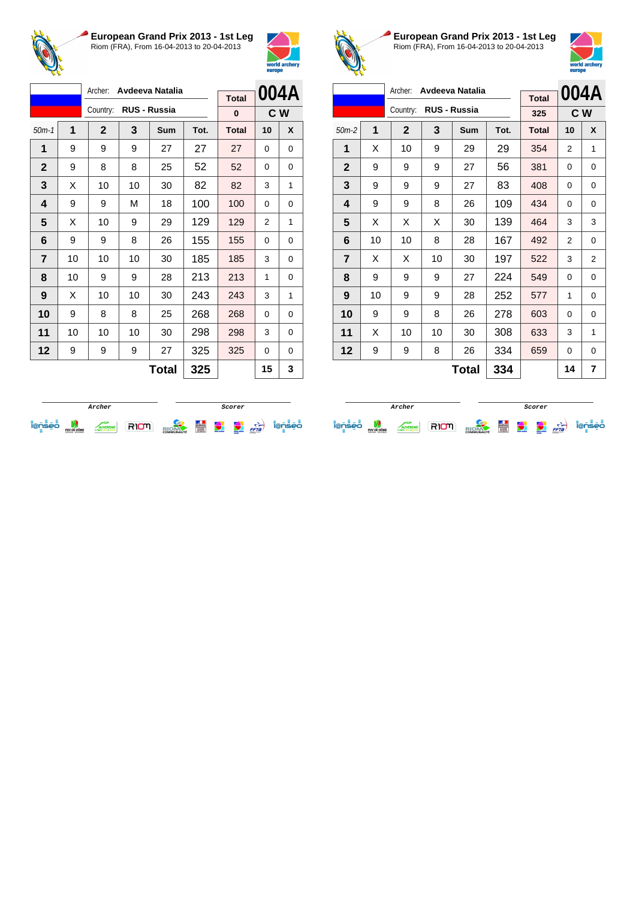## European Grand Prix 2013 - 1st Leg

Riom (FRA), From 16-04-2013 to 20-04-2013

Archer: **Avdeeva Natalia**

Country: **RUS - Russia**

| Total | 004A |
|---|---|
| 0 | C W |

| 50m-1 | 1 | 2 | 3 | Sum | Tot. | Total | 10 | X |
|---|---|---|---|---|---|---|---|---|
| 1 | 9 | 9 | 9 | 27 | 27 | 27 | 0 | 0 |
| 2 | 9 | 8 | 8 | 25 | 52 | 52 | 0 | 0 |
| 3 | X | 10 | 10 | 30 | 82 | 82 | 3 | 1 |
| 4 | 9 | 9 | M | 18 | 100 | 100 | 0 | 0 |
| 5 | X | 10 | 9 | 29 | 129 | 129 | 2 | 1 |
| 6 | 9 | 9 | 8 | 26 | 155 | 155 | 0 | 0 |
| 7 | 10 | 10 | 10 | 30 | 185 | 185 | 3 | 0 |
| 8 | 10 | 9 | 9 | 28 | 213 | 213 | 1 | 0 |
| 9 | X | 10 | 10 | 30 | 243 | 243 | 3 | 1 |
| 10 | 9 | 8 | 8 | 25 | 268 | 268 | 0 | 0 |
| 11 | 10 | 10 | 10 | 30 | 298 | 298 | 3 | 0 |
| 12 | 9 | 9 | 9 | 27 | 325 | 325 | 0 | 0 |
| | | | | **Total** | **325** | | **15** | **3** |

Archer — Scorer

## European Grand Prix 2013 - 1st Leg

Riom (FRA), From 16-04-2013 to 20-04-2013

Archer: **Avdeeva Natalia**

Country: **RUS - Russia**

| Total | 004A |
|---|---|
| 325 | C W |

| 50m-2 | 1 | 2 | 3 | Sum | Tot. | Total | 10 | X |
|---|---|---|---|---|---|---|---|---|
| 1 | X | 10 | 9 | 29 | 29 | 354 | 2 | 1 |
| 2 | 9 | 9 | 9 | 27 | 56 | 381 | 0 | 0 |
| 3 | 9 | 9 | 9 | 27 | 83 | 408 | 0 | 0 |
| 4 | 9 | 9 | 8 | 26 | 109 | 434 | 0 | 0 |
| 5 | X | X | X | 30 | 139 | 464 | 3 | 3 |
| 6 | 10 | 10 | 8 | 28 | 167 | 492 | 2 | 0 |
| 7 | X | X | 10 | 30 | 197 | 522 | 3 | 2 |
| 8 | 9 | 9 | 9 | 27 | 224 | 549 | 0 | 0 |
| 9 | 10 | 9 | 9 | 28 | 252 | 577 | 1 | 0 |
| 10 | 9 | 9 | 8 | 26 | 278 | 603 | 0 | 0 |
| 11 | X | 10 | 10 | 30 | 308 | 633 | 3 | 1 |
| 12 | 9 | 9 | 8 | 26 | 334 | 659 | 0 | 0 |
| | | | | **Total** | **334** | | **14** | **7** |

Archer — Scorer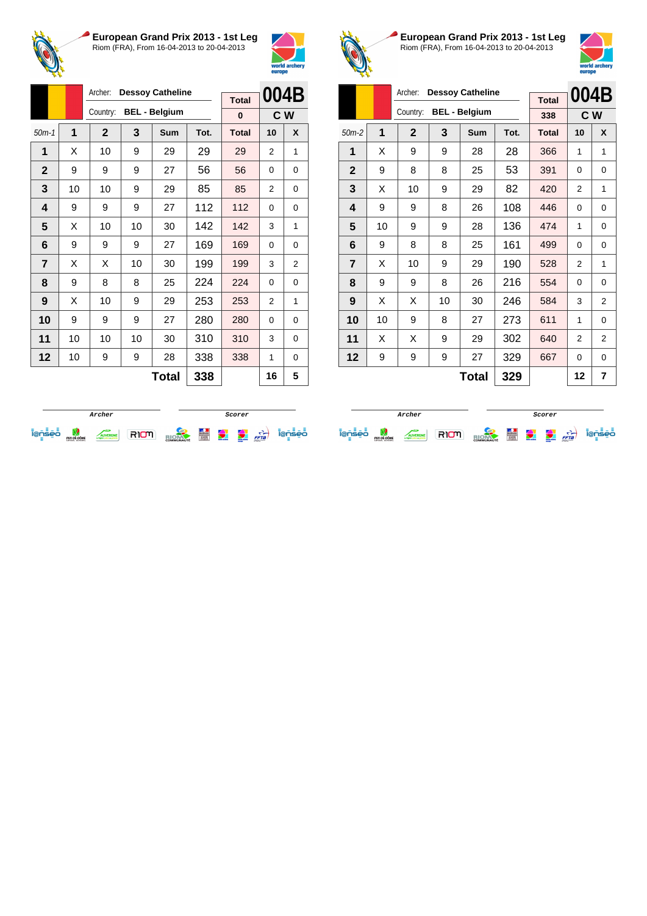## European Grand Prix 2013 - 1st Leg

Riom (FRA), From 16-04-2013 to 20-04-2013

Archer: **Dessoy Catheline**
Country: **BEL - Belgium**

Total: 0 | **004B** | **C W**

| 50m-1 | 1 | 2 | 3 | Sum | Tot. | Total | 10 | X |
|---|---|---|---|---|---|---|---|---|
| 1 | X | 10 | 9 | 29 | 29 | 29 | 2 | 1 |
| 2 | 9 | 9 | 9 | 27 | 56 | 56 | 0 | 0 |
| 3 | 10 | 10 | 9 | 29 | 85 | 85 | 2 | 0 |
| 4 | 9 | 9 | 9 | 27 | 112 | 112 | 0 | 0 |
| 5 | X | 10 | 10 | 30 | 142 | 142 | 3 | 1 |
| 6 | 9 | 9 | 9 | 27 | 169 | 169 | 0 | 0 |
| 7 | X | X | 10 | 30 | 199 | 199 | 3 | 2 |
| 8 | 9 | 8 | 8 | 25 | 224 | 224 | 0 | 0 |
| 9 | X | 10 | 9 | 29 | 253 | 253 | 2 | 1 |
| 10 | 9 | 9 | 9 | 27 | 280 | 280 | 0 | 0 |
| 11 | 10 | 10 | 10 | 30 | 310 | 310 | 3 | 0 |
| 12 | 10 | 9 | 9 | 28 | 338 | 338 | 1 | 0 |
| | | | | **Total** | **338** | | **16** | **5** |

Archer | Scorer

## European Grand Prix 2013 - 1st Leg

Riom (FRA), From 16-04-2013 to 20-04-2013

Archer: **Dessoy Catheline**
Country: **BEL - Belgium**

Total: 338 | **004B** | **C W**

| 50m-2 | 1 | 2 | 3 | Sum | Tot. | Total | 10 | X |
|---|---|---|---|---|---|---|---|---|
| 1 | X | 9 | 9 | 28 | 28 | 366 | 1 | 1 |
| 2 | 9 | 8 | 8 | 25 | 53 | 391 | 0 | 0 |
| 3 | X | 10 | 9 | 29 | 82 | 420 | 2 | 1 |
| 4 | 9 | 9 | 8 | 26 | 108 | 446 | 0 | 0 |
| 5 | 10 | 9 | 9 | 28 | 136 | 474 | 1 | 0 |
| 6 | 9 | 8 | 8 | 25 | 161 | 499 | 0 | 0 |
| 7 | X | 10 | 9 | 29 | 190 | 528 | 2 | 1 |
| 8 | 9 | 9 | 8 | 26 | 216 | 554 | 0 | 0 |
| 9 | X | X | 10 | 30 | 246 | 584 | 3 | 2 |
| 10 | 10 | 9 | 8 | 27 | 273 | 611 | 1 | 0 |
| 11 | X | X | 9 | 29 | 302 | 640 | 2 | 2 |
| 12 | 9 | 9 | 9 | 27 | 329 | 667 | 0 | 0 |
| | | | | **Total** | **329** | | **12** | **7** |

Archer | Scorer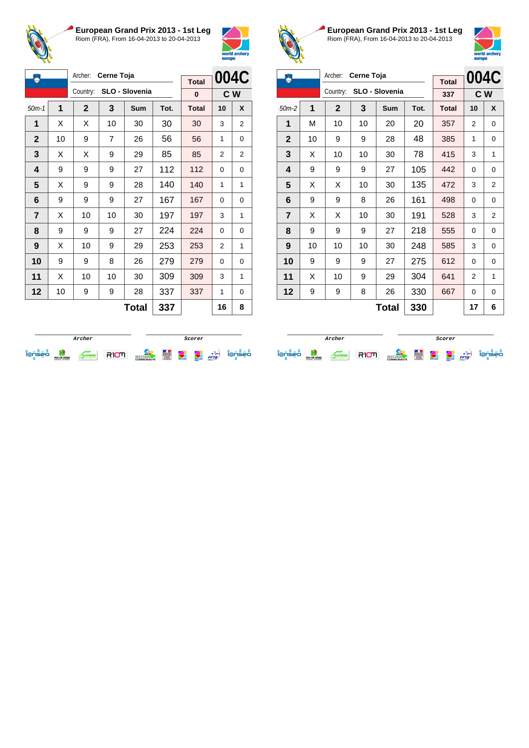## European Grand Prix 2013 - 1st Leg

Riom (FRA), From 16-04-2013 to 20-04-2013

Archer: **Cerne Toja**
Country: **SLO - Slovenia**

| Total | 004C |
|---|---|
| 0 | C W |

| 50m-1 | 1 | 2 | 3 | Sum | Tot. | Total | 10 | X |
|---|---|---|---|---|---|---|---|---|
| 1 | X | X | 10 | 30 | 30 | 30 | 3 | 2 |
| 2 | 10 | 9 | 7 | 26 | 56 | 56 | 1 | 0 |
| 3 | X | X | 9 | 29 | 85 | 85 | 2 | 2 |
| 4 | 9 | 9 | 9 | 27 | 112 | 112 | 0 | 0 |
| 5 | X | 9 | 9 | 28 | 140 | 140 | 1 | 1 |
| 6 | 9 | 9 | 9 | 27 | 167 | 167 | 0 | 0 |
| 7 | X | 10 | 10 | 30 | 197 | 197 | 3 | 1 |
| 8 | 9 | 9 | 9 | 27 | 224 | 224 | 0 | 0 |
| 9 | X | 10 | 9 | 29 | 253 | 253 | 2 | 1 |
| 10 | 9 | 9 | 8 | 26 | 279 | 279 | 0 | 0 |
| 11 | X | 10 | 10 | 30 | 309 | 309 | 3 | 1 |
| 12 | 10 | 9 | 9 | 28 | 337 | 337 | 1 | 0 |
| | | | | **Total** | **337** | | **16** | **8** |

Archer | Scorer

## European Grand Prix 2013 - 1st Leg

Riom (FRA), From 16-04-2013 to 20-04-2013

Archer: **Cerne Toja**
Country: **SLO - Slovenia**

| Total | 004C |
|---|---|
| 337 | C W |

| 50m-2 | 1 | 2 | 3 | Sum | Tot. | Total | 10 | X |
|---|---|---|---|---|---|---|---|---|
| 1 | M | 10 | 10 | 20 | 20 | 357 | 2 | 0 |
| 2 | 10 | 9 | 9 | 28 | 48 | 385 | 1 | 0 |
| 3 | X | 10 | 10 | 30 | 78 | 415 | 3 | 1 |
| 4 | 9 | 9 | 9 | 27 | 105 | 442 | 0 | 0 |
| 5 | X | X | 10 | 30 | 135 | 472 | 3 | 2 |
| 6 | 9 | 9 | 8 | 26 | 161 | 498 | 0 | 0 |
| 7 | X | X | 10 | 30 | 191 | 528 | 3 | 2 |
| 8 | 9 | 9 | 9 | 27 | 218 | 555 | 0 | 0 |
| 9 | 10 | 10 | 10 | 30 | 248 | 585 | 3 | 0 |
| 10 | 9 | 9 | 9 | 27 | 275 | 612 | 0 | 0 |
| 11 | X | 10 | 9 | 29 | 304 | 641 | 2 | 1 |
| 12 | 9 | 9 | 8 | 26 | 330 | 667 | 0 | 0 |
| | | | | **Total** | **330** | | **17** | **6** |

Archer | Scorer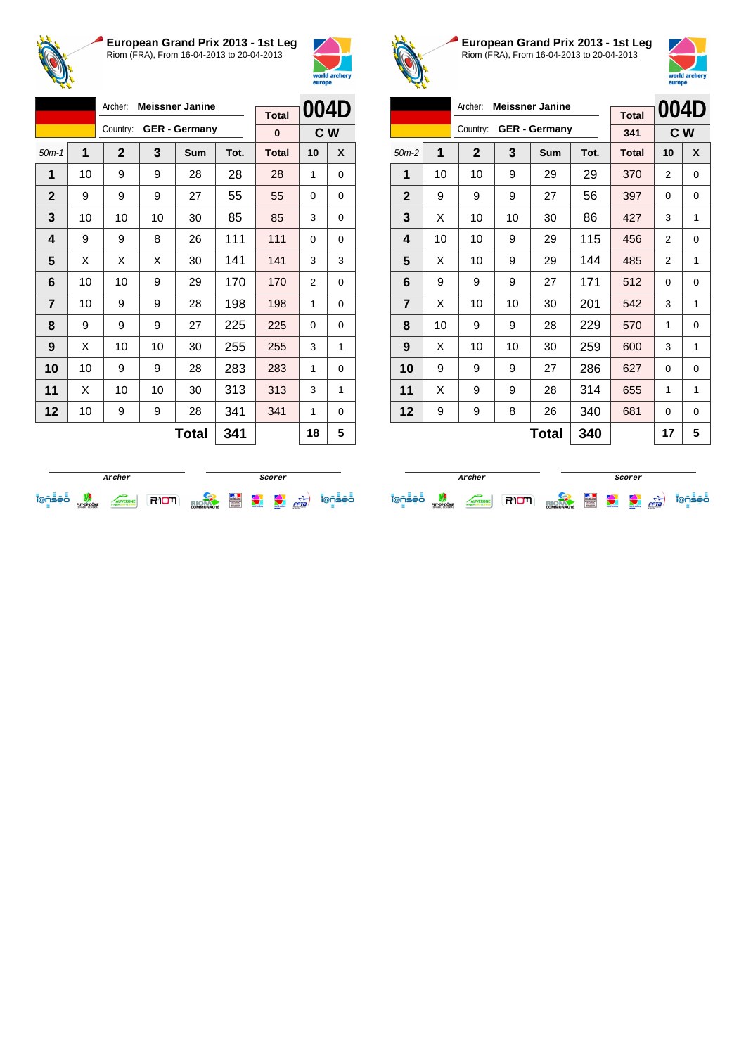## European Grand Prix 2013 - 1st Leg

Riom (FRA), From 16-04-2013 to 20-04-2013

Archer: **Meissner Janine**
Country: **GER - Germany**

| Total | 004D |
|---|---|
| 0 | C W |

| 50m-1 | 1 | 2 | 3 | Sum | Tot. | Total | 10 | X |
|---|---|---|---|---|---|---|---|---|
| 1 | 10 | 9 | 9 | 28 | 28 | 28 | 1 | 0 |
| 2 | 9 | 9 | 9 | 27 | 55 | 55 | 0 | 0 |
| 3 | 10 | 10 | 10 | 30 | 85 | 85 | 3 | 0 |
| 4 | 9 | 9 | 8 | 26 | 111 | 111 | 0 | 0 |
| 5 | X | X | X | 30 | 141 | 141 | 3 | 3 |
| 6 | 10 | 10 | 9 | 29 | 170 | 170 | 2 | 0 |
| 7 | 10 | 9 | 9 | 28 | 198 | 198 | 1 | 0 |
| 8 | 9 | 9 | 9 | 27 | 225 | 225 | 0 | 0 |
| 9 | X | 10 | 10 | 30 | 255 | 255 | 3 | 1 |
| 10 | 10 | 9 | 9 | 28 | 283 | 283 | 1 | 0 |
| 11 | X | 10 | 10 | 30 | 313 | 313 | 3 | 1 |
| 12 | 10 | 9 | 9 | 28 | 341 | 341 | 1 | 0 |
| | | | | **Total** | **341** | | **18** | **5** |

Archer / Scorer

## European Grand Prix 2013 - 1st Leg

Riom (FRA), From 16-04-2013 to 20-04-2013

Archer: **Meissner Janine**
Country: **GER - Germany**

| Total | 004D |
|---|---|
| 341 | C W |

| 50m-2 | 1 | 2 | 3 | Sum | Tot. | Total | 10 | X |
|---|---|---|---|---|---|---|---|---|
| 1 | 10 | 10 | 9 | 29 | 29 | 370 | 2 | 0 |
| 2 | 9 | 9 | 9 | 27 | 56 | 397 | 0 | 0 |
| 3 | X | 10 | 10 | 30 | 86 | 427 | 3 | 1 |
| 4 | 10 | 10 | 9 | 29 | 115 | 456 | 2 | 0 |
| 5 | X | 10 | 9 | 29 | 144 | 485 | 2 | 1 |
| 6 | 9 | 9 | 9 | 27 | 171 | 512 | 0 | 0 |
| 7 | X | 10 | 10 | 30 | 201 | 542 | 3 | 1 |
| 8 | 10 | 9 | 9 | 28 | 229 | 570 | 1 | 0 |
| 9 | X | 10 | 10 | 30 | 259 | 600 | 3 | 1 |
| 10 | 9 | 9 | 9 | 27 | 286 | 627 | 0 | 0 |
| 11 | X | 9 | 9 | 28 | 314 | 655 | 1 | 1 |
| 12 | 9 | 9 | 8 | 26 | 340 | 681 | 0 | 0 |
| | | | | **Total** | **340** | | **17** | **5** |

Archer / Scorer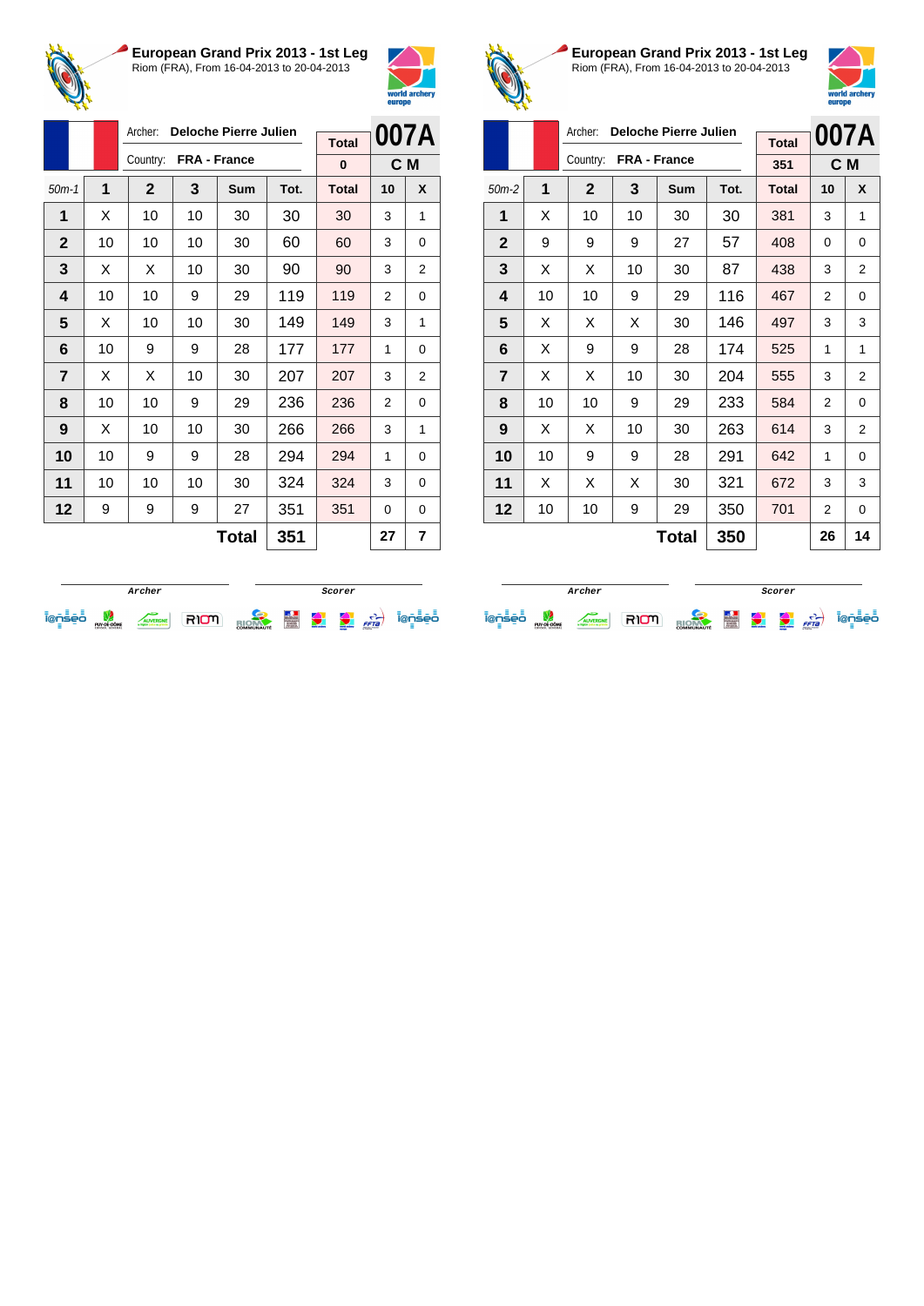## European Grand Prix 2013 - 1st Leg

Riom (FRA), From 16-04-2013 to 20-04-2013

| | Archer: **Deloche Pierre Julien** | Total | **007A** |
|---|---|---|---|
| | Country: **FRA - France** | 0 | C M |

| 50m-1 | 1 | 2 | 3 | Sum | Tot. | Total | 10 | X |
|---|---|---|---|---|---|---|---|---|
| 1 | X | 10 | 10 | 30 | 30 | 30 | 3 | 1 |
| 2 | 10 | 10 | 10 | 30 | 60 | 60 | 3 | 0 |
| 3 | X | X | 10 | 30 | 90 | 90 | 3 | 2 |
| 4 | 10 | 10 | 9 | 29 | 119 | 119 | 2 | 0 |
| 5 | X | 10 | 10 | 30 | 149 | 149 | 3 | 1 |
| 6 | 10 | 9 | 9 | 28 | 177 | 177 | 1 | 0 |
| 7 | X | X | 10 | 30 | 207 | 207 | 3 | 2 |
| 8 | 10 | 10 | 9 | 29 | 236 | 236 | 2 | 0 |
| 9 | X | 10 | 10 | 30 | 266 | 266 | 3 | 1 |
| 10 | 10 | 9 | 9 | 28 | 294 | 294 | 1 | 0 |
| 11 | 10 | 10 | 10 | 30 | 324 | 324 | 3 | 0 |
| 12 | 9 | 9 | 9 | 27 | 351 | 351 | 0 | 0 |
| | | | | **Total** | **351** | | **27** | **7** |

Archer — Scorer

## European Grand Prix 2013 - 1st Leg

Riom (FRA), From 16-04-2013 to 20-04-2013

| | Archer: **Deloche Pierre Julien** | Total | **007A** |
|---|---|---|---|
| | Country: **FRA - France** | 351 | C M |

| 50m-2 | 1 | 2 | 3 | Sum | Tot. | Total | 10 | X |
|---|---|---|---|---|---|---|---|---|
| 1 | X | 10 | 10 | 30 | 30 | 381 | 3 | 1 |
| 2 | 9 | 9 | 9 | 27 | 57 | 408 | 0 | 0 |
| 3 | X | X | 10 | 30 | 87 | 438 | 3 | 2 |
| 4 | 10 | 10 | 9 | 29 | 116 | 467 | 2 | 0 |
| 5 | X | X | X | 30 | 146 | 497 | 3 | 3 |
| 6 | X | 9 | 9 | 28 | 174 | 525 | 1 | 1 |
| 7 | X | X | 10 | 30 | 204 | 555 | 3 | 2 |
| 8 | 10 | 10 | 9 | 29 | 233 | 584 | 2 | 0 |
| 9 | X | X | 10 | 30 | 263 | 614 | 3 | 2 |
| 10 | 10 | 9 | 9 | 28 | 291 | 642 | 1 | 0 |
| 11 | X | X | X | 30 | 321 | 672 | 3 | 3 |
| 12 | 10 | 10 | 9 | 29 | 350 | 701 | 2 | 0 |
| | | | | **Total** | **350** | | **26** | **14** |

Archer — Scorer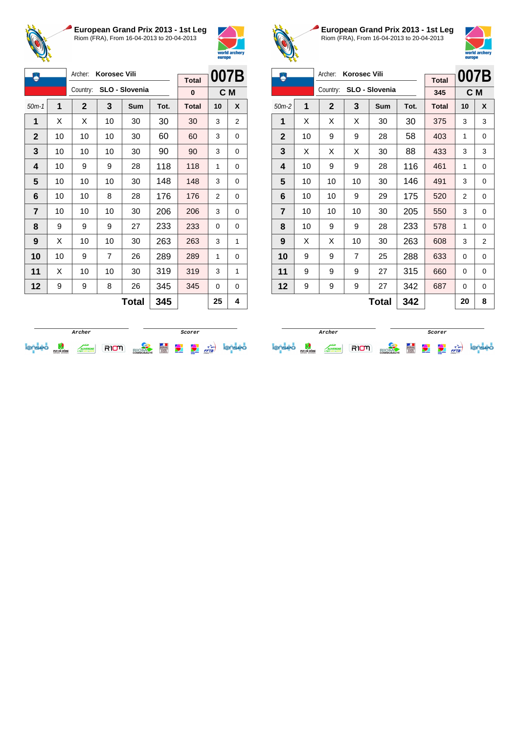## European Grand Prix 2013 - 1st Leg

Riom (FRA), From 16-04-2013 to 20-04-2013

Archer: **Korosec Vili**
Country: **SLO - Slovenia**

| Total | 007B |
|---|---|
| 0 | C M |

| 50m-1 | 1 | 2 | 3 | Sum | Tot. | Total | 10 | X |
|---|---|---|---|---|---|---|---|---|
| 1 | X | X | 10 | 30 | 30 | 30 | 3 | 2 |
| 2 | 10 | 10 | 10 | 30 | 60 | 60 | 3 | 0 |
| 3 | 10 | 10 | 10 | 30 | 90 | 90 | 3 | 0 |
| 4 | 10 | 9 | 9 | 28 | 118 | 118 | 1 | 0 |
| 5 | 10 | 10 | 10 | 30 | 148 | 148 | 3 | 0 |
| 6 | 10 | 10 | 8 | 28 | 176 | 176 | 2 | 0 |
| 7 | 10 | 10 | 10 | 30 | 206 | 206 | 3 | 0 |
| 8 | 9 | 9 | 9 | 27 | 233 | 233 | 0 | 0 |
| 9 | X | 10 | 10 | 30 | 263 | 263 | 3 | 1 |
| 10 | 10 | 9 | 7 | 26 | 289 | 289 | 1 | 0 |
| 11 | X | 10 | 10 | 30 | 319 | 319 | 3 | 1 |
| 12 | 9 | 9 | 8 | 26 | 345 | 345 | 0 | 0 |
| | | | | **Total** | **345** | | **25** | **4** |

Archer — Scorer

## European Grand Prix 2013 - 1st Leg

Riom (FRA), From 16-04-2013 to 20-04-2013

Archer: **Korosec Vili**
Country: **SLO - Slovenia**

| Total | 007B |
|---|---|
| 345 | C M |

| 50m-2 | 1 | 2 | 3 | Sum | Tot. | Total | 10 | X |
|---|---|---|---|---|---|---|---|---|
| 1 | X | X | X | 30 | 30 | 375 | 3 | 3 |
| 2 | 10 | 9 | 9 | 28 | 58 | 403 | 1 | 0 |
| 3 | X | X | X | 30 | 88 | 433 | 3 | 3 |
| 4 | 10 | 9 | 9 | 28 | 116 | 461 | 1 | 0 |
| 5 | 10 | 10 | 10 | 30 | 146 | 491 | 3 | 0 |
| 6 | 10 | 10 | 9 | 29 | 175 | 520 | 2 | 0 |
| 7 | 10 | 10 | 10 | 30 | 205 | 550 | 3 | 0 |
| 8 | 10 | 9 | 9 | 28 | 233 | 578 | 1 | 0 |
| 9 | X | X | 10 | 30 | 263 | 608 | 3 | 2 |
| 10 | 9 | 9 | 7 | 25 | 288 | 633 | 0 | 0 |
| 11 | 9 | 9 | 9 | 27 | 315 | 660 | 0 | 0 |
| 12 | 9 | 9 | 9 | 27 | 342 | 687 | 0 | 0 |
| | | | | **Total** | **342** | | **20** | **8** |

Archer — Scorer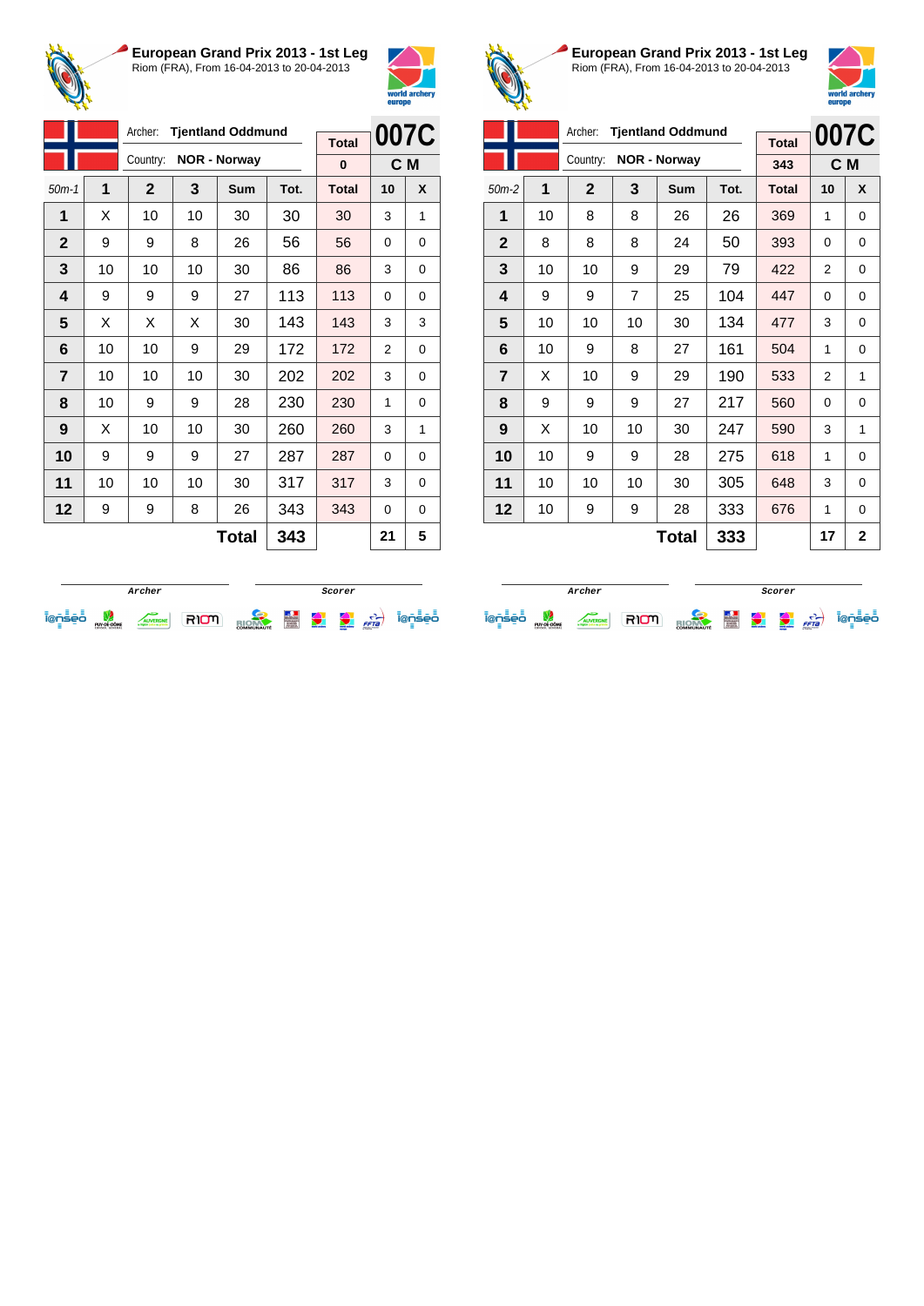## European Grand Prix 2013 - 1st Leg

Riom (FRA), From 16-04-2013 to 20-04-2013

| | Archer: **Tjentland Oddmund** | Total | **007C** |
|---|---|---|---|
| | Country: **NOR - Norway** | 0 | **C M** |

| 50m-1 | 1 | 2 | 3 | Sum | Tot. | Total | 10 | X |
|---|---|---|---|---|---|---|---|---|
| **1** | X | 10 | 10 | 30 | 30 | 30 | 3 | 1 |
| **2** | 9 | 9 | 8 | 26 | 56 | 56 | 0 | 0 |
| **3** | 10 | 10 | 10 | 30 | 86 | 86 | 3 | 0 |
| **4** | 9 | 9 | 9 | 27 | 113 | 113 | 0 | 0 |
| **5** | X | X | X | 30 | 143 | 143 | 3 | 3 |
| **6** | 10 | 10 | 9 | 29 | 172 | 172 | 2 | 0 |
| **7** | 10 | 10 | 10 | 30 | 202 | 202 | 3 | 0 |
| **8** | 10 | 9 | 9 | 28 | 230 | 230 | 1 | 0 |
| **9** | X | 10 | 10 | 30 | 260 | 260 | 3 | 1 |
| **10** | 9 | 9 | 9 | 27 | 287 | 287 | 0 | 0 |
| **11** | 10 | 10 | 10 | 30 | 317 | 317 | 3 | 0 |
| **12** | 9 | 9 | 8 | 26 | 343 | 343 | 0 | 0 |
| | | | | **Total** | **343** | | **21** | **5** |

Archer &nbsp;&nbsp;&nbsp;&nbsp; Scorer

## European Grand Prix 2013 - 1st Leg

Riom (FRA), From 16-04-2013 to 20-04-2013

| | Archer: **Tjentland Oddmund** | Total | **007C** |
|---|---|---|---|
| | Country: **NOR - Norway** | 343 | **C M** |

| 50m-2 | 1 | 2 | 3 | Sum | Tot. | Total | 10 | X |
|---|---|---|---|---|---|---|---|---|
| **1** | 10 | 8 | 8 | 26 | 26 | 369 | 1 | 0 |
| **2** | 8 | 8 | 8 | 24 | 50 | 393 | 0 | 0 |
| **3** | 10 | 10 | 9 | 29 | 79 | 422 | 2 | 0 |
| **4** | 9 | 9 | 7 | 25 | 104 | 447 | 0 | 0 |
| **5** | 10 | 10 | 10 | 30 | 134 | 477 | 3 | 0 |
| **6** | 10 | 9 | 8 | 27 | 161 | 504 | 1 | 0 |
| **7** | X | 10 | 9 | 29 | 190 | 533 | 2 | 1 |
| **8** | 9 | 9 | 9 | 27 | 217 | 560 | 0 | 0 |
| **9** | X | 10 | 10 | 30 | 247 | 590 | 3 | 1 |
| **10** | 10 | 9 | 9 | 28 | 275 | 618 | 1 | 0 |
| **11** | 10 | 10 | 10 | 30 | 305 | 648 | 3 | 0 |
| **12** | 10 | 9 | 9 | 28 | 333 | 676 | 1 | 0 |
| | | | | **Total** | **333** | | **17** | **2** |

Archer &nbsp;&nbsp;&nbsp;&nbsp; Scorer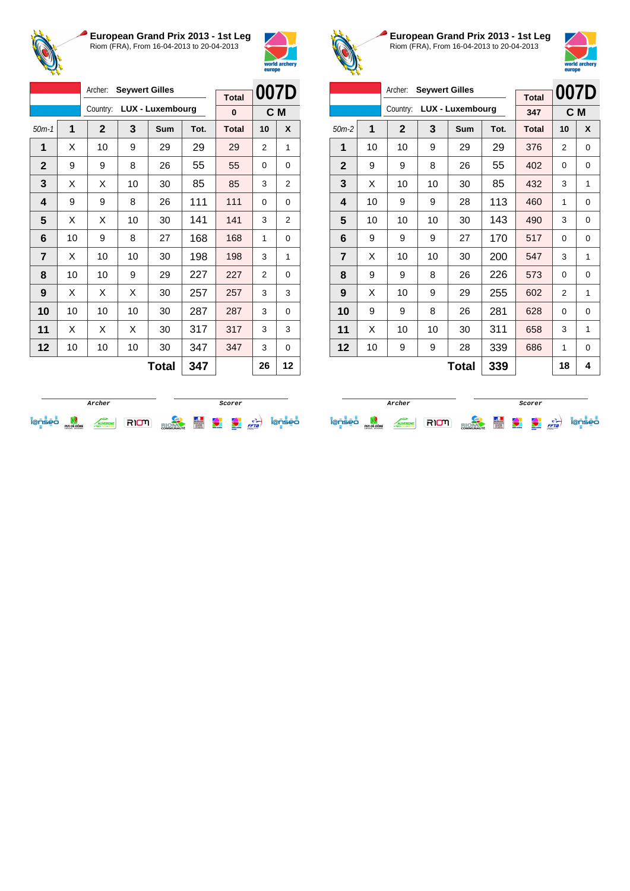## European Grand Prix 2013 - 1st Leg

Riom (FRA), From 16-04-2013 to 20-04-2013

Archer: **Seywert Gilles**
Country: **LUX - Luxembourg**

Total: 0 | **007D** | **C M**

| 50m-1 | 1 | 2 | 3 | Sum | Tot. | Total | 10 | X |
|---|---|---|---|---|---|---|---|---|
| 1 | X | 10 | 9 | 29 | 29 | 29 | 2 | 1 |
| 2 | 9 | 9 | 8 | 26 | 55 | 55 | 0 | 0 |
| 3 | X | X | 10 | 30 | 85 | 85 | 3 | 2 |
| 4 | 9 | 9 | 8 | 26 | 111 | 111 | 0 | 0 |
| 5 | X | X | 10 | 30 | 141 | 141 | 3 | 2 |
| 6 | 10 | 9 | 8 | 27 | 168 | 168 | 1 | 0 |
| 7 | X | 10 | 10 | 30 | 198 | 198 | 3 | 1 |
| 8 | 10 | 10 | 9 | 29 | 227 | 227 | 2 | 0 |
| 9 | X | X | X | 30 | 257 | 257 | 3 | 3 |
| 10 | 10 | 10 | 10 | 30 | 287 | 287 | 3 | 0 |
| 11 | X | X | X | 30 | 317 | 317 | 3 | 3 |
| 12 | 10 | 10 | 10 | 30 | 347 | 347 | 3 | 0 |
| | | | | **Total** | **347** | | **26** | **12** |

Archer / Scorer

## European Grand Prix 2013 - 1st Leg

Riom (FRA), From 16-04-2013 to 20-04-2013

Archer: **Seywert Gilles**
Country: **LUX - Luxembourg**

Total: 347 | **007D** | **C M**

| 50m-2 | 1 | 2 | 3 | Sum | Tot. | Total | 10 | X |
|---|---|---|---|---|---|---|---|---|
| 1 | 10 | 10 | 9 | 29 | 29 | 376 | 2 | 0 |
| 2 | 9 | 9 | 8 | 26 | 55 | 402 | 0 | 0 |
| 3 | X | 10 | 10 | 30 | 85 | 432 | 3 | 1 |
| 4 | 10 | 9 | 9 | 28 | 113 | 460 | 1 | 0 |
| 5 | 10 | 10 | 10 | 30 | 143 | 490 | 3 | 0 |
| 6 | 9 | 9 | 9 | 27 | 170 | 517 | 0 | 0 |
| 7 | X | 10 | 10 | 30 | 200 | 547 | 3 | 1 |
| 8 | 9 | 9 | 8 | 26 | 226 | 573 | 0 | 0 |
| 9 | X | 10 | 9 | 29 | 255 | 602 | 2 | 1 |
| 10 | 9 | 9 | 8 | 26 | 281 | 628 | 0 | 0 |
| 11 | X | 10 | 10 | 30 | 311 | 658 | 3 | 1 |
| 12 | 10 | 9 | 9 | 28 | 339 | 686 | 1 | 0 |
| | | | | **Total** | **339** | | **18** | **4** |

Archer / Scorer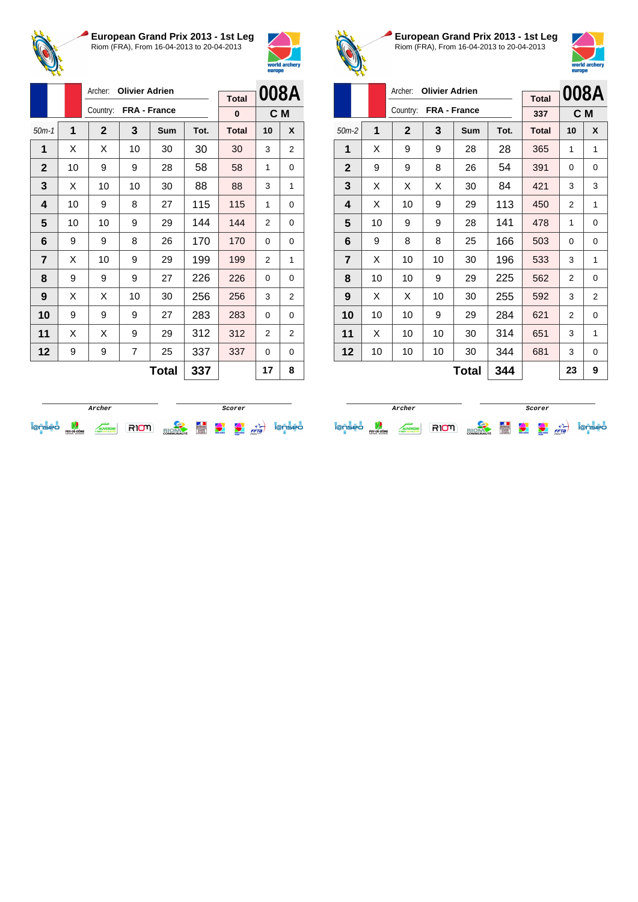## European Grand Prix 2013 - 1st Leg

Riom (FRA), From 16-04-2013 to 20-04-2013

Archer: **Olivier Adrien**
Country: **FRA - France**

| Total | 008A |
|---|---|
| 0 | C M |

| 50m-1 | 1 | 2 | 3 | Sum | Tot. | Total | 10 | X |
|---|---|---|---|---|---|---|---|---|
| 1 | X | X | 10 | 30 | 30 | 30 | 3 | 2 |
| 2 | 10 | 9 | 9 | 28 | 58 | 58 | 1 | 0 |
| 3 | X | 10 | 10 | 30 | 88 | 88 | 3 | 1 |
| 4 | 10 | 9 | 8 | 27 | 115 | 115 | 1 | 0 |
| 5 | 10 | 10 | 9 | 29 | 144 | 144 | 2 | 0 |
| 6 | 9 | 9 | 8 | 26 | 170 | 170 | 0 | 0 |
| 7 | X | 10 | 9 | 29 | 199 | 199 | 2 | 1 |
| 8 | 9 | 9 | 9 | 27 | 226 | 226 | 0 | 0 |
| 9 | X | X | 10 | 30 | 256 | 256 | 3 | 2 |
| 10 | 9 | 9 | 9 | 27 | 283 | 283 | 0 | 0 |
| 11 | X | X | 9 | 29 | 312 | 312 | 2 | 2 |
| 12 | 9 | 9 | 7 | 25 | 337 | 337 | 0 | 0 |
| | | | | **Total** | **337** | | **17** | **8** |

Archer / Scorer

## European Grand Prix 2013 - 1st Leg

Riom (FRA), From 16-04-2013 to 20-04-2013

Archer: **Olivier Adrien**
Country: **FRA - France**

| Total | 008A |
|---|---|
| 337 | C M |

| 50m-2 | 1 | 2 | 3 | Sum | Tot. | Total | 10 | X |
|---|---|---|---|---|---|---|---|---|
| 1 | X | 9 | 9 | 28 | 28 | 365 | 1 | 1 |
| 2 | 9 | 9 | 8 | 26 | 54 | 391 | 0 | 0 |
| 3 | X | X | X | 30 | 84 | 421 | 3 | 3 |
| 4 | X | 10 | 9 | 29 | 113 | 450 | 2 | 1 |
| 5 | 10 | 9 | 9 | 28 | 141 | 478 | 1 | 0 |
| 6 | 9 | 8 | 8 | 25 | 166 | 503 | 0 | 0 |
| 7 | X | 10 | 10 | 30 | 196 | 533 | 3 | 1 |
| 8 | 10 | 10 | 9 | 29 | 225 | 562 | 2 | 0 |
| 9 | X | X | 10 | 30 | 255 | 592 | 3 | 2 |
| 10 | 10 | 10 | 9 | 29 | 284 | 621 | 2 | 0 |
| 11 | X | 10 | 10 | 30 | 314 | 651 | 3 | 1 |
| 12 | 10 | 10 | 10 | 30 | 344 | 681 | 3 | 0 |
| | | | | **Total** | **344** | | **23** | **9** |

Archer / Scorer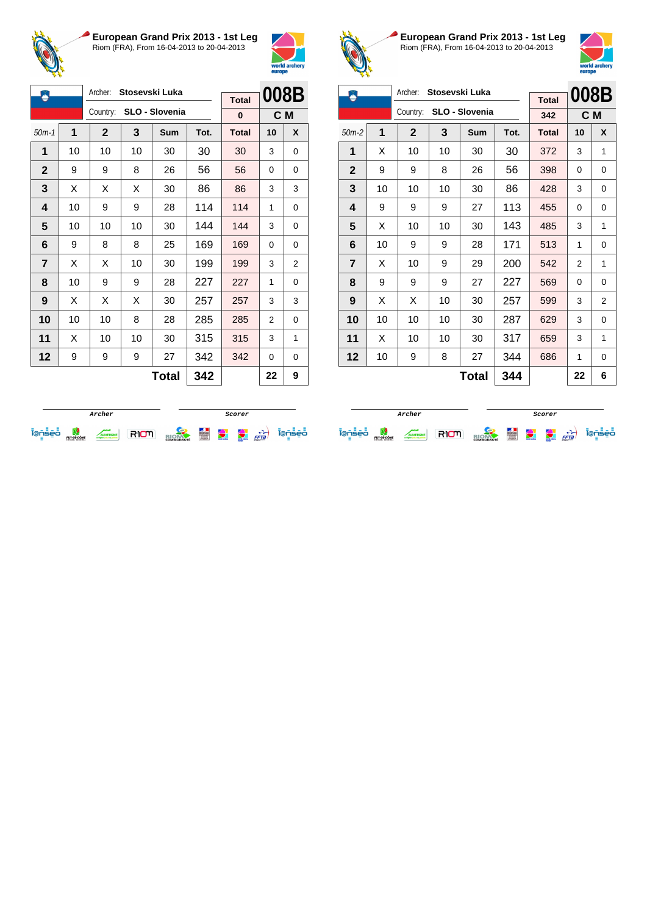## European Grand Prix 2013 - 1st Leg

Riom (FRA), From 16-04-2013 to 20-04-2013

Archer: **Stosevski Luka**
Country: **SLO - Slovenia**

| Total | 008B |
|---|---|
| 0 | C M |

| 50m-1 | 1 | 2 | 3 | Sum | Tot. | Total | 10 | X |
|---|---|---|---|---|---|---|---|---|
| 1 | 10 | 10 | 10 | 30 | 30 | 30 | 3 | 0 |
| 2 | 9 | 9 | 8 | 26 | 56 | 56 | 0 | 0 |
| 3 | X | X | X | 30 | 86 | 86 | 3 | 3 |
| 4 | 10 | 9 | 9 | 28 | 114 | 114 | 1 | 0 |
| 5 | 10 | 10 | 10 | 30 | 144 | 144 | 3 | 0 |
| 6 | 9 | 8 | 8 | 25 | 169 | 169 | 0 | 0 |
| 7 | X | X | 10 | 30 | 199 | 199 | 3 | 2 |
| 8 | 10 | 9 | 9 | 28 | 227 | 227 | 1 | 0 |
| 9 | X | X | X | 30 | 257 | 257 | 3 | 3 |
| 10 | 10 | 10 | 8 | 28 | 285 | 285 | 2 | 0 |
| 11 | X | 10 | 10 | 30 | 315 | 315 | 3 | 1 |
| 12 | 9 | 9 | 9 | 27 | 342 | 342 | 0 | 0 |
| | | | | **Total** | **342** | | **22** | **9** |

Archer — Scorer

## European Grand Prix 2013 - 1st Leg

Riom (FRA), From 16-04-2013 to 20-04-2013

Archer: **Stosevski Luka**
Country: **SLO - Slovenia**

| Total | 008B |
|---|---|
| 342 | C M |

| 50m-2 | 1 | 2 | 3 | Sum | Tot. | Total | 10 | X |
|---|---|---|---|---|---|---|---|---|
| 1 | X | 10 | 10 | 30 | 30 | 372 | 3 | 1 |
| 2 | 9 | 9 | 8 | 26 | 56 | 398 | 0 | 0 |
| 3 | 10 | 10 | 10 | 30 | 86 | 428 | 3 | 0 |
| 4 | 9 | 9 | 9 | 27 | 113 | 455 | 0 | 0 |
| 5 | X | 10 | 10 | 30 | 143 | 485 | 3 | 1 |
| 6 | 10 | 9 | 9 | 28 | 171 | 513 | 1 | 0 |
| 7 | X | 10 | 9 | 29 | 200 | 542 | 2 | 1 |
| 8 | 9 | 9 | 9 | 27 | 227 | 569 | 0 | 0 |
| 9 | X | X | 10 | 30 | 257 | 599 | 3 | 2 |
| 10 | 10 | 10 | 10 | 30 | 287 | 629 | 3 | 0 |
| 11 | X | 10 | 10 | 30 | 317 | 659 | 3 | 1 |
| 12 | 10 | 9 | 8 | 27 | 344 | 686 | 1 | 0 |
| | | | | **Total** | **344** | | **22** | **6** |

Archer — Scorer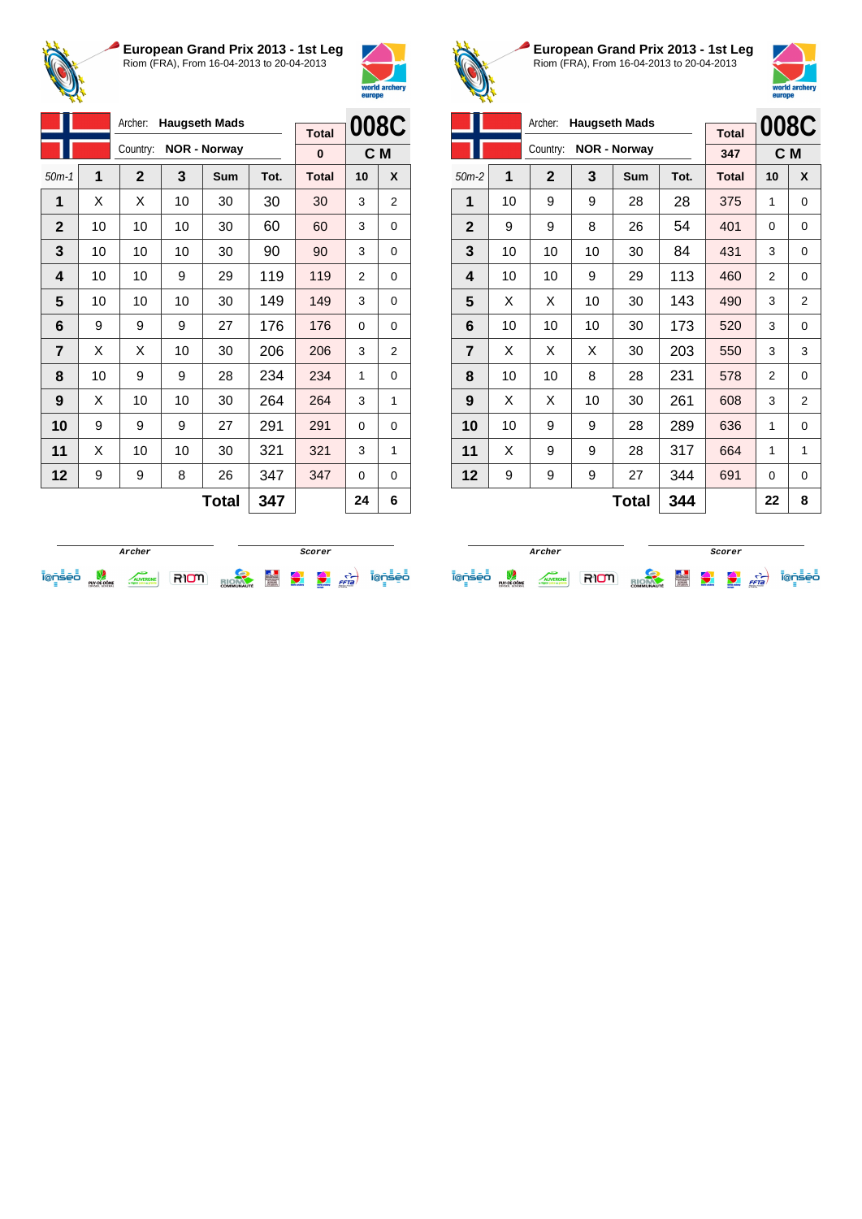## European Grand Prix 2013 - 1st Leg

Riom (FRA), From 16-04-2013 to 20-04-2013

Archer: **Haugseth Mads**
Country: **NOR - Norway**

Total: 0

**008C** — C M

| 50m-1 | 1 | 2 | 3 | Sum | Tot. | Total | 10 | X |
|---|---|---|---|---|---|---|---|---|
| 1 | X | X | 10 | 30 | 30 | 30 | 3 | 2 |
| 2 | 10 | 10 | 10 | 30 | 60 | 60 | 3 | 0 |
| 3 | 10 | 10 | 10 | 30 | 90 | 90 | 3 | 0 |
| 4 | 10 | 10 | 9 | 29 | 119 | 119 | 2 | 0 |
| 5 | 10 | 10 | 10 | 30 | 149 | 149 | 3 | 0 |
| 6 | 9 | 9 | 9 | 27 | 176 | 176 | 0 | 0 |
| 7 | X | X | 10 | 30 | 206 | 206 | 3 | 2 |
| 8 | 10 | 9 | 9 | 28 | 234 | 234 | 1 | 0 |
| 9 | X | 10 | 10 | 30 | 264 | 264 | 3 | 1 |
| 10 | 9 | 9 | 9 | 27 | 291 | 291 | 0 | 0 |
| 11 | X | 10 | 10 | 30 | 321 | 321 | 3 | 1 |
| 12 | 9 | 9 | 8 | 26 | 347 | 347 | 0 | 0 |
| | | | | **Total** | **347** | | **24** | **6** |

Archer — Scorer

## European Grand Prix 2013 - 1st Leg

Riom (FRA), From 16-04-2013 to 20-04-2013

Archer: **Haugseth Mads**
Country: **NOR - Norway**

Total: 347

**008C** — C M

| 50m-2 | 1 | 2 | 3 | Sum | Tot. | Total | 10 | X |
|---|---|---|---|---|---|---|---|---|
| 1 | 10 | 9 | 9 | 28 | 28 | 375 | 1 | 0 |
| 2 | 9 | 9 | 8 | 26 | 54 | 401 | 0 | 0 |
| 3 | 10 | 10 | 10 | 30 | 84 | 431 | 3 | 0 |
| 4 | 10 | 10 | 9 | 29 | 113 | 460 | 2 | 0 |
| 5 | X | X | 10 | 30 | 143 | 490 | 3 | 2 |
| 6 | 10 | 10 | 10 | 30 | 173 | 520 | 3 | 0 |
| 7 | X | X | X | 30 | 203 | 550 | 3 | 3 |
| 8 | 10 | 10 | 8 | 28 | 231 | 578 | 2 | 0 |
| 9 | X | X | 10 | 30 | 261 | 608 | 3 | 2 |
| 10 | 10 | 9 | 9 | 28 | 289 | 636 | 1 | 0 |
| 11 | X | 9 | 9 | 28 | 317 | 664 | 1 | 1 |
| 12 | 9 | 9 | 9 | 27 | 344 | 691 | 0 | 0 |
| | | | | **Total** | **344** | | **22** | **8** |

Archer — Scorer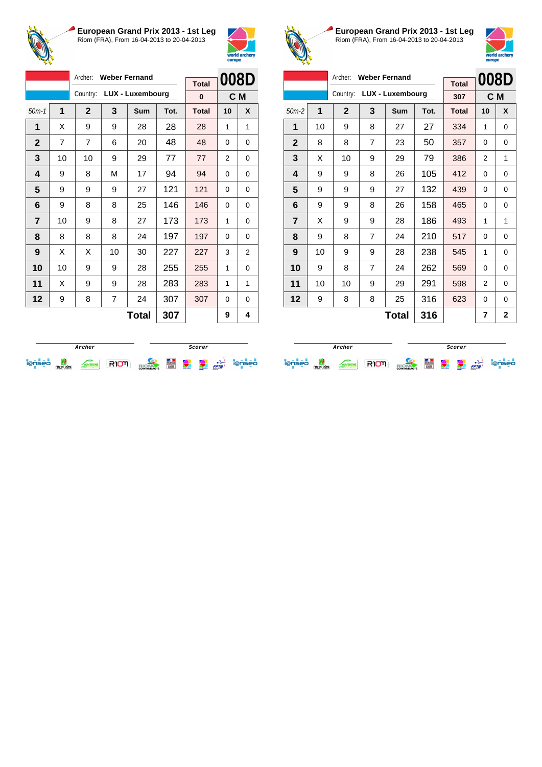## European Grand Prix 2013 - 1st Leg

Riom (FRA), From 16-04-2013 to 20-04-2013

Archer: **Weber Fernand**

Country: **LUX - Luxembourg**

| Total | 008D |
|---|---|
| 0 | C M |

| 50m-1 | 1 | 2 | 3 | Sum | Tot. | Total | 10 | X |
|---|---|---|---|---|---|---|---|---|
| 1 | X | 9 | 9 | 28 | 28 | 28 | 1 | 1 |
| 2 | 7 | 7 | 6 | 20 | 48 | 48 | 0 | 0 |
| 3 | 10 | 10 | 9 | 29 | 77 | 77 | 2 | 0 |
| 4 | 9 | 8 | M | 17 | 94 | 94 | 0 | 0 |
| 5 | 9 | 9 | 9 | 27 | 121 | 121 | 0 | 0 |
| 6 | 9 | 8 | 8 | 25 | 146 | 146 | 0 | 0 |
| 7 | 10 | 9 | 8 | 27 | 173 | 173 | 1 | 0 |
| 8 | 8 | 8 | 8 | 24 | 197 | 197 | 0 | 0 |
| 9 | X | X | 10 | 30 | 227 | 227 | 3 | 2 |
| 10 | 10 | 9 | 9 | 28 | 255 | 255 | 1 | 0 |
| 11 | X | 9 | 9 | 28 | 283 | 283 | 1 | 1 |
| 12 | 9 | 8 | 7 | 24 | 307 | 307 | 0 | 0 |
| | | | | **Total** | **307** | | **9** | **4** |

Archer | Scorer

## European Grand Prix 2013 - 1st Leg

Riom (FRA), From 16-04-2013 to 20-04-2013

Archer: **Weber Fernand**

Country: **LUX - Luxembourg**

| Total | 008D |
|---|---|
| 307 | C M |

| 50m-2 | 1 | 2 | 3 | Sum | Tot. | Total | 10 | X |
|---|---|---|---|---|---|---|---|---|
| 1 | 10 | 9 | 8 | 27 | 27 | 334 | 1 | 0 |
| 2 | 8 | 8 | 7 | 23 | 50 | 357 | 0 | 0 |
| 3 | X | 10 | 9 | 29 | 79 | 386 | 2 | 1 |
| 4 | 9 | 9 | 8 | 26 | 105 | 412 | 0 | 0 |
| 5 | 9 | 9 | 9 | 27 | 132 | 439 | 0 | 0 |
| 6 | 9 | 9 | 8 | 26 | 158 | 465 | 0 | 0 |
| 7 | X | 9 | 9 | 28 | 186 | 493 | 1 | 1 |
| 8 | 9 | 8 | 7 | 24 | 210 | 517 | 0 | 0 |
| 9 | 10 | 9 | 9 | 28 | 238 | 545 | 1 | 0 |
| 10 | 9 | 8 | 7 | 24 | 262 | 569 | 0 | 0 |
| 11 | 10 | 10 | 9 | 29 | 291 | 598 | 2 | 0 |
| 12 | 9 | 8 | 8 | 25 | 316 | 623 | 0 | 0 |
| | | | | **Total** | **316** | | **7** | **2** |

Archer | Scorer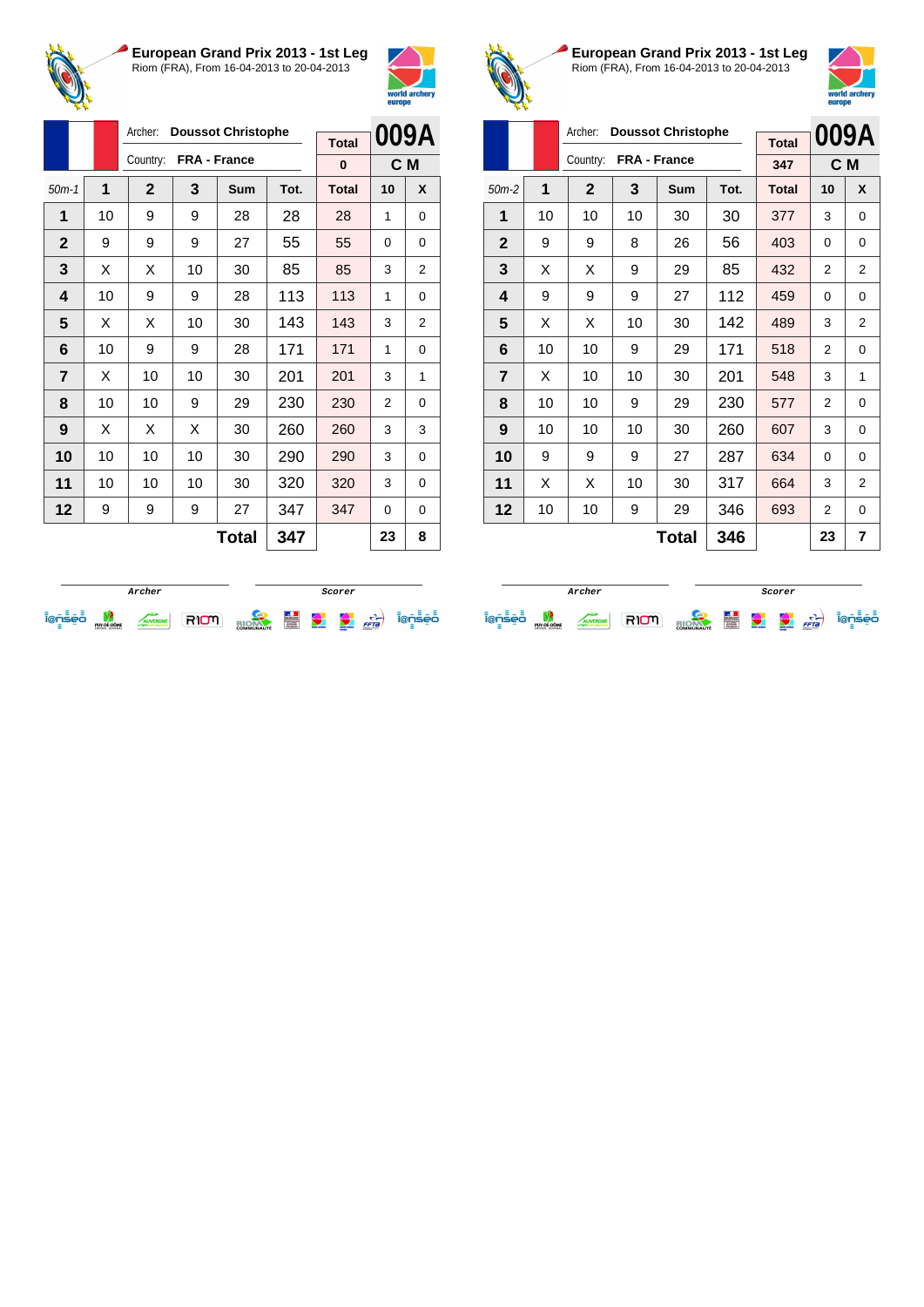## European Grand Prix 2013 - 1st Leg

Riom (FRA), From 16-04-2013 to 20-04-2013

Archer: **Doussot Christophe**

Country: **FRA - France**

Total: 0

**009A**

**C M**

| 50m-1 | 1 | 2 | 3 | Sum | Tot. | Total | 10 | X |
|---|---|---|---|---|---|---|---|---|
| 1 | 10 | 9 | 9 | 28 | 28 | 28 | 1 | 0 |
| 2 | 9 | 9 | 9 | 27 | 55 | 55 | 0 | 0 |
| 3 | X | X | 10 | 30 | 85 | 85 | 3 | 2 |
| 4 | 10 | 9 | 9 | 28 | 113 | 113 | 1 | 0 |
| 5 | X | X | 10 | 30 | 143 | 143 | 3 | 2 |
| 6 | 10 | 9 | 9 | 28 | 171 | 171 | 1 | 0 |
| 7 | X | 10 | 10 | 30 | 201 | 201 | 3 | 1 |
| 8 | 10 | 10 | 9 | 29 | 230 | 230 | 2 | 0 |
| 9 | X | X | X | 30 | 260 | 260 | 3 | 3 |
| 10 | 10 | 10 | 10 | 30 | 290 | 290 | 3 | 0 |
| 11 | 10 | 10 | 10 | 30 | 320 | 320 | 3 | 0 |
| 12 | 9 | 9 | 9 | 27 | 347 | 347 | 0 | 0 |
| | | | | **Total** | **347** | | **23** | **8** |

Archer / Scorer

## European Grand Prix 2013 - 1st Leg

Riom (FRA), From 16-04-2013 to 20-04-2013

Archer: **Doussot Christophe**

Country: **FRA - France**

Total: 347

**009A**

**C M**

| 50m-2 | 1 | 2 | 3 | Sum | Tot. | Total | 10 | X |
|---|---|---|---|---|---|---|---|---|
| 1 | 10 | 10 | 10 | 30 | 30 | 377 | 3 | 0 |
| 2 | 9 | 9 | 8 | 26 | 56 | 403 | 0 | 0 |
| 3 | X | X | 9 | 29 | 85 | 432 | 2 | 2 |
| 4 | 9 | 9 | 9 | 27 | 112 | 459 | 0 | 0 |
| 5 | X | X | 10 | 30 | 142 | 489 | 3 | 2 |
| 6 | 10 | 10 | 9 | 29 | 171 | 518 | 2 | 0 |
| 7 | X | 10 | 10 | 30 | 201 | 548 | 3 | 1 |
| 8 | 10 | 10 | 9 | 29 | 230 | 577 | 2 | 0 |
| 9 | 10 | 10 | 10 | 30 | 260 | 607 | 3 | 0 |
| 10 | 9 | 9 | 9 | 27 | 287 | 634 | 0 | 0 |
| 11 | X | X | 10 | 30 | 317 | 664 | 3 | 2 |
| 12 | 10 | 10 | 9 | 29 | 346 | 693 | 2 | 0 |
| | | | | **Total** | **346** | | **23** | **7** |

Archer / Scorer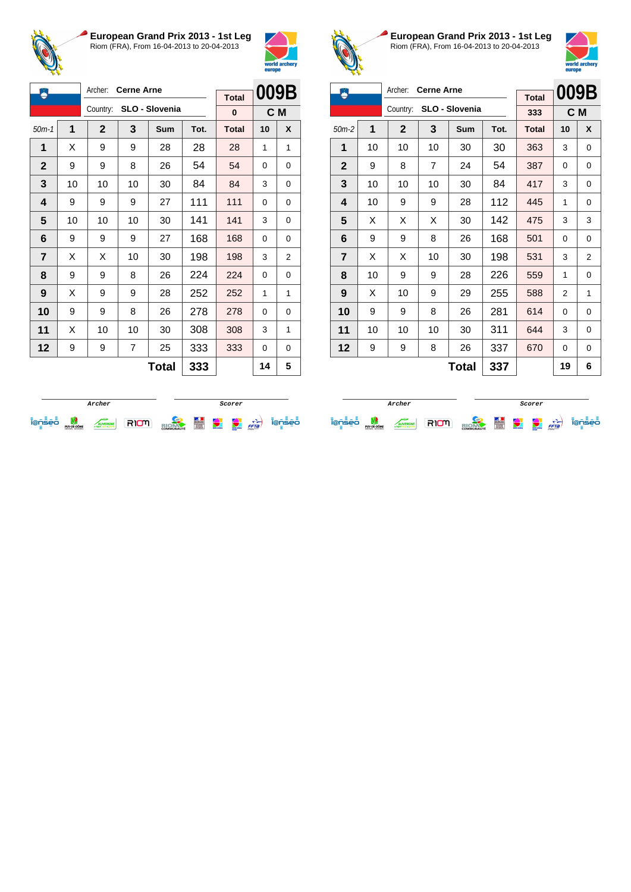## European Grand Prix 2013 - 1st Leg

Riom (FRA), From 16-04-2013 to 20-04-2013

Archer: **Cerne Arne**
Country: **SLO - Slovenia**

Total: **0**
**009B**
**C M**

| 50m-1 | 1 | 2 | 3 | Sum | Tot. | Total | 10 | X |
|---|---|---|---|---|---|---|---|---|
| 1 | X | 9 | 9 | 28 | 28 | 28 | 1 | 1 |
| 2 | 9 | 9 | 8 | 26 | 54 | 54 | 0 | 0 |
| 3 | 10 | 10 | 10 | 30 | 84 | 84 | 3 | 0 |
| 4 | 9 | 9 | 9 | 27 | 111 | 111 | 0 | 0 |
| 5 | 10 | 10 | 10 | 30 | 141 | 141 | 3 | 0 |
| 6 | 9 | 9 | 9 | 27 | 168 | 168 | 0 | 0 |
| 7 | X | X | 10 | 30 | 198 | 198 | 3 | 2 |
| 8 | 9 | 9 | 8 | 26 | 224 | 224 | 0 | 0 |
| 9 | X | 9 | 9 | 28 | 252 | 252 | 1 | 1 |
| 10 | 9 | 9 | 8 | 26 | 278 | 278 | 0 | 0 |
| 11 | X | 10 | 10 | 30 | 308 | 308 | 3 | 1 |
| 12 | 9 | 9 | 7 | 25 | 333 | 333 | 0 | 0 |
| | | | | **Total** | **333** | | **14** | **5** |

Archer / Scorer

## European Grand Prix 2013 - 1st Leg

Riom (FRA), From 16-04-2013 to 20-04-2013

Archer: **Cerne Arne**
Country: **SLO - Slovenia**

Total: **333**
**009B**
**C M**

| 50m-2 | 1 | 2 | 3 | Sum | Tot. | Total | 10 | X |
|---|---|---|---|---|---|---|---|---|
| 1 | 10 | 10 | 10 | 30 | 30 | 363 | 3 | 0 |
| 2 | 9 | 8 | 7 | 24 | 54 | 387 | 0 | 0 |
| 3 | 10 | 10 | 10 | 30 | 84 | 417 | 3 | 0 |
| 4 | 10 | 9 | 9 | 28 | 112 | 445 | 1 | 0 |
| 5 | X | X | X | 30 | 142 | 475 | 3 | 3 |
| 6 | 9 | 9 | 8 | 26 | 168 | 501 | 0 | 0 |
| 7 | X | X | 10 | 30 | 198 | 531 | 3 | 2 |
| 8 | 10 | 9 | 9 | 28 | 226 | 559 | 1 | 0 |
| 9 | X | 10 | 9 | 29 | 255 | 588 | 2 | 1 |
| 10 | 9 | 9 | 8 | 26 | 281 | 614 | 0 | 0 |
| 11 | 10 | 10 | 10 | 30 | 311 | 644 | 3 | 0 |
| 12 | 9 | 9 | 8 | 26 | 337 | 670 | 0 | 0 |
| | | | | **Total** | **337** | | **19** | **6** |

Archer / Scorer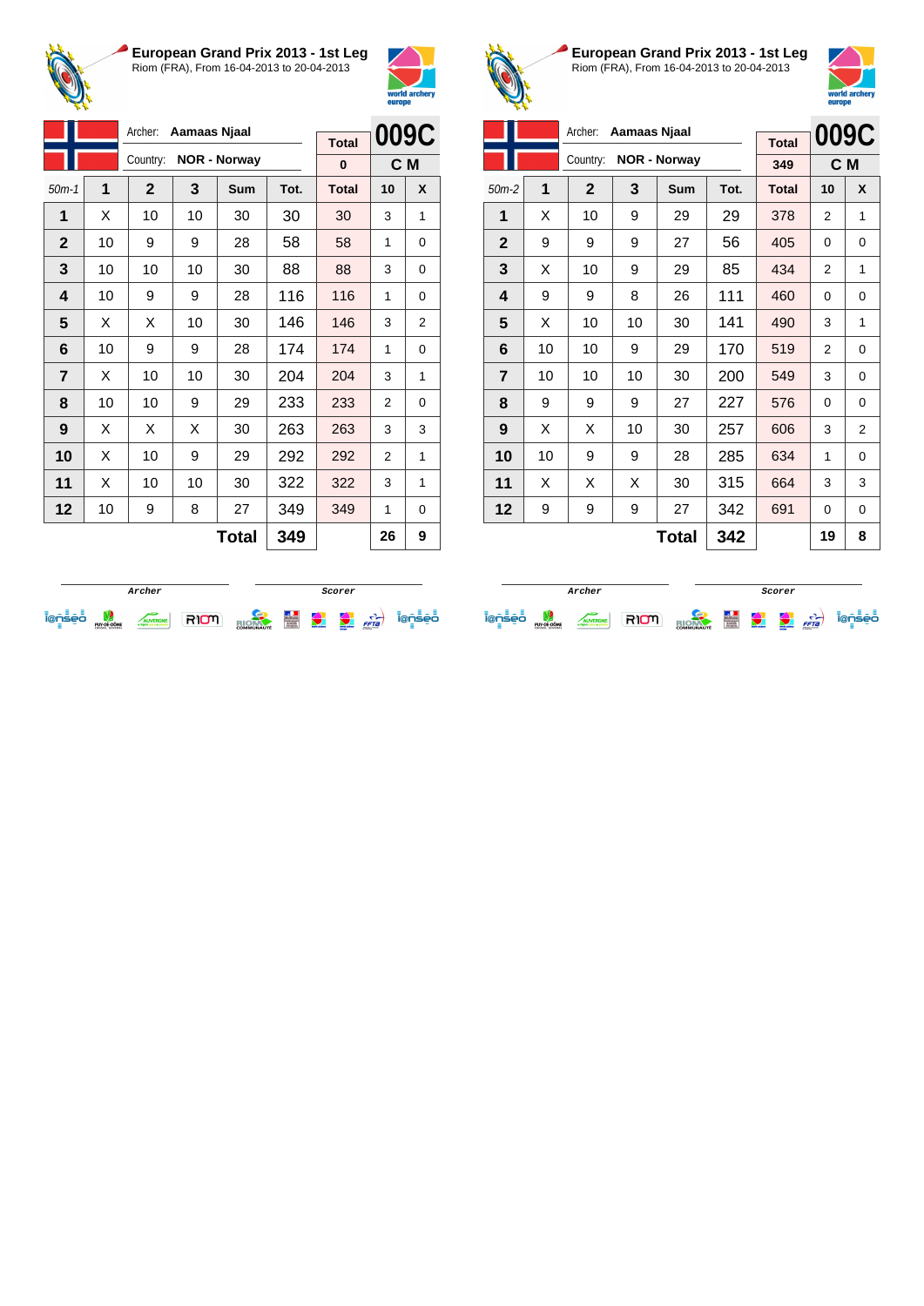**European Grand Prix 2013 - 1st Leg**
Riom (FRA), From 16-04-2013 to 20-04-2013

Archer: **Aamaas Njaal**
Country: **NOR - Norway**

| Total | 009C |
| --- | --- |
| 0 | C M |

| 50m-1 | 1 | 2 | 3 | Sum | Tot. | Total | 10 | X |
| --- | --- | --- | --- | --- | --- | --- | --- | --- |
| 1 | X | 10 | 10 | 30 | 30 | 30 | 3 | 1 |
| 2 | 10 | 9 | 9 | 28 | 58 | 58 | 1 | 0 |
| 3 | 10 | 10 | 10 | 30 | 88 | 88 | 3 | 0 |
| 4 | 10 | 9 | 9 | 28 | 116 | 116 | 1 | 0 |
| 5 | X | X | 10 | 30 | 146 | 146 | 3 | 2 |
| 6 | 10 | 9 | 9 | 28 | 174 | 174 | 1 | 0 |
| 7 | X | 10 | 10 | 30 | 204 | 204 | 3 | 1 |
| 8 | 10 | 10 | 9 | 29 | 233 | 233 | 2 | 0 |
| 9 | X | X | X | 30 | 263 | 263 | 3 | 3 |
| 10 | X | 10 | 9 | 29 | 292 | 292 | 2 | 1 |
| 11 | X | 10 | 10 | 30 | 322 | 322 | 3 | 1 |
| 12 | 10 | 9 | 8 | 27 | 349 | 349 | 1 | 0 |
| | | | | **Total** | **349** | | **26** | **9** |

Archer　　　　Scorer

**European Grand Prix 2013 - 1st Leg**
Riom (FRA), From 16-04-2013 to 20-04-2013

Archer: **Aamaas Njaal**
Country: **NOR - Norway**

| Total | 009C |
| --- | --- |
| 349 | C M |

| 50m-2 | 1 | 2 | 3 | Sum | Tot. | Total | 10 | X |
| --- | --- | --- | --- | --- | --- | --- | --- | --- |
| 1 | X | 10 | 9 | 29 | 29 | 378 | 2 | 1 |
| 2 | 9 | 9 | 9 | 27 | 56 | 405 | 0 | 0 |
| 3 | X | 10 | 9 | 29 | 85 | 434 | 2 | 1 |
| 4 | 9 | 9 | 8 | 26 | 111 | 460 | 0 | 0 |
| 5 | X | 10 | 10 | 30 | 141 | 490 | 3 | 1 |
| 6 | 10 | 10 | 9 | 29 | 170 | 519 | 2 | 0 |
| 7 | 10 | 10 | 10 | 30 | 200 | 549 | 3 | 0 |
| 8 | 9 | 9 | 9 | 27 | 227 | 576 | 0 | 0 |
| 9 | X | X | 10 | 30 | 257 | 606 | 3 | 2 |
| 10 | 10 | 9 | 9 | 28 | 285 | 634 | 1 | 0 |
| 11 | X | X | X | 30 | 315 | 664 | 3 | 3 |
| 12 | 9 | 9 | 9 | 27 | 342 | 691 | 0 | 0 |
| | | | | **Total** | **342** | | **19** | **8** |

Archer　　　　Scorer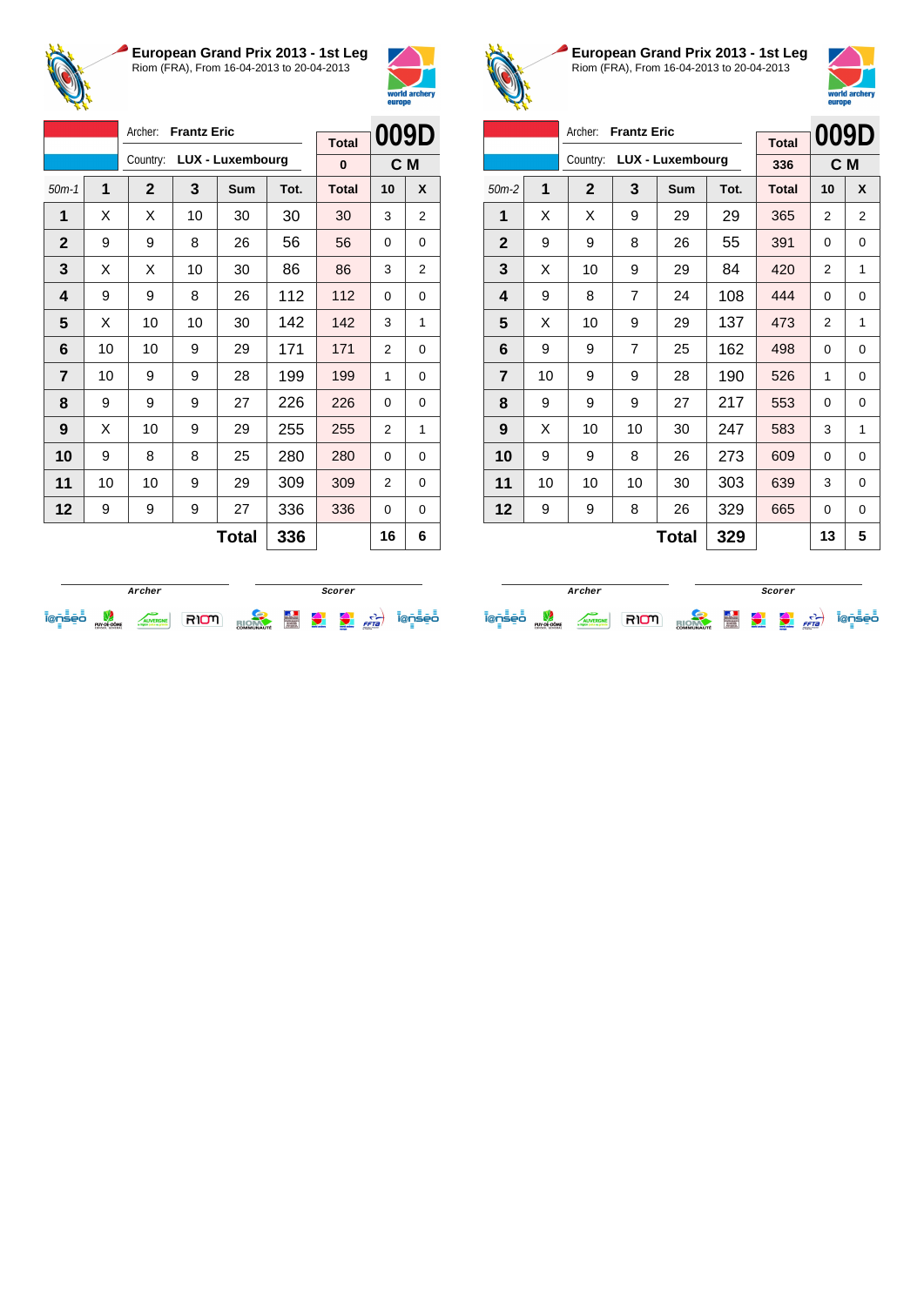## European Grand Prix 2013 - 1st Leg

Riom (FRA), From 16-04-2013 to 20-04-2013

Archer: **Frantz Eric**
Country: **LUX - Luxembourg**

| Total | 009D |
|---|---|
| 0 | C M |

| 50m-1 | 1 | 2 | 3 | Sum | Tot. | Total | 10 | X |
|---|---|---|---|---|---|---|---|---|
| 1 | X | X | 10 | 30 | 30 | 30 | 3 | 2 |
| 2 | 9 | 9 | 8 | 26 | 56 | 56 | 0 | 0 |
| 3 | X | X | 10 | 30 | 86 | 86 | 3 | 2 |
| 4 | 9 | 9 | 8 | 26 | 112 | 112 | 0 | 0 |
| 5 | X | 10 | 10 | 30 | 142 | 142 | 3 | 1 |
| 6 | 10 | 10 | 9 | 29 | 171 | 171 | 2 | 0 |
| 7 | 10 | 9 | 9 | 28 | 199 | 199 | 1 | 0 |
| 8 | 9 | 9 | 9 | 27 | 226 | 226 | 0 | 0 |
| 9 | X | 10 | 9 | 29 | 255 | 255 | 2 | 1 |
| 10 | 9 | 8 | 8 | 25 | 280 | 280 | 0 | 0 |
| 11 | 10 | 10 | 9 | 29 | 309 | 309 | 2 | 0 |
| 12 | 9 | 9 | 9 | 27 | 336 | 336 | 0 | 0 |
| | | | | **Total** | **336** | | **16** | **6** |

Archer — Scorer

## European Grand Prix 2013 - 1st Leg

Riom (FRA), From 16-04-2013 to 20-04-2013

Archer: **Frantz Eric**
Country: **LUX - Luxembourg**

| Total | 009D |
|---|---|
| 336 | C M |

| 50m-2 | 1 | 2 | 3 | Sum | Tot. | Total | 10 | X |
|---|---|---|---|---|---|---|---|---|
| 1 | X | X | 9 | 29 | 29 | 365 | 2 | 2 |
| 2 | 9 | 9 | 8 | 26 | 55 | 391 | 0 | 0 |
| 3 | X | 10 | 9 | 29 | 84 | 420 | 2 | 1 |
| 4 | 9 | 8 | 7 | 24 | 108 | 444 | 0 | 0 |
| 5 | X | 10 | 9 | 29 | 137 | 473 | 2 | 1 |
| 6 | 9 | 9 | 7 | 25 | 162 | 498 | 0 | 0 |
| 7 | 10 | 9 | 9 | 28 | 190 | 526 | 1 | 0 |
| 8 | 9 | 9 | 9 | 27 | 217 | 553 | 0 | 0 |
| 9 | X | 10 | 10 | 30 | 247 | 583 | 3 | 1 |
| 10 | 9 | 9 | 8 | 26 | 273 | 609 | 0 | 0 |
| 11 | 10 | 10 | 10 | 30 | 303 | 639 | 3 | 0 |
| 12 | 9 | 9 | 8 | 26 | 329 | 665 | 0 | 0 |
| | | | | **Total** | **329** | | **13** | **5** |

Archer — Scorer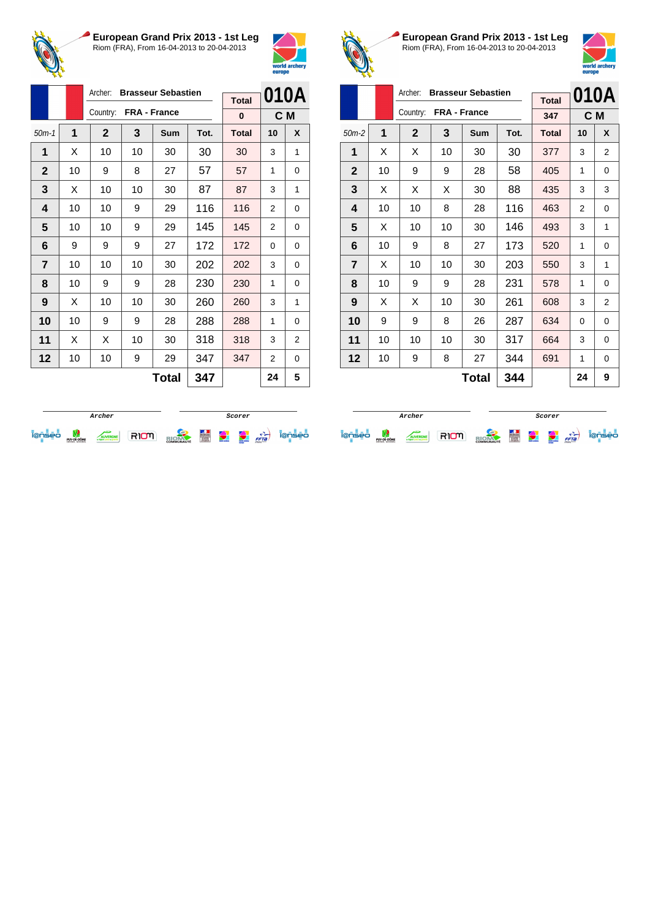## European Grand Prix 2013 - 1st Leg

Riom (FRA), From 16-04-2013 to 20-04-2013

Archer: **Brasseur Sebastien**
Country: **FRA - France**

| Total | 010A |
|---|---|
| 0 | C M |

| 50m-1 | 1 | 2 | 3 | Sum | Tot. | Total | 10 | X |
|---|---|---|---|---|---|---|---|---|
| 1 | X | 10 | 10 | 30 | 30 | 30 | 3 | 1 |
| 2 | 10 | 9 | 8 | 27 | 57 | 57 | 1 | 0 |
| 3 | X | 10 | 10 | 30 | 87 | 87 | 3 | 1 |
| 4 | 10 | 10 | 9 | 29 | 116 | 116 | 2 | 0 |
| 5 | 10 | 10 | 9 | 29 | 145 | 145 | 2 | 0 |
| 6 | 9 | 9 | 9 | 27 | 172 | 172 | 0 | 0 |
| 7 | 10 | 10 | 10 | 30 | 202 | 202 | 3 | 0 |
| 8 | 10 | 9 | 9 | 28 | 230 | 230 | 1 | 0 |
| 9 | X | 10 | 10 | 30 | 260 | 260 | 3 | 1 |
| 10 | 10 | 9 | 9 | 28 | 288 | 288 | 1 | 0 |
| 11 | X | X | 10 | 30 | 318 | 318 | 3 | 2 |
| 12 | 10 | 10 | 9 | 29 | 347 | 347 | 2 | 0 |
| | | | | **Total** | **347** | | **24** | **5** |

Archer — Scorer

## European Grand Prix 2013 - 1st Leg

Riom (FRA), From 16-04-2013 to 20-04-2013

Archer: **Brasseur Sebastien**
Country: **FRA - France**

| Total | 010A |
|---|---|
| 347 | C M |

| 50m-2 | 1 | 2 | 3 | Sum | Tot. | Total | 10 | X |
|---|---|---|---|---|---|---|---|---|
| 1 | X | X | 10 | 30 | 30 | 377 | 3 | 2 |
| 2 | 10 | 9 | 9 | 28 | 58 | 405 | 1 | 0 |
| 3 | X | X | X | 30 | 88 | 435 | 3 | 3 |
| 4 | 10 | 10 | 8 | 28 | 116 | 463 | 2 | 0 |
| 5 | X | 10 | 10 | 30 | 146 | 493 | 3 | 1 |
| 6 | 10 | 9 | 8 | 27 | 173 | 520 | 1 | 0 |
| 7 | X | 10 | 10 | 30 | 203 | 550 | 3 | 1 |
| 8 | 10 | 9 | 9 | 28 | 231 | 578 | 1 | 0 |
| 9 | X | X | 10 | 30 | 261 | 608 | 3 | 2 |
| 10 | 9 | 9 | 8 | 26 | 287 | 634 | 0 | 0 |
| 11 | 10 | 10 | 10 | 30 | 317 | 664 | 3 | 0 |
| 12 | 10 | 9 | 8 | 27 | 344 | 691 | 1 | 0 |
| | | | | **Total** | **344** | | **24** | **9** |

Archer — Scorer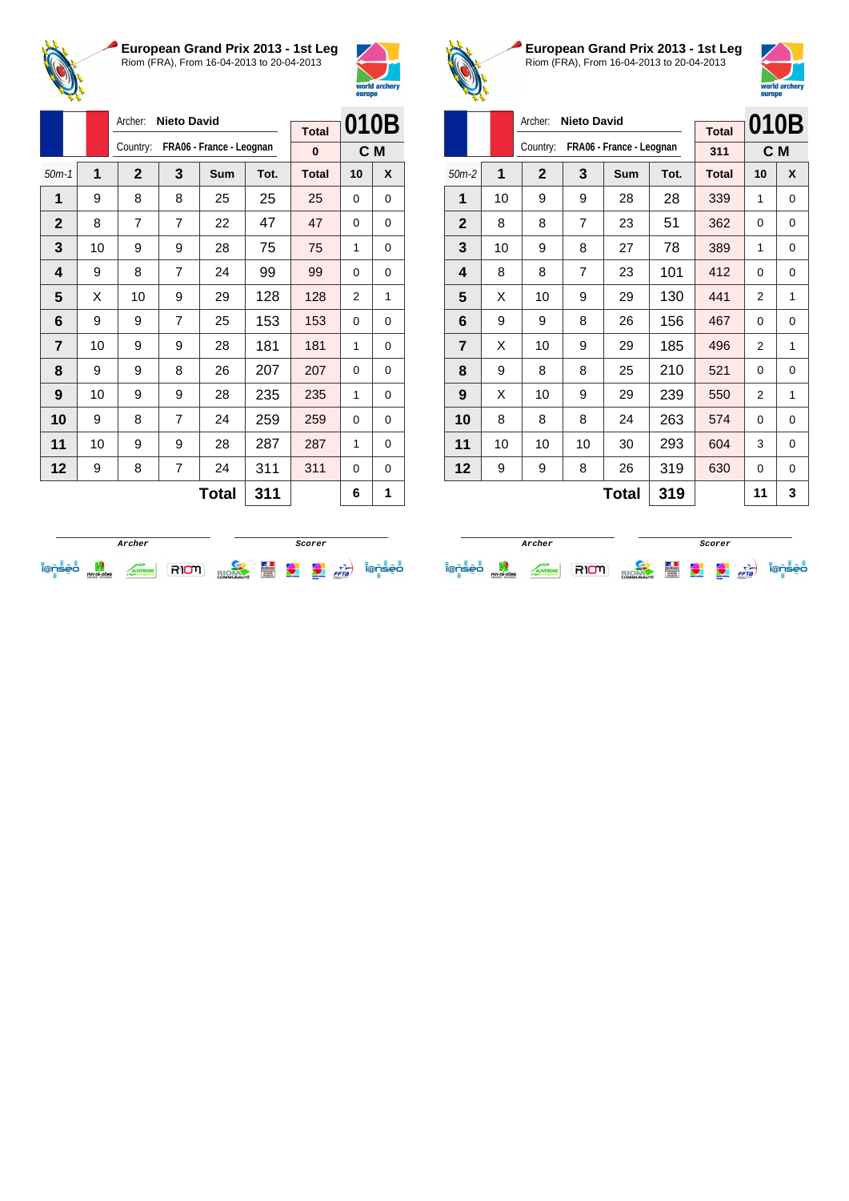## European Grand Prix 2013 - 1st Leg

Riom (FRA), From 16-04-2013 to 20-04-2013

Archer: **Nieto David**
Country: **FRA06 - France - Leognan**

| Total | 010B |
|---|---|
| 0 | C M |

| 50m-1 | 1 | 2 | 3 | Sum | Tot. | Total | 10 | X |
|---|---|---|---|---|---|---|---|---|
| 1 | 9 | 8 | 8 | 25 | 25 | 25 | 0 | 0 |
| 2 | 8 | 7 | 7 | 22 | 47 | 47 | 0 | 0 |
| 3 | 10 | 9 | 9 | 28 | 75 | 75 | 1 | 0 |
| 4 | 9 | 8 | 7 | 24 | 99 | 99 | 0 | 0 |
| 5 | X | 10 | 9 | 29 | 128 | 128 | 2 | 1 |
| 6 | 9 | 9 | 7 | 25 | 153 | 153 | 0 | 0 |
| 7 | 10 | 9 | 9 | 28 | 181 | 181 | 1 | 0 |
| 8 | 9 | 9 | 8 | 26 | 207 | 207 | 0 | 0 |
| 9 | 10 | 9 | 9 | 28 | 235 | 235 | 1 | 0 |
| 10 | 9 | 8 | 7 | 24 | 259 | 259 | 0 | 0 |
| 11 | 10 | 9 | 9 | 28 | 287 | 287 | 1 | 0 |
| 12 | 9 | 8 | 7 | 24 | 311 | 311 | 0 | 0 |
| | | | | **Total** | **311** | | **6** | **1** |

Archer ______ Scorer ______

## European Grand Prix 2013 - 1st Leg

Riom (FRA), From 16-04-2013 to 20-04-2013

Archer: **Nieto David**
Country: **FRA06 - France - Leognan**

| Total | 010B |
|---|---|
| 311 | C M |

| 50m-2 | 1 | 2 | 3 | Sum | Tot. | Total | 10 | X |
|---|---|---|---|---|---|---|---|---|
| 1 | 10 | 9 | 9 | 28 | 28 | 339 | 1 | 0 |
| 2 | 8 | 8 | 7 | 23 | 51 | 362 | 0 | 0 |
| 3 | 10 | 9 | 8 | 27 | 78 | 389 | 1 | 0 |
| 4 | 8 | 8 | 7 | 23 | 101 | 412 | 0 | 0 |
| 5 | X | 10 | 9 | 29 | 130 | 441 | 2 | 1 |
| 6 | 9 | 9 | 8 | 26 | 156 | 467 | 0 | 0 |
| 7 | X | 10 | 9 | 29 | 185 | 496 | 2 | 1 |
| 8 | 9 | 8 | 8 | 25 | 210 | 521 | 0 | 0 |
| 9 | X | 10 | 9 | 29 | 239 | 550 | 2 | 1 |
| 10 | 8 | 8 | 8 | 24 | 263 | 574 | 0 | 0 |
| 11 | 10 | 10 | 10 | 30 | 293 | 604 | 3 | 0 |
| 12 | 9 | 9 | 8 | 26 | 319 | 630 | 0 | 0 |
| | | | | **Total** | **319** | | **11** | **3** |

Archer ______ Scorer ______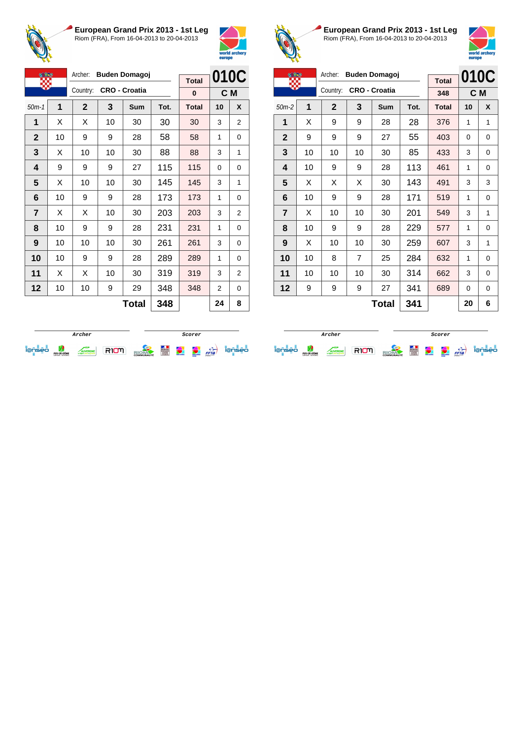# European Grand Prix 2013 - 1st Leg

Riom (FRA), From 16-04-2013 to 20-04-2013

Archer: **Buden Domagoj**

Country: **CRO - Croatia**

| Total | 010C |
|---|---|
| 0 | C M |

| 50m-1 | 1 | 2 | 3 | Sum | Tot. | Total | 10 | X |
|---|---|---|---|---|---|---|---|---|
| 1 | X | X | 10 | 30 | 30 | 30 | 3 | 2 |
| 2 | 10 | 9 | 9 | 28 | 58 | 58 | 1 | 0 |
| 3 | X | 10 | 10 | 30 | 88 | 88 | 3 | 1 |
| 4 | 9 | 9 | 9 | 27 | 115 | 115 | 0 | 0 |
| 5 | X | 10 | 10 | 30 | 145 | 145 | 3 | 1 |
| 6 | 10 | 9 | 9 | 28 | 173 | 173 | 1 | 0 |
| 7 | X | X | 10 | 30 | 203 | 203 | 3 | 2 |
| 8 | 10 | 9 | 9 | 28 | 231 | 231 | 1 | 0 |
| 9 | 10 | 10 | 10 | 30 | 261 | 261 | 3 | 0 |
| 10 | 10 | 9 | 9 | 28 | 289 | 289 | 1 | 0 |
| 11 | X | X | 10 | 30 | 319 | 319 | 3 | 2 |
| 12 | 10 | 10 | 9 | 29 | 348 | 348 | 2 | 0 |
| | | | | **Total** | **348** | | **24** | **8** |

Archer &nbsp;&nbsp;&nbsp;&nbsp; Scorer

# European Grand Prix 2013 - 1st Leg

Riom (FRA), From 16-04-2013 to 20-04-2013

Archer: **Buden Domagoj**

Country: **CRO - Croatia**

| Total | 010C |
|---|---|
| 348 | C M |

| 50m-2 | 1 | 2 | 3 | Sum | Tot. | Total | 10 | X |
|---|---|---|---|---|---|---|---|---|
| 1 | X | 9 | 9 | 28 | 28 | 376 | 1 | 1 |
| 2 | 9 | 9 | 9 | 27 | 55 | 403 | 0 | 0 |
| 3 | 10 | 10 | 10 | 30 | 85 | 433 | 3 | 0 |
| 4 | 10 | 9 | 9 | 28 | 113 | 461 | 1 | 0 |
| 5 | X | X | X | 30 | 143 | 491 | 3 | 3 |
| 6 | 10 | 9 | 9 | 28 | 171 | 519 | 1 | 0 |
| 7 | X | 10 | 10 | 30 | 201 | 549 | 3 | 1 |
| 8 | 10 | 9 | 9 | 28 | 229 | 577 | 1 | 0 |
| 9 | X | 10 | 10 | 30 | 259 | 607 | 3 | 1 |
| 10 | 10 | 8 | 7 | 25 | 284 | 632 | 1 | 0 |
| 11 | 10 | 10 | 10 | 30 | 314 | 662 | 3 | 0 |
| 12 | 9 | 9 | 9 | 27 | 341 | 689 | 0 | 0 |
| | | | | **Total** | **341** | | **20** | **6** |

Archer &nbsp;&nbsp;&nbsp;&nbsp; Scorer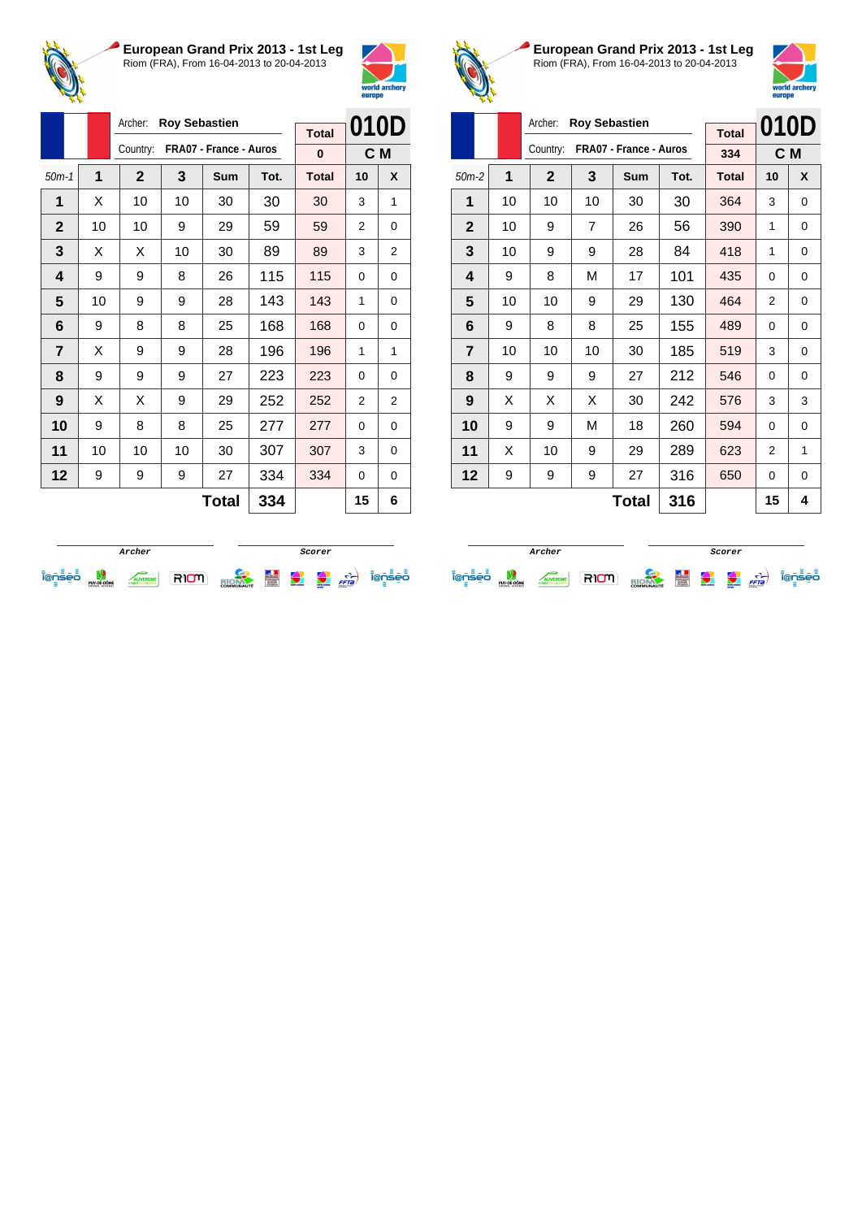## European Grand Prix 2013 - 1st Leg

Riom (FRA), From 16-04-2013 to 20-04-2013

| | Archer: | Roy Sebastien | | | Total | 010D | |
|---|---|---|---|---|---|---|---|
| | Country: | FRA07 - France - Auros | | | 0 | C M | |
| 50m-1 | 1 | 2 | 3 | Sum | Tot. | Total | 10 | X |
| 1 | X | 10 | 10 | 30 | 30 | 30 | 3 | 1 |
| 2 | 10 | 10 | 9 | 29 | 59 | 59 | 2 | 0 |
| 3 | X | X | 10 | 30 | 89 | 89 | 3 | 2 |
| 4 | 9 | 9 | 8 | 26 | 115 | 115 | 0 | 0 |
| 5 | 10 | 9 | 9 | 28 | 143 | 143 | 1 | 0 |
| 6 | 9 | 8 | 8 | 25 | 168 | 168 | 0 | 0 |
| 7 | X | 9 | 9 | 28 | 196 | 196 | 1 | 1 |
| 8 | 9 | 9 | 9 | 27 | 223 | 223 | 0 | 0 |
| 9 | X | X | 9 | 29 | 252 | 252 | 2 | 2 |
| 10 | 9 | 8 | 8 | 25 | 277 | 277 | 0 | 0 |
| 11 | 10 | 10 | 10 | 30 | 307 | 307 | 3 | 0 |
| 12 | 9 | 9 | 9 | 27 | 334 | 334 | 0 | 0 |
| | | | | Total | 334 | | 15 | 6 |

Archer / Scorer

## European Grand Prix 2013 - 1st Leg

Riom (FRA), From 16-04-2013 to 20-04-2013

| | Archer: | Roy Sebastien | | | Total | 010D | |
|---|---|---|---|---|---|---|---|
| | Country: | FRA07 - France - Auros | | | 334 | C M | |
| 50m-2 | 1 | 2 | 3 | Sum | Tot. | Total | 10 | X |
| 1 | 10 | 10 | 10 | 30 | 30 | 364 | 3 | 0 |
| 2 | 10 | 9 | 7 | 26 | 56 | 390 | 1 | 0 |
| 3 | 10 | 9 | 9 | 28 | 84 | 418 | 1 | 0 |
| 4 | 9 | 8 | M | 17 | 101 | 435 | 0 | 0 |
| 5 | 10 | 10 | 9 | 29 | 130 | 464 | 2 | 0 |
| 6 | 9 | 8 | 8 | 25 | 155 | 489 | 0 | 0 |
| 7 | 10 | 10 | 10 | 30 | 185 | 519 | 3 | 0 |
| 8 | 9 | 9 | 9 | 27 | 212 | 546 | 0 | 0 |
| 9 | X | X | X | 30 | 242 | 576 | 3 | 3 |
| 10 | 9 | 9 | M | 18 | 260 | 594 | 0 | 0 |
| 11 | X | 10 | 9 | 29 | 289 | 623 | 2 | 1 |
| 12 | 9 | 9 | 9 | 27 | 316 | 650 | 0 | 0 |
| | | | | Total | 316 | | 15 | 4 |

Archer / Scorer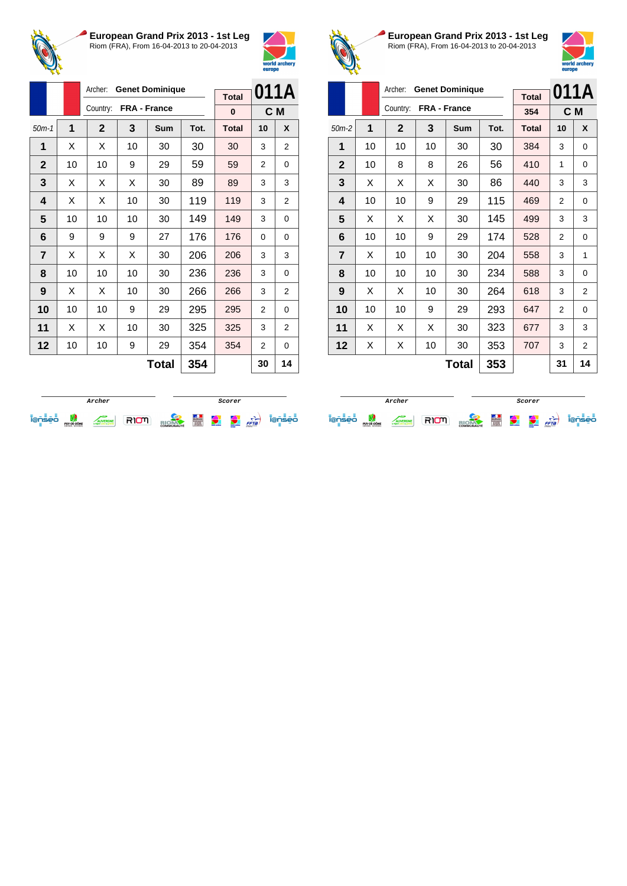# European Grand Prix 2013 - 1st Leg

Riom (FRA), From 16-04-2013 to 20-04-2013

Archer: **Genet Dominique**

Country: **FRA - France**

Total: 0

**011A**

**C M**

| 50m-1 | 1 | 2 | 3 | Sum | Tot. | Total | 10 | X |
|---|---|---|---|---|---|---|---|---|
| 1 | X | X | 10 | 30 | 30 | 30 | 3 | 2 |
| 2 | 10 | 10 | 9 | 29 | 59 | 59 | 2 | 0 |
| 3 | X | X | X | 30 | 89 | 89 | 3 | 3 |
| 4 | X | X | 10 | 30 | 119 | 119 | 3 | 2 |
| 5 | 10 | 10 | 10 | 30 | 149 | 149 | 3 | 0 |
| 6 | 9 | 9 | 9 | 27 | 176 | 176 | 0 | 0 |
| 7 | X | X | X | 30 | 206 | 206 | 3 | 3 |
| 8 | 10 | 10 | 10 | 30 | 236 | 236 | 3 | 0 |
| 9 | X | X | 10 | 30 | 266 | 266 | 3 | 2 |
| 10 | 10 | 10 | 9 | 29 | 295 | 295 | 2 | 0 |
| 11 | X | X | 10 | 30 | 325 | 325 | 3 | 2 |
| 12 | 10 | 10 | 9 | 29 | 354 | 354 | 2 | 0 |
| | | | | **Total** | **354** | | **30** | **14** |

Archer | Scorer

# European Grand Prix 2013 - 1st Leg

Riom (FRA), From 16-04-2013 to 20-04-2013

Archer: **Genet Dominique**

Country: **FRA - France**

Total: 354

**011A**

**C M**

| 50m-2 | 1 | 2 | 3 | Sum | Tot. | Total | 10 | X |
|---|---|---|---|---|---|---|---|---|
| 1 | 10 | 10 | 10 | 30 | 30 | 384 | 3 | 0 |
| 2 | 10 | 8 | 8 | 26 | 56 | 410 | 1 | 0 |
| 3 | X | X | X | 30 | 86 | 440 | 3 | 3 |
| 4 | 10 | 10 | 9 | 29 | 115 | 469 | 2 | 0 |
| 5 | X | X | X | 30 | 145 | 499 | 3 | 3 |
| 6 | 10 | 10 | 9 | 29 | 174 | 528 | 2 | 0 |
| 7 | X | 10 | 10 | 30 | 204 | 558 | 3 | 1 |
| 8 | 10 | 10 | 10 | 30 | 234 | 588 | 3 | 0 |
| 9 | X | X | 10 | 30 | 264 | 618 | 3 | 2 |
| 10 | 10 | 10 | 9 | 29 | 293 | 647 | 2 | 0 |
| 11 | X | X | X | 30 | 323 | 677 | 3 | 3 |
| 12 | X | X | 10 | 30 | 353 | 707 | 3 | 2 |
| | | | | **Total** | **353** | | **31** | **14** |

Archer | Scorer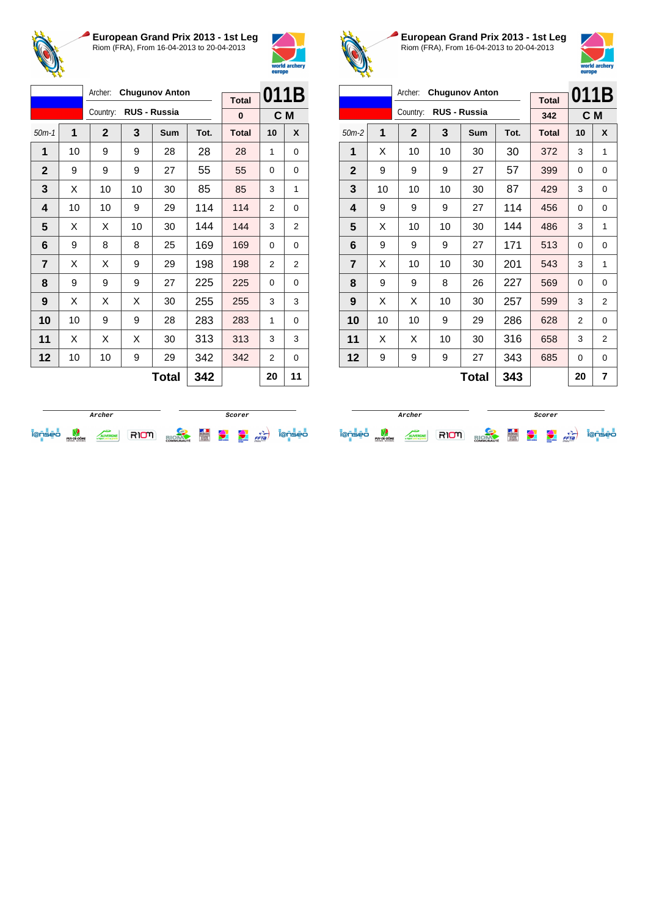## European Grand Prix 2013 - 1st Leg

Riom (FRA), From 16-04-2013 to 20-04-2013

Archer: **Chugunov Anton**
Country: **RUS - Russia**

| | | | | | | Total | 011B | |
|---|---|---|---|---|---|---|---|---|
| | | | | | | 0 | C M | |
| 50m-1 | 1 | 2 | 3 | Sum | Tot. | Total | 10 | X |
| 1 | 10 | 9 | 9 | 28 | 28 | 28 | 1 | 0 |
| 2 | 9 | 9 | 9 | 27 | 55 | 55 | 0 | 0 |
| 3 | X | 10 | 10 | 30 | 85 | 85 | 3 | 1 |
| 4 | 10 | 10 | 9 | 29 | 114 | 114 | 2 | 0 |
| 5 | X | X | 10 | 30 | 144 | 144 | 3 | 2 |
| 6 | 9 | 8 | 8 | 25 | 169 | 169 | 0 | 0 |
| 7 | X | X | 9 | 29 | 198 | 198 | 2 | 2 |
| 8 | 9 | 9 | 9 | 27 | 225 | 225 | 0 | 0 |
| 9 | X | X | X | 30 | 255 | 255 | 3 | 3 |
| 10 | 10 | 9 | 9 | 28 | 283 | 283 | 1 | 0 |
| 11 | X | X | X | 30 | 313 | 313 | 3 | 3 |
| 12 | 10 | 10 | 9 | 29 | 342 | 342 | 2 | 0 |
| | | | | Total | 342 | | 20 | 11 |

Archer | Scorer

## European Grand Prix 2013 - 1st Leg

Riom (FRA), From 16-04-2013 to 20-04-2013

Archer: **Chugunov Anton**
Country: **RUS - Russia**

| | | | | | | Total | 011B | |
|---|---|---|---|---|---|---|---|---|
| | | | | | | 342 | C M | |
| 50m-2 | 1 | 2 | 3 | Sum | Tot. | Total | 10 | X |
| 1 | X | 10 | 10 | 30 | 30 | 372 | 3 | 1 |
| 2 | 9 | 9 | 9 | 27 | 57 | 399 | 0 | 0 |
| 3 | 10 | 10 | 10 | 30 | 87 | 429 | 3 | 0 |
| 4 | 9 | 9 | 9 | 27 | 114 | 456 | 0 | 0 |
| 5 | X | 10 | 10 | 30 | 144 | 486 | 3 | 1 |
| 6 | 9 | 9 | 9 | 27 | 171 | 513 | 0 | 0 |
| 7 | X | 10 | 10 | 30 | 201 | 543 | 3 | 1 |
| 8 | 9 | 9 | 8 | 26 | 227 | 569 | 0 | 0 |
| 9 | X | X | 10 | 30 | 257 | 599 | 3 | 2 |
| 10 | 10 | 10 | 9 | 29 | 286 | 628 | 2 | 0 |
| 11 | X | X | 10 | 30 | 316 | 658 | 3 | 2 |
| 12 | 9 | 9 | 9 | 27 | 343 | 685 | 0 | 0 |
| | | | | Total | 343 | | 20 | 7 |

Archer | Scorer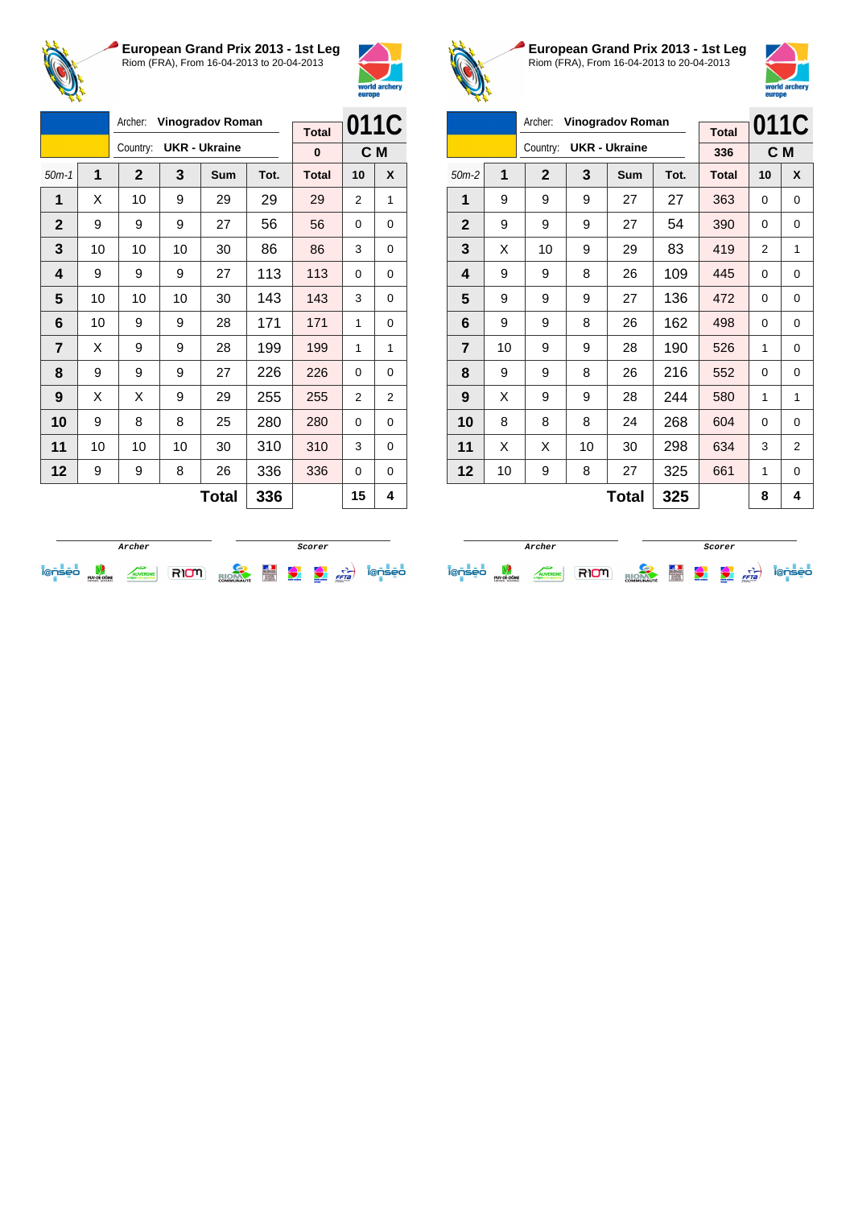## European Grand Prix 2013 - 1st Leg
Riom (FRA), From 16-04-2013 to 20-04-2013

Archer: **Vinogradov Roman**
Country: **UKR - Ukraine**
Total: 0
**011C**
**C M**

| 50m-1 | 1 | 2 | 3 | Sum | Tot. | Total | 10 | X |
|---|---|---|---|---|---|---|---|---|
| 1 | X | 10 | 9 | 29 | 29 | 29 | 2 | 1 |
| 2 | 9 | 9 | 9 | 27 | 56 | 56 | 0 | 0 |
| 3 | 10 | 10 | 10 | 30 | 86 | 86 | 3 | 0 |
| 4 | 9 | 9 | 9 | 27 | 113 | 113 | 0 | 0 |
| 5 | 10 | 10 | 10 | 30 | 143 | 143 | 3 | 0 |
| 6 | 10 | 9 | 9 | 28 | 171 | 171 | 1 | 0 |
| 7 | X | 9 | 9 | 28 | 199 | 199 | 1 | 1 |
| 8 | 9 | 9 | 9 | 27 | 226 | 226 | 0 | 0 |
| 9 | X | X | 9 | 29 | 255 | 255 | 2 | 2 |
| 10 | 9 | 8 | 8 | 25 | 280 | 280 | 0 | 0 |
| 11 | 10 | 10 | 10 | 30 | 310 | 310 | 3 | 0 |
| 12 | 9 | 9 | 8 | 26 | 336 | 336 | 0 | 0 |
| | | | | **Total** | **336** | | **15** | **4** |

Archer / Scorer

## European Grand Prix 2013 - 1st Leg
Riom (FRA), From 16-04-2013 to 20-04-2013

Archer: **Vinogradov Roman**
Country: **UKR - Ukraine**
Total: 336
**011C**
**C M**

| 50m-2 | 1 | 2 | 3 | Sum | Tot. | Total | 10 | X |
|---|---|---|---|---|---|---|---|---|
| 1 | 9 | 9 | 9 | 27 | 27 | 363 | 0 | 0 |
| 2 | 9 | 9 | 9 | 27 | 54 | 390 | 0 | 0 |
| 3 | X | 10 | 9 | 29 | 83 | 419 | 2 | 1 |
| 4 | 9 | 9 | 8 | 26 | 109 | 445 | 0 | 0 |
| 5 | 9 | 9 | 9 | 27 | 136 | 472 | 0 | 0 |
| 6 | 9 | 9 | 8 | 26 | 162 | 498 | 0 | 0 |
| 7 | 10 | 9 | 9 | 28 | 190 | 526 | 1 | 0 |
| 8 | 9 | 9 | 8 | 26 | 216 | 552 | 0 | 0 |
| 9 | X | 9 | 9 | 28 | 244 | 580 | 1 | 1 |
| 10 | 8 | 8 | 8 | 24 | 268 | 604 | 0 | 0 |
| 11 | X | X | 10 | 30 | 298 | 634 | 3 | 2 |
| 12 | 10 | 9 | 8 | 27 | 325 | 661 | 1 | 0 |
| | | | | **Total** | **325** | | **8** | **4** |

Archer / Scorer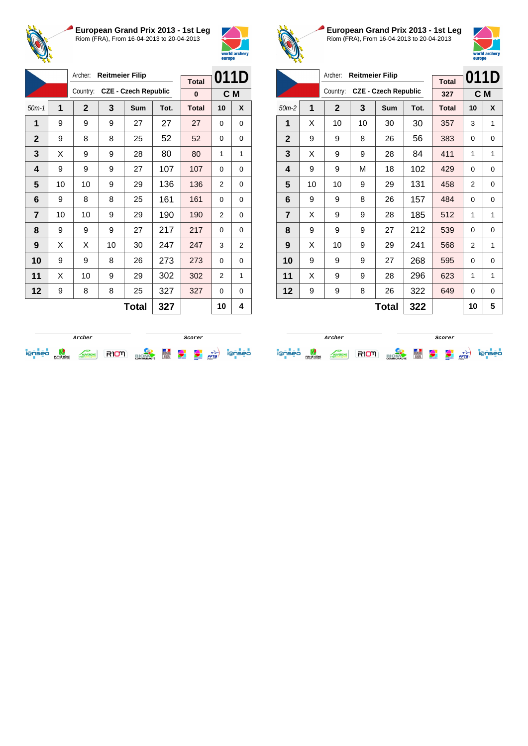## European Grand Prix 2013 - 1st Leg

Riom (FRA), From 16-04-2013 to 20-04-2013

| | Archer: | Reitmeier Filip | | | | Total | 011D | |
|---|---|---|---|---|---|---|---|---|
| | Country: | CZE - Czech Republic | | | | 0 | C M | |
| 50m-1 | 1 | 2 | 3 | Sum | Tot. | Total | 10 | X |
| 1 | 9 | 9 | 9 | 27 | 27 | 27 | 0 | 0 |
| 2 | 9 | 8 | 8 | 25 | 52 | 52 | 0 | 0 |
| 3 | X | 9 | 9 | 28 | 80 | 80 | 1 | 1 |
| 4 | 9 | 9 | 9 | 27 | 107 | 107 | 0 | 0 |
| 5 | 10 | 10 | 9 | 29 | 136 | 136 | 2 | 0 |
| 6 | 9 | 8 | 8 | 25 | 161 | 161 | 0 | 0 |
| 7 | 10 | 10 | 9 | 29 | 190 | 190 | 2 | 0 |
| 8 | 9 | 9 | 9 | 27 | 217 | 217 | 0 | 0 |
| 9 | X | X | 10 | 30 | 247 | 247 | 3 | 2 |
| 10 | 9 | 9 | 8 | 26 | 273 | 273 | 0 | 0 |
| 11 | X | 10 | 9 | 29 | 302 | 302 | 2 | 1 |
| 12 | 9 | 8 | 8 | 25 | 327 | 327 | 0 | 0 |
| | | | | Total | 327 | | 10 | 4 |

Archer Scorer

## European Grand Prix 2013 - 1st Leg

Riom (FRA), From 16-04-2013 to 20-04-2013

| | Archer: | Reitmeier Filip | | | | Total | 011D | |
|---|---|---|---|---|---|---|---|---|
| | Country: | CZE - Czech Republic | | | | 327 | C M | |
| 50m-2 | 1 | 2 | 3 | Sum | Tot. | Total | 10 | X |
| 1 | X | 10 | 10 | 30 | 30 | 357 | 3 | 1 |
| 2 | 9 | 9 | 8 | 26 | 56 | 383 | 0 | 0 |
| 3 | X | 9 | 9 | 28 | 84 | 411 | 1 | 1 |
| 4 | 9 | 9 | M | 18 | 102 | 429 | 0 | 0 |
| 5 | 10 | 10 | 9 | 29 | 131 | 458 | 2 | 0 |
| 6 | 9 | 9 | 8 | 26 | 157 | 484 | 0 | 0 |
| 7 | X | 9 | 9 | 28 | 185 | 512 | 1 | 1 |
| 8 | 9 | 9 | 9 | 27 | 212 | 539 | 0 | 0 |
| 9 | X | 10 | 9 | 29 | 241 | 568 | 2 | 1 |
| 10 | 9 | 9 | 9 | 27 | 268 | 595 | 0 | 0 |
| 11 | X | 9 | 9 | 28 | 296 | 623 | 1 | 1 |
| 12 | 9 | 9 | 8 | 26 | 322 | 649 | 0 | 0 |
| | | | | Total | 322 | | 10 | 5 |

Archer Scorer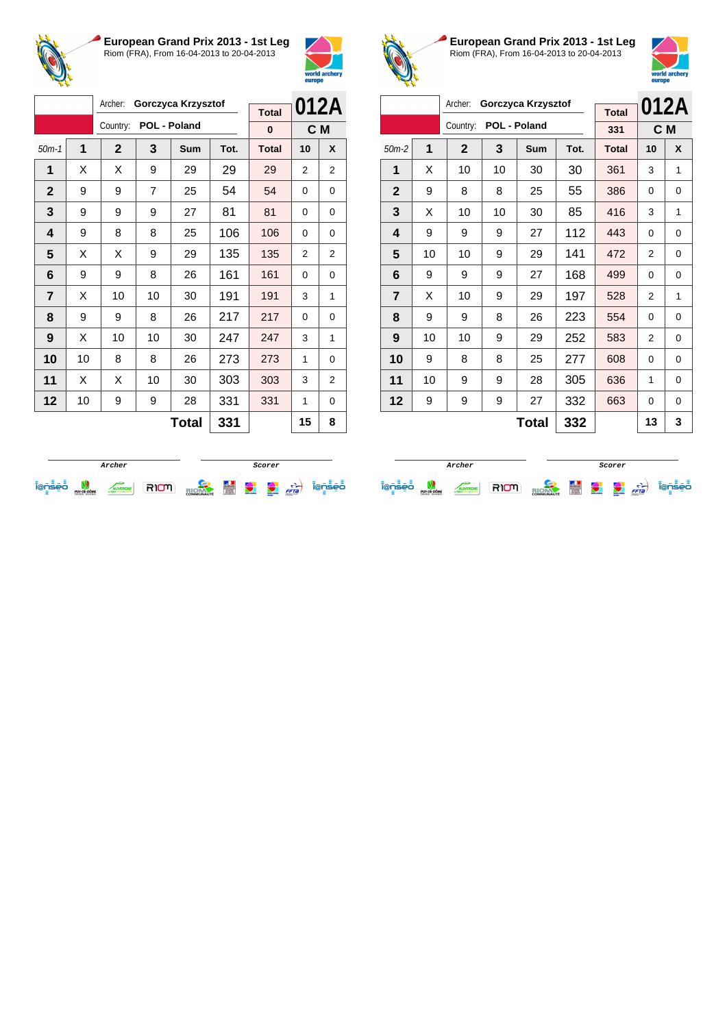## European Grand Prix 2013 - 1st Leg

Riom (FRA), From 16-04-2013 to 20-04-2013

Archer: **Gorczyca Krzysztof**
Country: **POL - Poland**

Total: 0 — **012A** — **C M**

| 50m-1 | 1 | 2 | 3 | Sum | Tot. | Total | 10 | X |
|---|---|---|---|---|---|---|---|---|
| 1 | X | X | 9 | 29 | 29 | 29 | 2 | 2 |
| 2 | 9 | 9 | 7 | 25 | 54 | 54 | 0 | 0 |
| 3 | 9 | 9 | 9 | 27 | 81 | 81 | 0 | 0 |
| 4 | 9 | 8 | 8 | 25 | 106 | 106 | 0 | 0 |
| 5 | X | X | 9 | 29 | 135 | 135 | 2 | 2 |
| 6 | 9 | 9 | 8 | 26 | 161 | 161 | 0 | 0 |
| 7 | X | 10 | 10 | 30 | 191 | 191 | 3 | 1 |
| 8 | 9 | 9 | 8 | 26 | 217 | 217 | 0 | 0 |
| 9 | X | 10 | 10 | 30 | 247 | 247 | 3 | 1 |
| 10 | 10 | 8 | 8 | 26 | 273 | 273 | 1 | 0 |
| 11 | X | X | 10 | 30 | 303 | 303 | 3 | 2 |
| 12 | 10 | 9 | 9 | 28 | 331 | 331 | 1 | 0 |
| | | | | **Total** | **331** | | **15** | **8** |

Archer — Scorer

## European Grand Prix 2013 - 1st Leg

Riom (FRA), From 16-04-2013 to 20-04-2013

Archer: **Gorczyca Krzysztof**
Country: **POL - Poland**

Total: 331 — **012A** — **C M**

| 50m-2 | 1 | 2 | 3 | Sum | Tot. | Total | 10 | X |
|---|---|---|---|---|---|---|---|---|
| 1 | X | 10 | 10 | 30 | 30 | 361 | 3 | 1 |
| 2 | 9 | 8 | 8 | 25 | 55 | 386 | 0 | 0 |
| 3 | X | 10 | 10 | 30 | 85 | 416 | 3 | 1 |
| 4 | 9 | 9 | 9 | 27 | 112 | 443 | 0 | 0 |
| 5 | 10 | 10 | 9 | 29 | 141 | 472 | 2 | 0 |
| 6 | 9 | 9 | 9 | 27 | 168 | 499 | 0 | 0 |
| 7 | X | 10 | 9 | 29 | 197 | 528 | 2 | 1 |
| 8 | 9 | 9 | 8 | 26 | 223 | 554 | 0 | 0 |
| 9 | 10 | 10 | 9 | 29 | 252 | 583 | 2 | 0 |
| 10 | 9 | 8 | 8 | 25 | 277 | 608 | 0 | 0 |
| 11 | 10 | 9 | 9 | 28 | 305 | 636 | 1 | 0 |
| 12 | 9 | 9 | 9 | 27 | 332 | 663 | 0 | 0 |
| | | | | **Total** | **332** | | **13** | **3** |

Archer — Scorer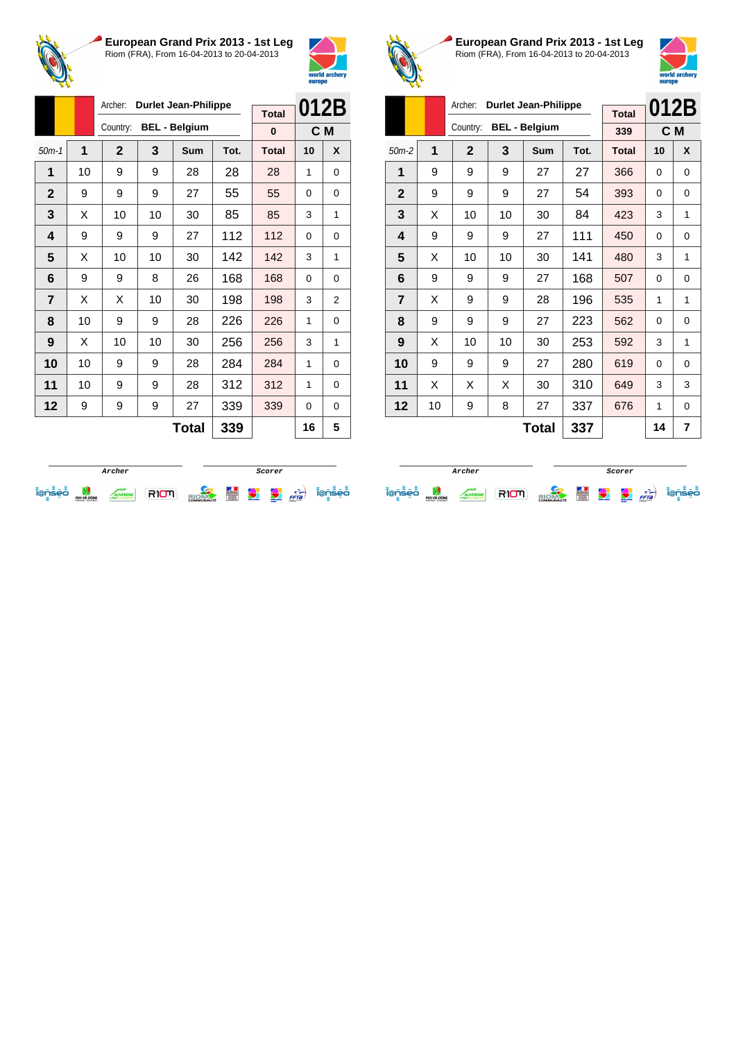## European Grand Prix 2013 - 1st Leg

Riom (FRA), From 16-04-2013 to 20-04-2013

Archer: **Durlet Jean-Philippe**
Country: **BEL - Belgium**

| Total | 012B |
|---|---|
| 0 | C M |

| 50m-1 | 1 | 2 | 3 | Sum | Tot. | Total | 10 | X |
|---|---|---|---|---|---|---|---|---|
| 1 | 10 | 9 | 9 | 28 | 28 | 28 | 1 | 0 |
| 2 | 9 | 9 | 9 | 27 | 55 | 55 | 0 | 0 |
| 3 | X | 10 | 10 | 30 | 85 | 85 | 3 | 1 |
| 4 | 9 | 9 | 9 | 27 | 112 | 112 | 0 | 0 |
| 5 | X | 10 | 10 | 30 | 142 | 142 | 3 | 1 |
| 6 | 9 | 9 | 8 | 26 | 168 | 168 | 0 | 0 |
| 7 | X | X | 10 | 30 | 198 | 198 | 3 | 2 |
| 8 | 10 | 9 | 9 | 28 | 226 | 226 | 1 | 0 |
| 9 | X | 10 | 10 | 30 | 256 | 256 | 3 | 1 |
| 10 | 10 | 9 | 9 | 28 | 284 | 284 | 1 | 0 |
| 11 | 10 | 9 | 9 | 28 | 312 | 312 | 1 | 0 |
| 12 | 9 | 9 | 9 | 27 | 339 | 339 | 0 | 0 |
| | | | | **Total** | **339** | | **16** | **5** |

Archer &nbsp;&nbsp;&nbsp;&nbsp; Scorer

## European Grand Prix 2013 - 1st Leg

Riom (FRA), From 16-04-2013 to 20-04-2013

Archer: **Durlet Jean-Philippe**
Country: **BEL - Belgium**

| Total | 012B |
|---|---|
| 339 | C M |

| 50m-2 | 1 | 2 | 3 | Sum | Tot. | Total | 10 | X |
|---|---|---|---|---|---|---|---|---|
| 1 | 9 | 9 | 9 | 27 | 27 | 366 | 0 | 0 |
| 2 | 9 | 9 | 9 | 27 | 54 | 393 | 0 | 0 |
| 3 | X | 10 | 10 | 30 | 84 | 423 | 3 | 1 |
| 4 | 9 | 9 | 9 | 27 | 111 | 450 | 0 | 0 |
| 5 | X | 10 | 10 | 30 | 141 | 480 | 3 | 1 |
| 6 | 9 | 9 | 9 | 27 | 168 | 507 | 0 | 0 |
| 7 | X | 9 | 9 | 28 | 196 | 535 | 1 | 1 |
| 8 | 9 | 9 | 9 | 27 | 223 | 562 | 0 | 0 |
| 9 | X | 10 | 10 | 30 | 253 | 592 | 3 | 1 |
| 10 | 9 | 9 | 9 | 27 | 280 | 619 | 0 | 0 |
| 11 | X | X | X | 30 | 310 | 649 | 3 | 3 |
| 12 | 10 | 9 | 8 | 27 | 337 | 676 | 1 | 0 |
| | | | | **Total** | **337** | | **14** | **7** |

Archer &nbsp;&nbsp;&nbsp;&nbsp; Scorer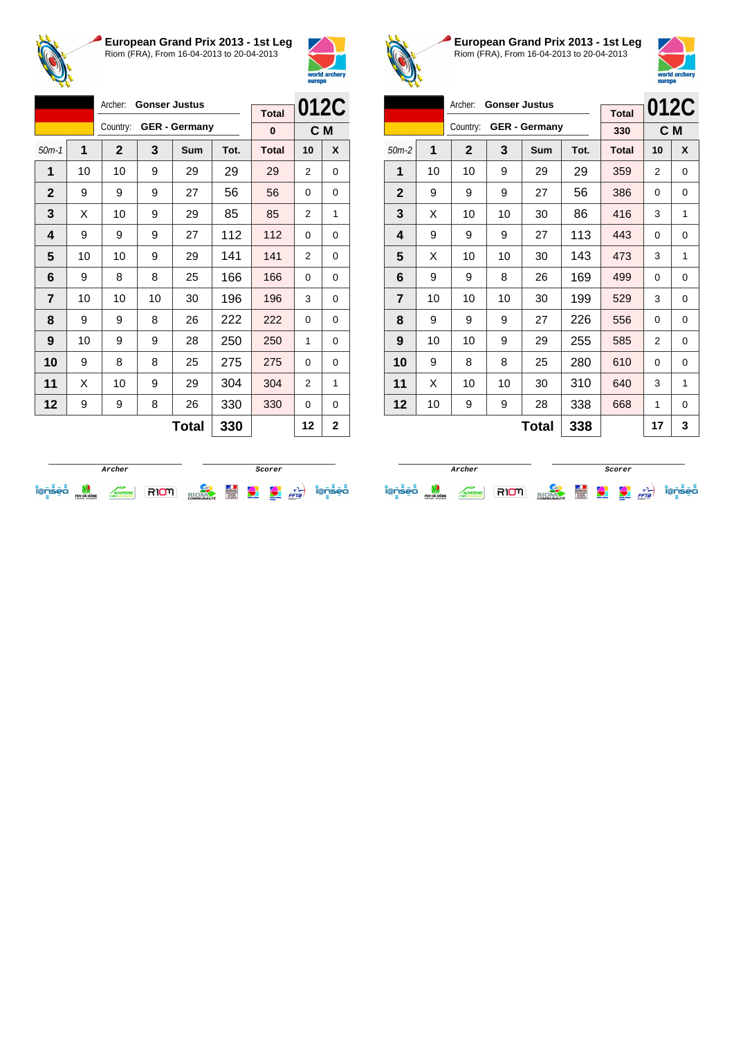## European Grand Prix 2013 - 1st Leg

Riom (FRA), From 16-04-2013 to 20-04-2013

Archer: **Gonser Justus**
Country: **GER - Germany**

Total: 0 | **012C** | **C M**

| 50m-1 | 1 | 2 | 3 | Sum | Tot. | Total | 10 | X |
|---|---|---|---|---|---|---|---|---|
| 1 | 10 | 10 | 9 | 29 | 29 | 29 | 2 | 0 |
| 2 | 9 | 9 | 9 | 27 | 56 | 56 | 0 | 0 |
| 3 | X | 10 | 9 | 29 | 85 | 85 | 2 | 1 |
| 4 | 9 | 9 | 9 | 27 | 112 | 112 | 0 | 0 |
| 5 | 10 | 10 | 9 | 29 | 141 | 141 | 2 | 0 |
| 6 | 9 | 8 | 8 | 25 | 166 | 166 | 0 | 0 |
| 7 | 10 | 10 | 10 | 30 | 196 | 196 | 3 | 0 |
| 8 | 9 | 9 | 8 | 26 | 222 | 222 | 0 | 0 |
| 9 | 10 | 9 | 9 | 28 | 250 | 250 | 1 | 0 |
| 10 | 9 | 8 | 8 | 25 | 275 | 275 | 0 | 0 |
| 11 | X | 10 | 9 | 29 | 304 | 304 | 2 | 1 |
| 12 | 9 | 9 | 8 | 26 | 330 | 330 | 0 | 0 |
| | | | | **Total** | **330** | | **12** | **2** |

Archer | Scorer

## European Grand Prix 2013 - 1st Leg

Riom (FRA), From 16-04-2013 to 20-04-2013

Archer: **Gonser Justus**
Country: **GER - Germany**

Total: 330 | **012C** | **C M**

| 50m-2 | 1 | 2 | 3 | Sum | Tot. | Total | 10 | X |
|---|---|---|---|---|---|---|---|---|
| 1 | 10 | 10 | 9 | 29 | 29 | 359 | 2 | 0 |
| 2 | 9 | 9 | 9 | 27 | 56 | 386 | 0 | 0 |
| 3 | X | 10 | 10 | 30 | 86 | 416 | 3 | 1 |
| 4 | 9 | 9 | 9 | 27 | 113 | 443 | 0 | 0 |
| 5 | X | 10 | 10 | 30 | 143 | 473 | 3 | 1 |
| 6 | 9 | 9 | 8 | 26 | 169 | 499 | 0 | 0 |
| 7 | 10 | 10 | 10 | 30 | 199 | 529 | 3 | 0 |
| 8 | 9 | 9 | 9 | 27 | 226 | 556 | 0 | 0 |
| 9 | 10 | 10 | 9 | 29 | 255 | 585 | 2 | 0 |
| 10 | 9 | 8 | 8 | 25 | 280 | 610 | 0 | 0 |
| 11 | X | 10 | 10 | 30 | 310 | 640 | 3 | 1 |
| 12 | 10 | 9 | 9 | 28 | 338 | 668 | 1 | 0 |
| | | | | **Total** | **338** | | **17** | **3** |

Archer | Scorer